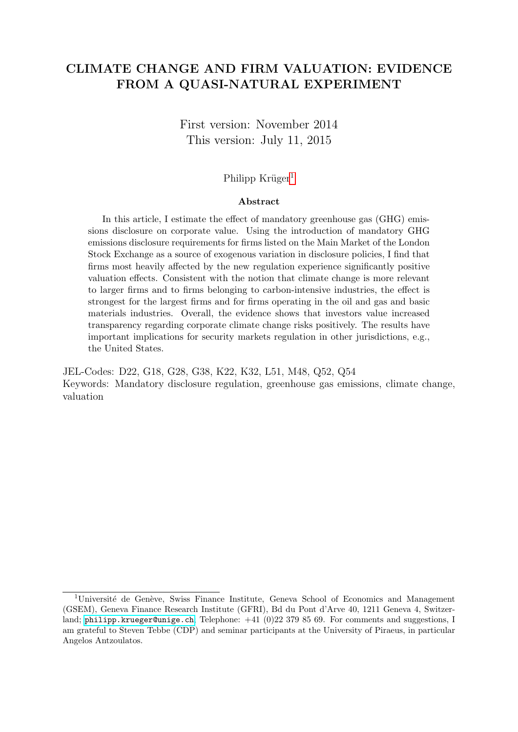# CLIMATE CHANGE AND FIRM VALUATION: EVIDENCE FROM A QUASI-NATURAL EXPERIMENT

First version: November 2014

This version: July 11, 2015

Philipp Krüger[1]

### Abstract

In this article, I estimate the effect of mandatory greenhouse gas (GHG) emissions disclosure on corporate value. Using the introduction of mandatory GHG emissions disclosure requirements for firms listed on the Main Market of the London Stock Exchange as a source of exogenous variation in disclosure policies, I find that firms most heavily affected by the new regulation experience significantly positive valuation effects. Consistent with the notion that climate change is more relevant to larger firms and to firms belonging to carbon-intensive industries, the effect is strongest for the largest firms and for firms operating in the oil and gas and basic materials industries. Overall, the evidence shows that investors value increased transparency regarding corporate climate change risks positively. The results have important implications for security markets regulation in other jurisdictions, e.g., the United States.

JEL-Codes: D22, G18, G28, G38, K22, K32, L51, M48, Q52, Q54

Keywords: Mandatory disclosure regulation, greenhouse gas emissions, climate change, valuation

[1] Université de Genève, Swiss Finance Institute, Geneva School of Economics and Management (GSEM), Geneva Finance Research Institute (GFRI), Bd du Pont d'Arve 40, 1211 Geneva 4, Switzerland; philipp.krueger@unige.ch. Telephone: +41 (0)22 379 85 69. For comments and suggestions, I am grateful to Steven Tebbe (CDP) and seminar participants at the University of Piraeus, in particular Angelos Antzoulatos.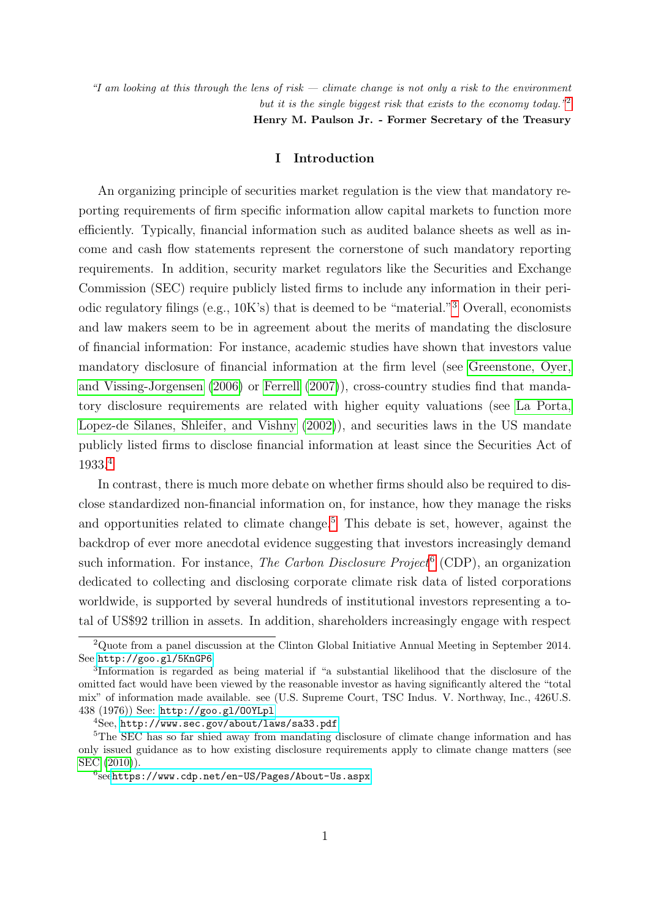*"I am looking at this through the lens of risk — climate change is not only a risk to the environment but it is the single biggest risk that exists to the economy today."*[2]

**Henry M. Paulson Jr. - Former Secretary of the Treasury**

## I Introduction

An organizing principle of securities market regulation is the view that mandatory reporting requirements of firm specific information allow capital markets to function more efficiently. Typically, financial information such as audited balance sheets as well as income and cash flow statements represent the cornerstone of such mandatory reporting requirements. In addition, security market regulators like the Securities and Exchange Commission (SEC) require publicly listed firms to include any information in their periodic regulatory filings (e.g., 10K's) that is deemed to be "material."[3] Overall, economists and law makers seem to be in agreement about the merits of mandating the disclosure of financial information: For instance, academic studies have shown that investors value mandatory disclosure of financial information at the firm level (see Greenstone, Oyer, and Vissing-Jorgensen (2006) or Ferrell (2007)), cross-country studies find that mandatory disclosure requirements are related with higher equity valuations (see La Porta, Lopez-de Silanes, Shleifer, and Vishny (2002)), and securities laws in the US mandate publicly listed firms to disclose financial information at least since the Securities Act of 1933.[4]

In contrast, there is much more debate on whether firms should also be required to disclose standardized non-financial information on, for instance, how they manage the risks and opportunities related to climate change.[5] This debate is set, however, against the backdrop of ever more anecdotal evidence suggesting that investors increasingly demand such information. For instance, *The Carbon Disclosure Project*[6] (CDP), an organization dedicated to collecting and disclosing corporate climate risk data of listed corporations worldwide, is supported by several hundreds of institutional investors representing a total of US$92 trillion in assets. In addition, shareholders increasingly engage with respect

---

[2] Quote from a panel discussion at the Clinton Global Initiative Annual Meeting in September 2014. See http://goo.gl/5KnGP6

[3] Information is regarded as being material if "a substantial likelihood that the disclosure of the omitted fact would have been viewed by the reasonable investor as having significantly altered the "total mix" of information made available. see (U.S. Supreme Court, TSC Indus. V. Northway, Inc., 426U.S. 438 (1976)) See: http://goo.gl/O0YLpl

[4] See, http://www.sec.gov/about/laws/sa33.pdf

[5] The SEC has so far shied away from mandating disclosure of climate change information and has only issued guidance as to how existing disclosure requirements apply to climate change matters (see SEC (2010)).

[6] see https://www.cdp.net/en-US/Pages/About-Us.aspx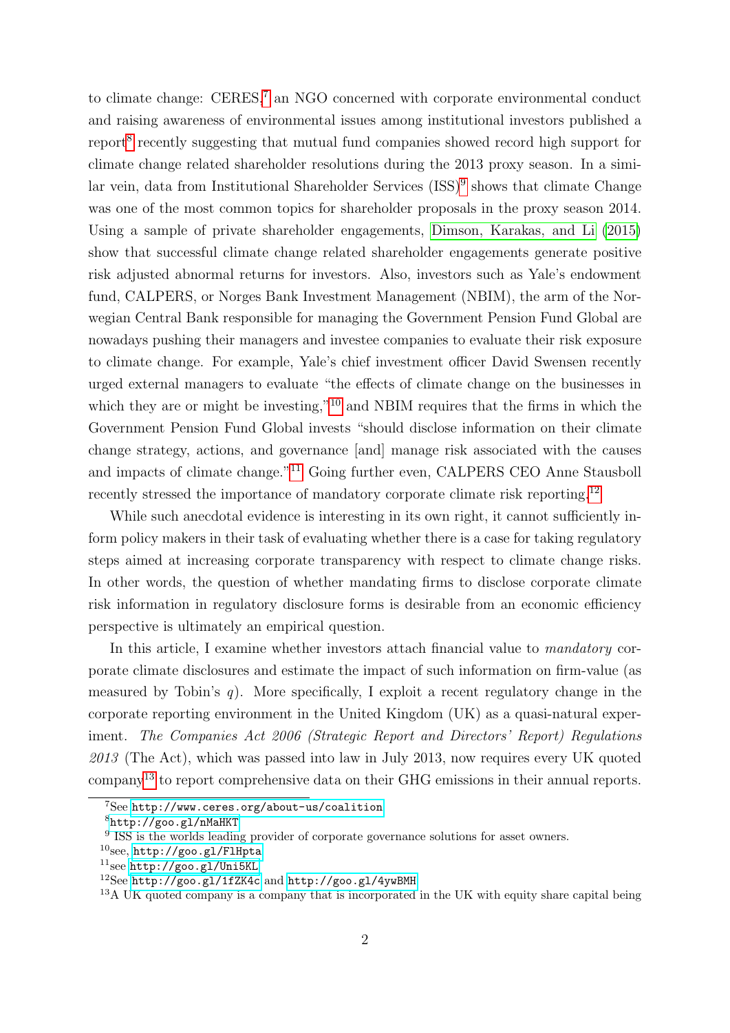to climate change: CERES,[7] an NGO concerned with corporate environmental conduct and raising awareness of environmental issues among institutional investors published a report[8] recently suggesting that mutual fund companies showed record high support for climate change related shareholder resolutions during the 2013 proxy season. In a similar vein, data from Institutional Shareholder Services (ISS)[9] shows that climate Change was one of the most common topics for shareholder proposals in the proxy season 2014. Using a sample of private shareholder engagements, Dimson, Karakas, and Li (2015) show that successful climate change related shareholder engagements generate positive risk adjusted abnormal returns for investors. Also, investors such as Yale's endowment fund, CALPERS, or Norges Bank Investment Management (NBIM), the arm of the Norwegian Central Bank responsible for managing the Government Pension Fund Global are nowadays pushing their managers and investee companies to evaluate their risk exposure to climate change. For example, Yale's chief investment officer David Swensen recently urged external managers to evaluate "the effects of climate change on the businesses in which they are or might be investing,"[10] and NBIM requires that the firms in which the Government Pension Fund Global invests "should disclose information on their climate change strategy, actions, and governance [and] manage risk associated with the causes and impacts of climate change."[11] Going further even, CALPERS CEO Anne Stausboll recently stressed the importance of mandatory corporate climate risk reporting.[12]

While such anecdotal evidence is interesting in its own right, it cannot sufficiently inform policy makers in their task of evaluating whether there is a case for taking regulatory steps aimed at increasing corporate transparency with respect to climate change risks. In other words, the question of whether mandating firms to disclose corporate climate risk information in regulatory disclosure forms is desirable from an economic efficiency perspective is ultimately an empirical question.

In this article, I examine whether investors attach financial value to *mandatory* corporate climate disclosures and estimate the impact of such information on firm-value (as measured by Tobin's $q$). More specifically, I exploit a recent regulatory change in the corporate reporting environment in the United Kingdom (UK) as a quasi-natural experiment. *The Companies Act 2006 (Strategic Report and Directors' Report) Regulations 2013* (The Act), which was passed into law in July 2013, now requires every UK quoted company[13] to report comprehensive data on their GHG emissions in their annual reports.

[7] See http://www.ceres.org/about-us/coalition

[8] http://goo.gl/nMaHKT

[9] ISS is the worlds leading provider of corporate governance solutions for asset owners.

[10] see, http://goo.gl/FlHpta

[11] see http://goo.gl/Uni5KL

[12] See http://goo.gl/1fZK4c and http://goo.gl/4ywBMH

[13] A UK quoted company is a company that is incorporated in the UK with equity share capital being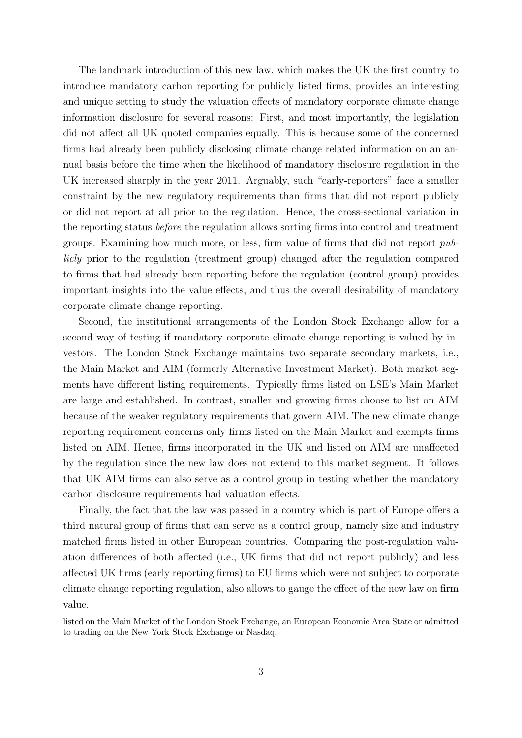The landmark introduction of this new law, which makes the UK the first country to introduce mandatory carbon reporting for publicly listed firms, provides an interesting and unique setting to study the valuation effects of mandatory corporate climate change information disclosure for several reasons: First, and most importantly, the legislation did not affect all UK quoted companies equally. This is because some of the concerned firms had already been publicly disclosing climate change related information on an annual basis before the time when the likelihood of mandatory disclosure regulation in the UK increased sharply in the year 2011. Arguably, such "early-reporters" face a smaller constraint by the new regulatory requirements than firms that did not report publicly or did not report at all prior to the regulation. Hence, the cross-sectional variation in the reporting status *before* the regulation allows sorting firms into control and treatment groups. Examining how much more, or less, firm value of firms that did not report *publicly* prior to the regulation (treatment group) changed after the regulation compared to firms that had already been reporting before the regulation (control group) provides important insights into the value effects, and thus the overall desirability of mandatory corporate climate change reporting.

Second, the institutional arrangements of the London Stock Exchange allow for a second way of testing if mandatory corporate climate change reporting is valued by investors. The London Stock Exchange maintains two separate secondary markets, i.e., the Main Market and AIM (formerly Alternative Investment Market). Both market segments have different listing requirements. Typically firms listed on LSE's Main Market are large and established. In contrast, smaller and growing firms choose to list on AIM because of the weaker regulatory requirements that govern AIM. The new climate change reporting requirement concerns only firms listed on the Main Market and exempts firms listed on AIM. Hence, firms incorporated in the UK and listed on AIM are unaffected by the regulation since the new law does not extend to this market segment. It follows that UK AIM firms can also serve as a control group in testing whether the mandatory carbon disclosure requirements had valuation effects.

Finally, the fact that the law was passed in a country which is part of Europe offers a third natural group of firms that can serve as a control group, namely size and industry matched firms listed in other European countries. Comparing the post-regulation valuation differences of both affected (i.e., UK firms that did not report publicly) and less affected UK firms (early reporting firms) to EU firms which were not subject to corporate climate change reporting regulation, also allows to gauge the effect of the new law on firm value.

listed on the Main Market of the London Stock Exchange, an European Economic Area State or admitted to trading on the New York Stock Exchange or Nasdaq.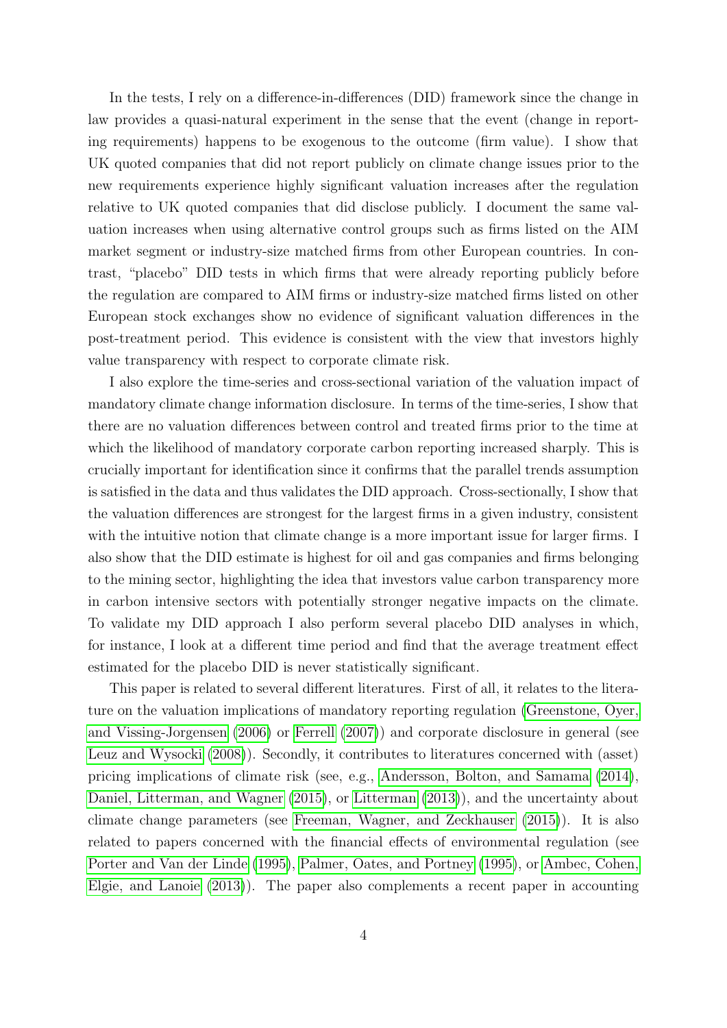In the tests, I rely on a difference-in-differences (DID) framework since the change in law provides a quasi-natural experiment in the sense that the event (change in reporting requirements) happens to be exogenous to the outcome (firm value). I show that UK quoted companies that did not report publicly on climate change issues prior to the new requirements experience highly significant valuation increases after the regulation relative to UK quoted companies that did disclose publicly. I document the same valuation increases when using alternative control groups such as firms listed on the AIM market segment or industry-size matched firms from other European countries. In contrast, "placebo" DID tests in which firms that were already reporting publicly before the regulation are compared to AIM firms or industry-size matched firms listed on other European stock exchanges show no evidence of significant valuation differences in the post-treatment period. This evidence is consistent with the view that investors highly value transparency with respect to corporate climate risk.

I also explore the time-series and cross-sectional variation of the valuation impact of mandatory climate change information disclosure. In terms of the time-series, I show that there are no valuation differences between control and treated firms prior to the time at which the likelihood of mandatory corporate carbon reporting increased sharply. This is crucially important for identification since it confirms that the parallel trends assumption is satisfied in the data and thus validates the DID approach. Cross-sectionally, I show that the valuation differences are strongest for the largest firms in a given industry, consistent with the intuitive notion that climate change is a more important issue for larger firms. I also show that the DID estimate is highest for oil and gas companies and firms belonging to the mining sector, highlighting the idea that investors value carbon transparency more in carbon intensive sectors with potentially stronger negative impacts on the climate. To validate my DID approach I also perform several placebo DID analyses in which, for instance, I look at a different time period and find that the average treatment effect estimated for the placebo DID is never statistically significant.

This paper is related to several different literatures. First of all, it relates to the literature on the valuation implications of mandatory reporting regulation (Greenstone, Oyer, and Vissing-Jorgensen (2006) or Ferrell (2007)) and corporate disclosure in general (see Leuz and Wysocki (2008)). Secondly, it contributes to literatures concerned with (asset) pricing implications of climate risk (see, e.g., Andersson, Bolton, and Samama (2014), Daniel, Litterman, and Wagner (2015), or Litterman (2013)), and the uncertainty about climate change parameters (see Freeman, Wagner, and Zeckhauser (2015)). It is also related to papers concerned with the financial effects of environmental regulation (see Porter and Van der Linde (1995), Palmer, Oates, and Portney (1995), or Ambec, Cohen, Elgie, and Lanoie (2013)). The paper also complements a recent paper in accounting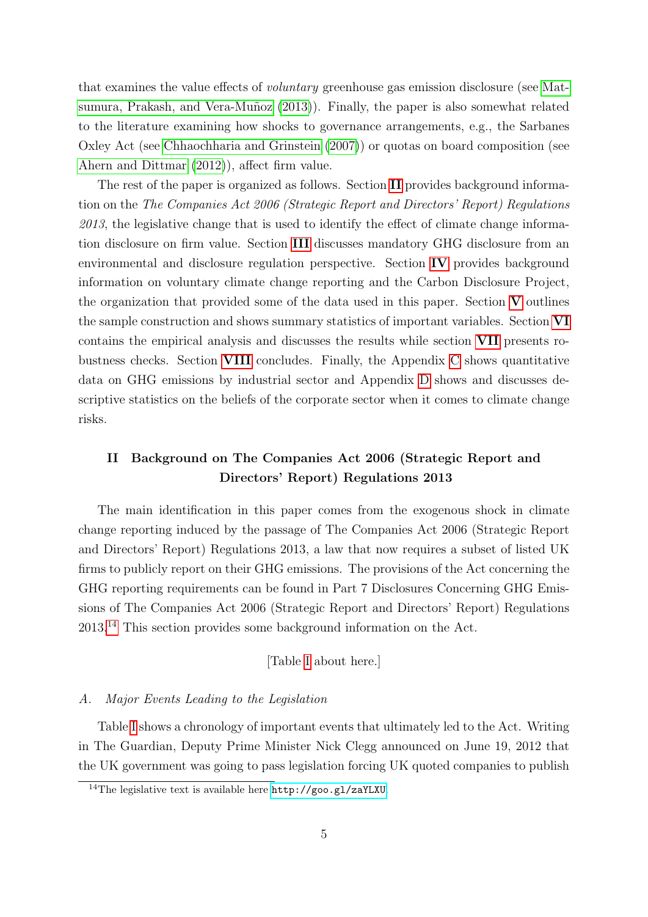that examines the value effects of *voluntary* greenhouse gas emission disclosure (see Matsumura, Prakash, and Vera-Muñoz (2013)). Finally, the paper is also somewhat related to the literature examining how shocks to governance arrangements, e.g., the Sarbanes Oxley Act (see Chhaochharia and Grinstein (2007)) or quotas on board composition (see Ahern and Dittmar (2012)), affect firm value.

The rest of the paper is organized as follows. Section II provides background information on the *The Companies Act 2006 (Strategic Report and Directors' Report) Regulations 2013*, the legislative change that is used to identify the effect of climate change information disclosure on firm value. Section III discusses mandatory GHG disclosure from an environmental and disclosure regulation perspective. Section IV provides background information on voluntary climate change reporting and the Carbon Disclosure Project, the organization that provided some of the data used in this paper. Section V outlines the sample construction and shows summary statistics of important variables. Section VI contains the empirical analysis and discusses the results while section VII presents robustness checks. Section VIII concludes. Finally, the Appendix C shows quantitative data on GHG emissions by industrial sector and Appendix D shows and discusses descriptive statistics on the beliefs of the corporate sector when it comes to climate change risks.

## II Background on The Companies Act 2006 (Strategic Report and Directors' Report) Regulations 2013

The main identification in this paper comes from the exogenous shock in climate change reporting induced by the passage of The Companies Act 2006 (Strategic Report and Directors' Report) Regulations 2013, a law that now requires a subset of listed UK firms to publicly report on their GHG emissions. The provisions of the Act concerning the GHG reporting requirements can be found in Part 7 Disclosures Concerning GHG Emissions of The Companies Act 2006 (Strategic Report and Directors' Report) Regulations 2013.[14] This section provides some background information on the Act.

[Table I about here.]

### *A. Major Events Leading to the Legislation*

Table I shows a chronology of important events that ultimately led to the Act. Writing in The Guardian, Deputy Prime Minister Nick Clegg announced on June 19, 2012 that the UK government was going to pass legislation forcing UK quoted companies to publish

[14] The legislative text is available here `http://goo.gl/zaYLXU`.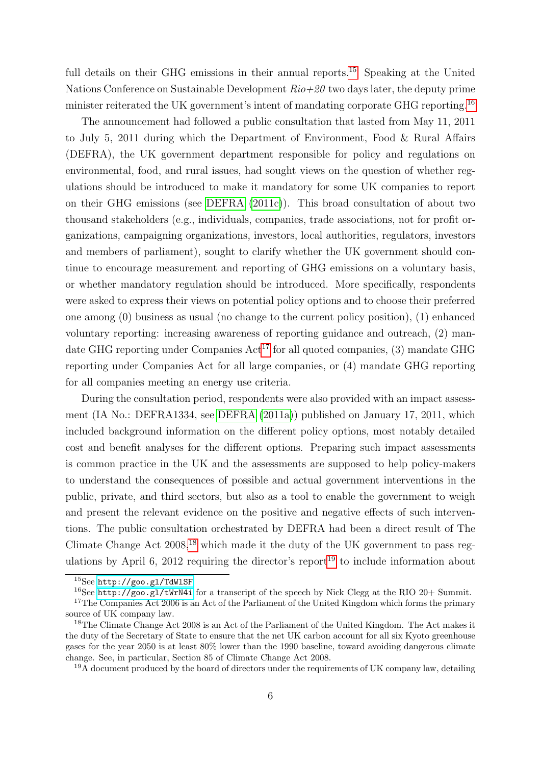full details on their GHG emissions in their annual reports.[15] Speaking at the United Nations Conference on Sustainable Development *Rio+20* two days later, the deputy prime minister reiterated the UK government's intent of mandating corporate GHG reporting.[16]

The announcement had followed a public consultation that lasted from May 11, 2011 to July 5, 2011 during which the Department of Environment, Food & Rural Affairs (DEFRA), the UK government department responsible for policy and regulations on environmental, food, and rural issues, had sought views on the question of whether regulations should be introduced to make it mandatory for some UK companies to report on their GHG emissions (see DEFRA (2011c)). This broad consultation of about two thousand stakeholders (e.g., individuals, companies, trade associations, not for profit organizations, campaigning organizations, investors, local authorities, regulators, investors and members of parliament), sought to clarify whether the UK government should continue to encourage measurement and reporting of GHG emissions on a voluntary basis, or whether mandatory regulation should be introduced. More specifically, respondents were asked to express their views on potential policy options and to choose their preferred one among (0) business as usual (no change to the current policy position), (1) enhanced voluntary reporting: increasing awareness of reporting guidance and outreach, (2) mandate GHG reporting under Companies Act[17] for all quoted companies, (3) mandate GHG reporting under Companies Act for all large companies, or (4) mandate GHG reporting for all companies meeting an energy use criteria.

During the consultation period, respondents were also provided with an impact assessment (IA No.: DEFRA1334, see DEFRA (2011a)) published on January 17, 2011, which included background information on the different policy options, most notably detailed cost and benefit analyses for the different options. Preparing such impact assessments is common practice in the UK and the assessments are supposed to help policy-makers to understand the consequences of possible and actual government interventions in the public, private, and third sectors, but also as a tool to enable the government to weigh and present the relevant evidence on the positive and negative effects of such interventions. The public consultation orchestrated by DEFRA had been a direct result of The Climate Change Act 2008,[18] which made it the duty of the UK government to pass regulations by April 6, 2012 requiring the director's report[19] to include information about

---

[15] See http://goo.gl/TdWlSF

[16] See http://goo.gl/tWrN4i for a transcript of the speech by Nick Clegg at the RIO 20+ Summit.

[17] The Companies Act 2006 is an Act of the Parliament of the United Kingdom which forms the primary source of UK company law.

[18] The Climate Change Act 2008 is an Act of the Parliament of the United Kingdom. The Act makes it the duty of the Secretary of State to ensure that the net UK carbon account for all six Kyoto greenhouse gases for the year 2050 is at least 80% lower than the 1990 baseline, toward avoiding dangerous climate change. See, in particular, Section 85 of Climate Change Act 2008.

[19] A document produced by the board of directors under the requirements of UK company law, detailing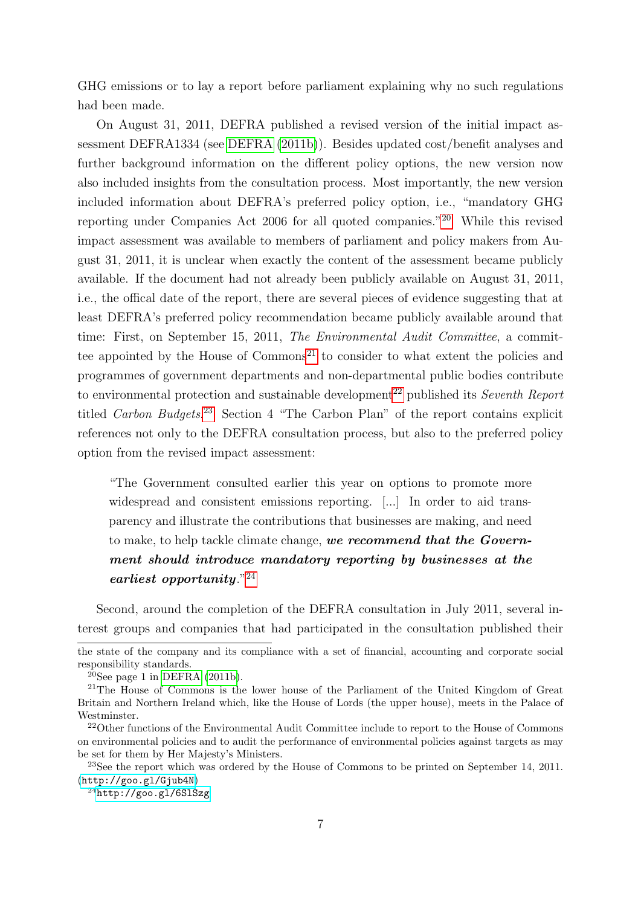GHG emissions or to lay a report before parliament explaining why no such regulations had been made.

On August 31, 2011, DEFRA published a revised version of the initial impact assessment DEFRA1334 (see DEFRA (2011b)). Besides updated cost/benefit analyses and further background information on the different policy options, the new version now also included insights from the consultation process. Most importantly, the new version included information about DEFRA's preferred policy option, i.e., "mandatory GHG reporting under Companies Act 2006 for all quoted companies."[20] While this revised impact assessment was available to members of parliament and policy makers from August 31, 2011, it is unclear when exactly the content of the assessment became publicly available. If the document had not already been publicly available on August 31, 2011, i.e., the offical date of the report, there are several pieces of evidence suggesting that at least DEFRA's preferred policy recommendation became publicly available around that time: First, on September 15, 2011, *The Environmental Audit Committee*, a committee appointed by the House of Commons[21] to consider to what extent the policies and programmes of government departments and non-departmental public bodies contribute to environmental protection and sustainable development[22] published its *Seventh Report* titled *Carbon Budgets*.[23] Section 4 "The Carbon Plan" of the report contains explicit references not only to the DEFRA consultation process, but also to the preferred policy option from the revised impact assessment:

> "The Government consulted earlier this year on options to promote more widespread and consistent emissions reporting. [...] In order to aid transparency and illustrate the contributions that businesses are making, and need to make, to help tackle climate change, ***we recommend that the Government should introduce mandatory reporting by businesses at the earliest opportunity***."[24]

Second, around the completion of the DEFRA consultation in July 2011, several interest groups and companies that had participated in the consultation published their

---

the state of the company and its compliance with a set of financial, accounting and corporate social responsibility standards.

[20] See page 1 in DEFRA (2011b).

[21] The House of Commons is the lower house of the Parliament of the United Kingdom of Great Britain and Northern Ireland which, like the House of Lords (the upper house), meets in the Palace of Westminster.

[22] Other functions of the Environmental Audit Committee include to report to the House of Commons on environmental policies and to audit the performance of environmental policies against targets as may be set for them by Her Majesty's Ministers.

[23] See the report which was ordered by the House of Commons to be printed on September 14, 2011. (`http://goo.gl/Gjub4N`)

[24] `http://goo.gl/6SlSzg`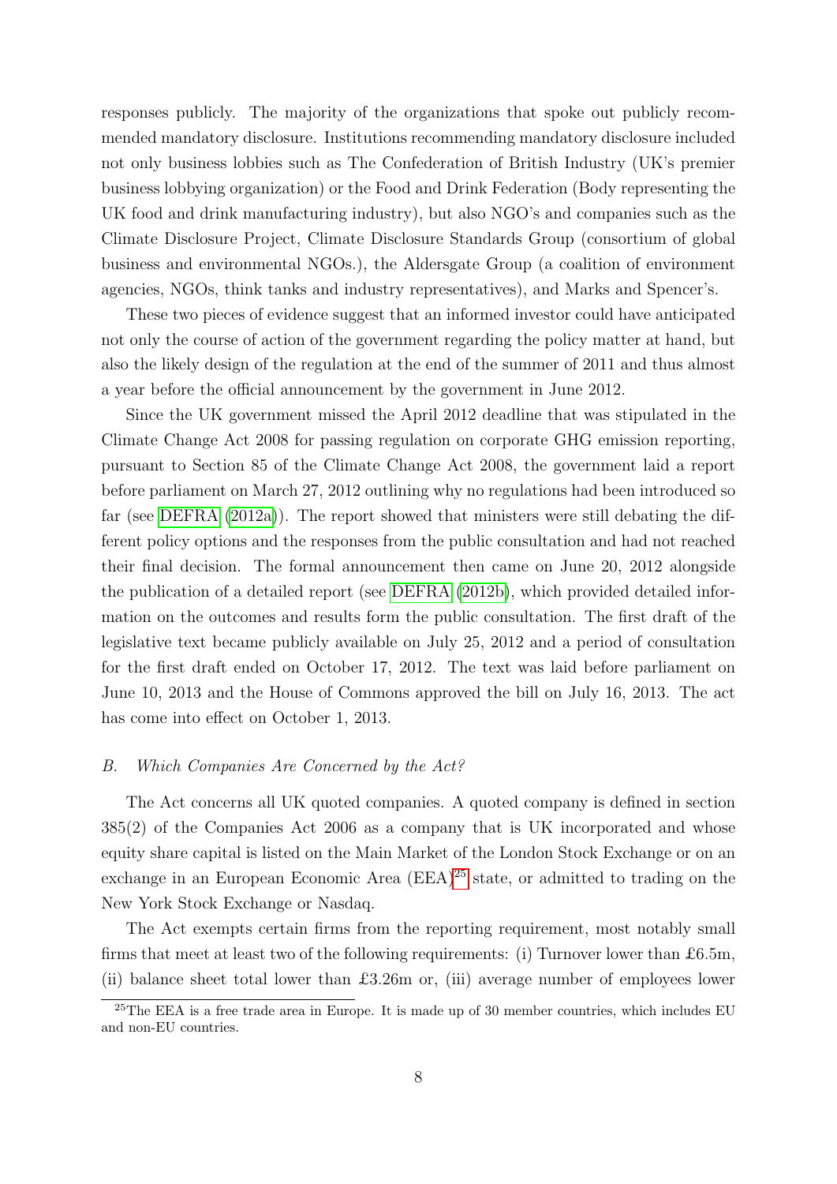responses publicly. The majority of the organizations that spoke out publicly recommended mandatory disclosure. Institutions recommending mandatory disclosure included not only business lobbies such as The Confederation of British Industry (UK's premier business lobbying organization) or the Food and Drink Federation (Body representing the UK food and drink manufacturing industry), but also NGO's and companies such as the Climate Disclosure Project, Climate Disclosure Standards Group (consortium of global business and environmental NGOs.), the Aldersgate Group (a coalition of environment agencies, NGOs, think tanks and industry representatives), and Marks and Spencer's.

These two pieces of evidence suggest that an informed investor could have anticipated not only the course of action of the government regarding the policy matter at hand, but also the likely design of the regulation at the end of the summer of 2011 and thus almost a year before the official announcement by the government in June 2012.

Since the UK government missed the April 2012 deadline that was stipulated in the Climate Change Act 2008 for passing regulation on corporate GHG emission reporting, pursuant to Section 85 of the Climate Change Act 2008, the government laid a report before parliament on March 27, 2012 outlining why no regulations had been introduced so far (see DEFRA (2012a)). The report showed that ministers were still debating the different policy options and the responses from the public consultation and had not reached their final decision. The formal announcement then came on June 20, 2012 alongside the publication of a detailed report (see DEFRA (2012b), which provided detailed information on the outcomes and results form the public consultation. The first draft of the legislative text became publicly available on July 25, 2012 and a period of consultation for the first draft ended on October 17, 2012. The text was laid before parliament on June 10, 2013 and the House of Commons approved the bill on July 16, 2013. The act has come into effect on October 1, 2013.

### *B. Which Companies Are Concerned by the Act?*

The Act concerns all UK quoted companies. A quoted company is defined in section 385(2) of the Companies Act 2006 as a company that is UK incorporated and whose equity share capital is listed on the Main Market of the London Stock Exchange or on an exchange in an European Economic Area (EEA)[25] state, or admitted to trading on the New York Stock Exchange or Nasdaq.

The Act exempts certain firms from the reporting requirement, most notably small firms that meet at least two of the following requirements: (i) Turnover lower than £6.5m, (ii) balance sheet total lower than £3.26m or, (iii) average number of employees lower

[25]The EEA is a free trade area in Europe. It is made up of 30 member countries, which includes EU and non-EU countries.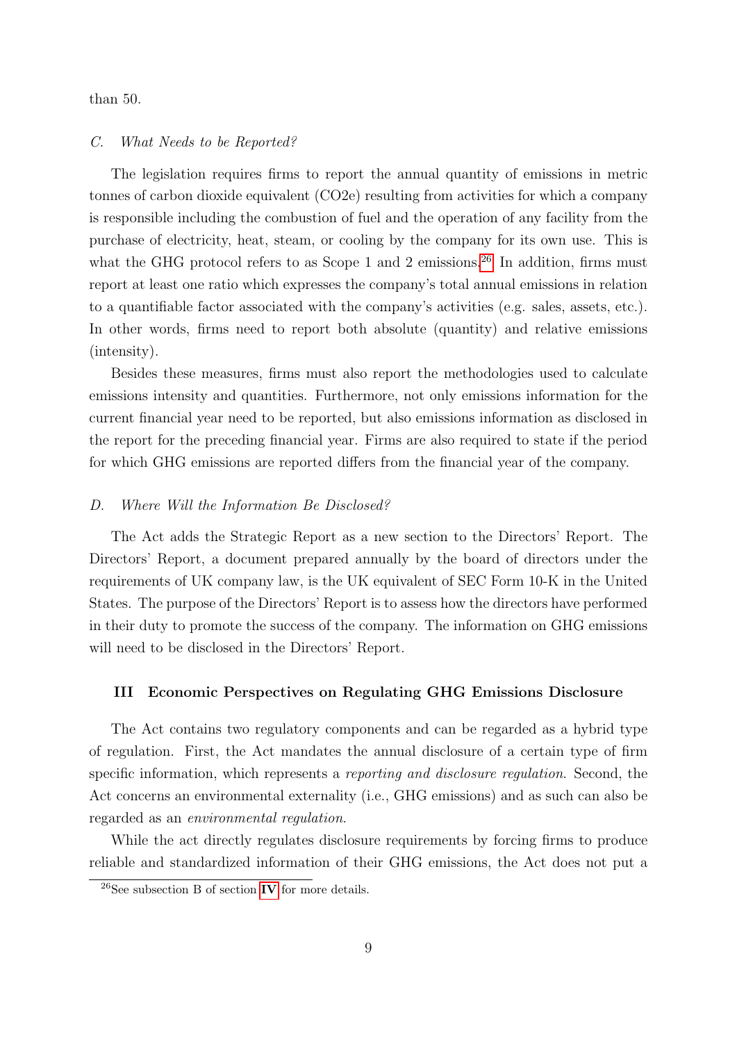than 50.

### *C. What Needs to be Reported?*

The legislation requires firms to report the annual quantity of emissions in metric tonnes of carbon dioxide equivalent (CO2e) resulting from activities for which a company is responsible including the combustion of fuel and the operation of any facility from the purchase of electricity, heat, steam, or cooling by the company for its own use. This is what the GHG protocol refers to as Scope 1 and 2 emissions.[26] In addition, firms must report at least one ratio which expresses the company's total annual emissions in relation to a quantifiable factor associated with the company's activities (e.g. sales, assets, etc.). In other words, firms need to report both absolute (quantity) and relative emissions (intensity).

Besides these measures, firms must also report the methodologies used to calculate emissions intensity and quantities. Furthermore, not only emissions information for the current financial year need to be reported, but also emissions information as disclosed in the report for the preceding financial year. Firms are also required to state if the period for which GHG emissions are reported differs from the financial year of the company.

### *D. Where Will the Information Be Disclosed?*

The Act adds the Strategic Report as a new section to the Directors' Report. The Directors' Report, a document prepared annually by the board of directors under the requirements of UK company law, is the UK equivalent of SEC Form 10-K in the United States. The purpose of the Directors' Report is to assess how the directors have performed in their duty to promote the success of the company. The information on GHG emissions will need to be disclosed in the Directors' Report.

## III Economic Perspectives on Regulating GHG Emissions Disclosure

The Act contains two regulatory components and can be regarded as a hybrid type of regulation. First, the Act mandates the annual disclosure of a certain type of firm specific information, which represents a *reporting and disclosure regulation*. Second, the Act concerns an environmental externality (i.e., GHG emissions) and as such can also be regarded as an *environmental regulation*.

While the act directly regulates disclosure requirements by forcing firms to produce reliable and standardized information of their GHG emissions, the Act does not put a

[26] See subsection B of section IV for more details.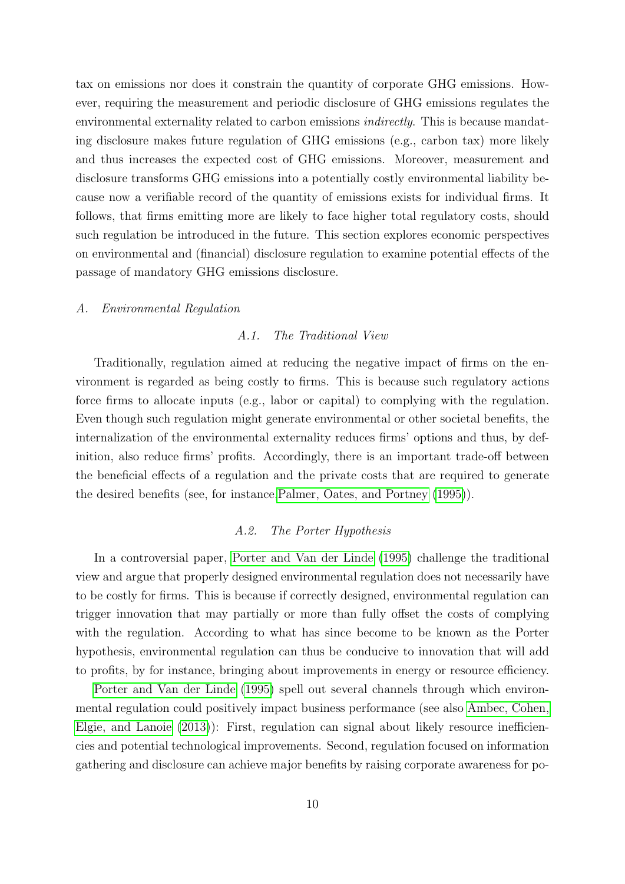tax on emissions nor does it constrain the quantity of corporate GHG emissions. However, requiring the measurement and periodic disclosure of GHG emissions regulates the environmental externality related to carbon emissions *indirectly*. This is because mandating disclosure makes future regulation of GHG emissions (e.g., carbon tax) more likely and thus increases the expected cost of GHG emissions. Moreover, measurement and disclosure transforms GHG emissions into a potentially costly environmental liability because now a verifiable record of the quantity of emissions exists for individual firms. It follows, that firms emitting more are likely to face higher total regulatory costs, should such regulation be introduced in the future. This section explores economic perspectives on environmental and (financial) disclosure regulation to examine potential effects of the passage of mandatory GHG emissions disclosure.

### *A. Environmental Regulation*

#### *A.1. The Traditional View*

Traditionally, regulation aimed at reducing the negative impact of firms on the environment is regarded as being costly to firms. This is because such regulatory actions force firms to allocate inputs (e.g., labor or capital) to complying with the regulation. Even though such regulation might generate environmental or other societal benefits, the internalization of the environmental externality reduces firms' options and thus, by definition, also reduce firms' profits. Accordingly, there is an important trade-off between the beneficial effects of a regulation and the private costs that are required to generate the desired benefits (see, for instance,Palmer, Oates, and Portney (1995)).

#### *A.2. The Porter Hypothesis*

In a controversial paper, Porter and Van der Linde (1995) challenge the traditional view and argue that properly designed environmental regulation does not necessarily have to be costly for firms. This is because if correctly designed, environmental regulation can trigger innovation that may partially or more than fully offset the costs of complying with the regulation. According to what has since become to be known as the Porter hypothesis, environmental regulation can thus be conducive to innovation that will add to profits, by for instance, bringing about improvements in energy or resource efficiency.

Porter and Van der Linde (1995) spell out several channels through which environmental regulation could positively impact business performance (see also Ambec, Cohen, Elgie, and Lanoie (2013)): First, regulation can signal about likely resource inefficiencies and potential technological improvements. Second, regulation focused on information gathering and disclosure can achieve major benefits by raising corporate awareness for po-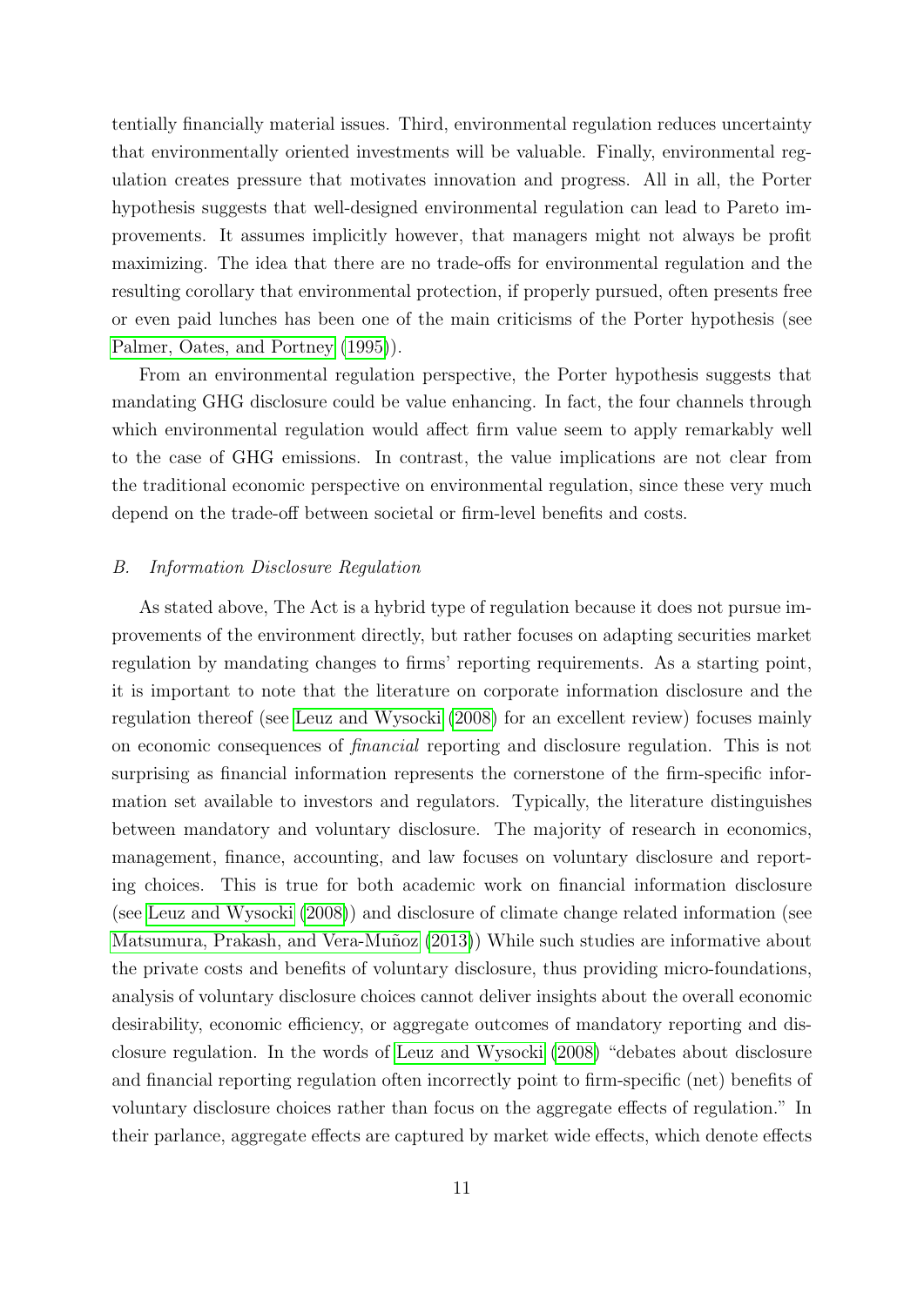tentially financially material issues. Third, environmental regulation reduces uncertainty that environmentally oriented investments will be valuable. Finally, environmental regulation creates pressure that motivates innovation and progress. All in all, the Porter hypothesis suggests that well-designed environmental regulation can lead to Pareto improvements. It assumes implicitly however, that managers might not always be profit maximizing. The idea that there are no trade-offs for environmental regulation and the resulting corollary that environmental protection, if properly pursued, often presents free or even paid lunches has been one of the main criticisms of the Porter hypothesis (see Palmer, Oates, and Portney (1995)).

From an environmental regulation perspective, the Porter hypothesis suggests that mandating GHG disclosure could be value enhancing. In fact, the four channels through which environmental regulation would affect firm value seem to apply remarkably well to the case of GHG emissions. In contrast, the value implications are not clear from the traditional economic perspective on environmental regulation, since these very much depend on the trade-off between societal or firm-level benefits and costs.

### *B. Information Disclosure Regulation*

As stated above, The Act is a hybrid type of regulation because it does not pursue improvements of the environment directly, but rather focuses on adapting securities market regulation by mandating changes to firms' reporting requirements. As a starting point, it is important to note that the literature on corporate information disclosure and the regulation thereof (see Leuz and Wysocki (2008) for an excellent review) focuses mainly on economic consequences of *financial* reporting and disclosure regulation. This is not surprising as financial information represents the cornerstone of the firm-specific information set available to investors and regulators. Typically, the literature distinguishes between mandatory and voluntary disclosure. The majority of research in economics, management, finance, accounting, and law focuses on voluntary disclosure and reporting choices. This is true for both academic work on financial information disclosure (see Leuz and Wysocki (2008)) and disclosure of climate change related information (see Matsumura, Prakash, and Vera-Muñoz (2013)) While such studies are informative about the private costs and benefits of voluntary disclosure, thus providing micro-foundations, analysis of voluntary disclosure choices cannot deliver insights about the overall economic desirability, economic efficiency, or aggregate outcomes of mandatory reporting and disclosure regulation. In the words of Leuz and Wysocki (2008) "debates about disclosure and financial reporting regulation often incorrectly point to firm-specific (net) benefits of voluntary disclosure choices rather than focus on the aggregate effects of regulation." In their parlance, aggregate effects are captured by market wide effects, which denote effects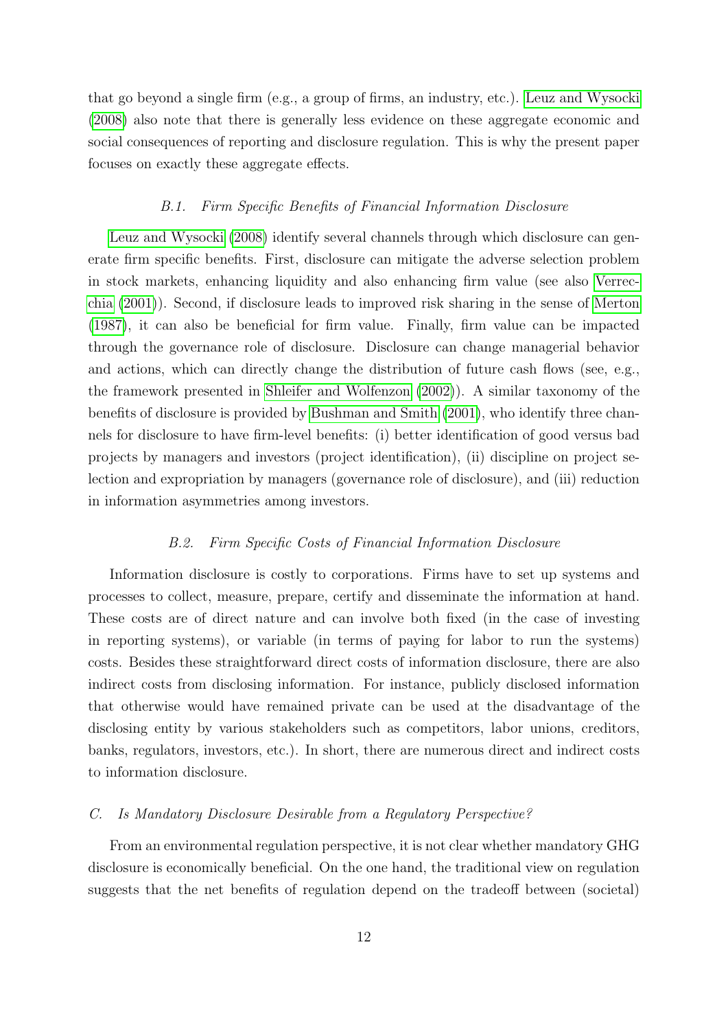that go beyond a single firm (e.g., a group of firms, an industry, etc.). Leuz and Wysocki (2008) also note that there is generally less evidence on these aggregate economic and social consequences of reporting and disclosure regulation. This is why the present paper focuses on exactly these aggregate effects.

### *B.1. Firm Specific Benefits of Financial Information Disclosure*

Leuz and Wysocki (2008) identify several channels through which disclosure can generate firm specific benefits. First, disclosure can mitigate the adverse selection problem in stock markets, enhancing liquidity and also enhancing firm value (see also Verrecchia (2001)). Second, if disclosure leads to improved risk sharing in the sense of Merton (1987), it can also be beneficial for firm value. Finally, firm value can be impacted through the governance role of disclosure. Disclosure can change managerial behavior and actions, which can directly change the distribution of future cash flows (see, e.g., the framework presented in Shleifer and Wolfenzon (2002)). A similar taxonomy of the benefits of disclosure is provided by Bushman and Smith (2001), who identify three channels for disclosure to have firm-level benefits: (i) better identification of good versus bad projects by managers and investors (project identification), (ii) discipline on project selection and expropriation by managers (governance role of disclosure), and (iii) reduction in information asymmetries among investors.

### *B.2. Firm Specific Costs of Financial Information Disclosure*

Information disclosure is costly to corporations. Firms have to set up systems and processes to collect, measure, prepare, certify and disseminate the information at hand. These costs are of direct nature and can involve both fixed (in the case of investing in reporting systems), or variable (in terms of paying for labor to run the systems) costs. Besides these straightforward direct costs of information disclosure, there are also indirect costs from disclosing information. For instance, publicly disclosed information that otherwise would have remained private can be used at the disadvantage of the disclosing entity by various stakeholders such as competitors, labor unions, creditors, banks, regulators, investors, etc.). In short, there are numerous direct and indirect costs to information disclosure.

## *C. Is Mandatory Disclosure Desirable from a Regulatory Perspective?*

From an environmental regulation perspective, it is not clear whether mandatory GHG disclosure is economically beneficial. On the one hand, the traditional view on regulation suggests that the net benefits of regulation depend on the tradeoff between (societal)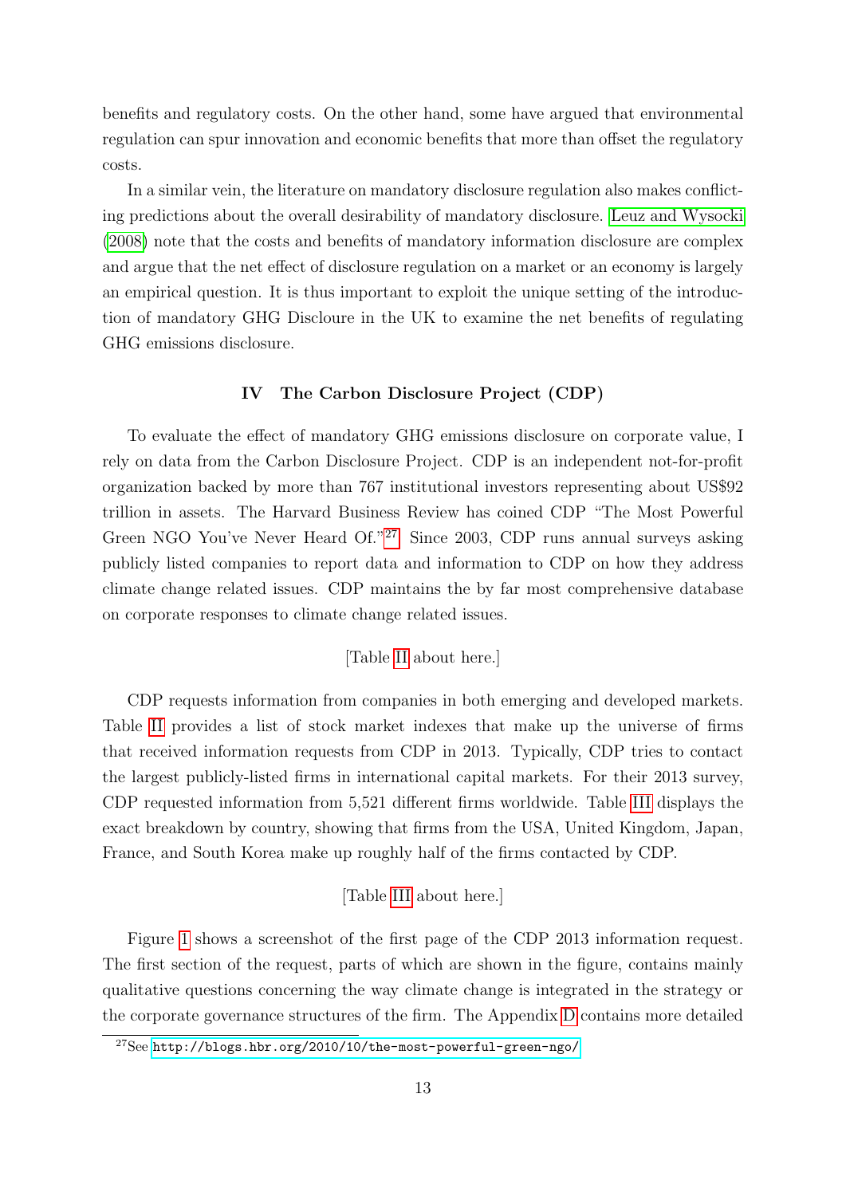benefits and regulatory costs. On the other hand, some have argued that environmental regulation can spur innovation and economic benefits that more than offset the regulatory costs.

In a similar vein, the literature on mandatory disclosure regulation also makes conflicting predictions about the overall desirability of mandatory disclosure. Leuz and Wysocki (2008) note that the costs and benefits of mandatory information disclosure are complex and argue that the net effect of disclosure regulation on a market or an economy is largely an empirical question. It is thus important to exploit the unique setting of the introduction of mandatory GHG Discloure in the UK to examine the net benefits of regulating GHG emissions disclosure.

## IV The Carbon Disclosure Project (CDP)

To evaluate the effect of mandatory GHG emissions disclosure on corporate value, I rely on data from the Carbon Disclosure Project. CDP is an independent not-for-profit organization backed by more than 767 institutional investors representing about US$92 trillion in assets. The Harvard Business Review has coined CDP "The Most Powerful Green NGO You've Never Heard Of."[27] Since 2003, CDP runs annual surveys asking publicly listed companies to report data and information to CDP on how they address climate change related issues. CDP maintains the by far most comprehensive database on corporate responses to climate change related issues.

[Table II about here.]

CDP requests information from companies in both emerging and developed markets. Table II provides a list of stock market indexes that make up the universe of firms that received information requests from CDP in 2013. Typically, CDP tries to contact the largest publicly-listed firms in international capital markets. For their 2013 survey, CDP requested information from 5,521 different firms worldwide. Table III displays the exact breakdown by country, showing that firms from the USA, United Kingdom, Japan, France, and South Korea make up roughly half of the firms contacted by CDP.

[Table III about here.]

Figure 1 shows a screenshot of the first page of the CDP 2013 information request. The first section of the request, parts of which are shown in the figure, contains mainly qualitative questions concerning the way climate change is integrated in the strategy or the corporate governance structures of the firm. The Appendix D contains more detailed

[27] See http://blogs.hbr.org/2010/10/the-most-powerful-green-ngo/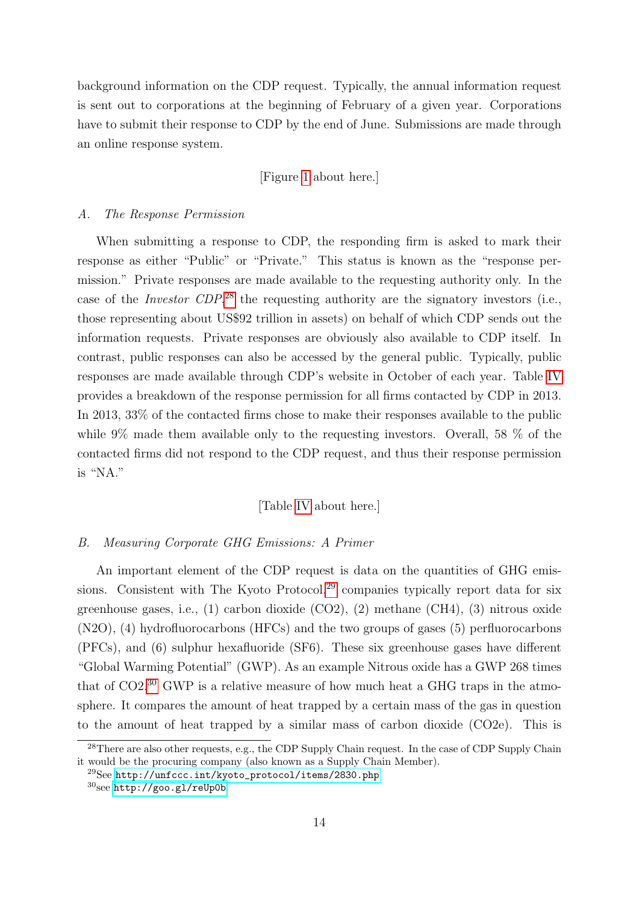background information on the CDP request. Typically, the annual information request is sent out to corporations at the beginning of February of a given year. Corporations have to submit their response to CDP by the end of June. Submissions are made through an online response system.

[Figure 1 about here.]

*A. The Response Permission*

When submitting a response to CDP, the responding firm is asked to mark their response as either "Public" or "Private." This status is known as the "response permission." Private responses are made available to the requesting authority only. In the case of the *Investor CDP*,[28] the requesting authority are the signatory investors (i.e., those representing about US$92 trillion in assets) on behalf of which CDP sends out the information requests. Private responses are obviously also available to CDP itself. In contrast, public responses can also be accessed by the general public. Typically, public responses are made available through CDP's website in October of each year. Table IV provides a breakdown of the response permission for all firms contacted by CDP in 2013. In 2013, 33% of the contacted firms chose to make their responses available to the public while 9% made them available only to the requesting investors. Overall, 58 % of the contacted firms did not respond to the CDP request, and thus their response permission is "NA."

[Table IV about here.]

*B. Measuring Corporate GHG Emissions: A Primer*

An important element of the CDP request is data on the quantities of GHG emissions. Consistent with The Kyoto Protocol,[29] companies typically report data for six greenhouse gases, i.e., (1) carbon dioxide ($CO_2$), (2) methane ($CH_4$), (3) nitrous oxide ($N_2O$), (4) hydrofluorocarbons (HFCs) and the two groups of gases (5) perfluorocarbons (PFCs), and (6) sulphur hexafluoride ($SF_6$). These six greenhouse gases have different "Global Warming Potential" (GWP). As an example Nitrous oxide has a GWP 268 times that of $CO_2$.[30] GWP is a relative measure of how much heat a GHG traps in the atmosphere. It compares the amount of heat trapped by a certain mass of the gas in question to the amount of heat trapped by a similar mass of carbon dioxide ($CO_2e$). This is

[28] There are also other requests, e.g., the CDP Supply Chain request. In the case of CDP Supply Chain it would be the procuring company (also known as a Supply Chain Member).

[29] See http://unfccc.int/kyoto_protocol/items/2830.php

[30] see http://goo.gl/reUp0b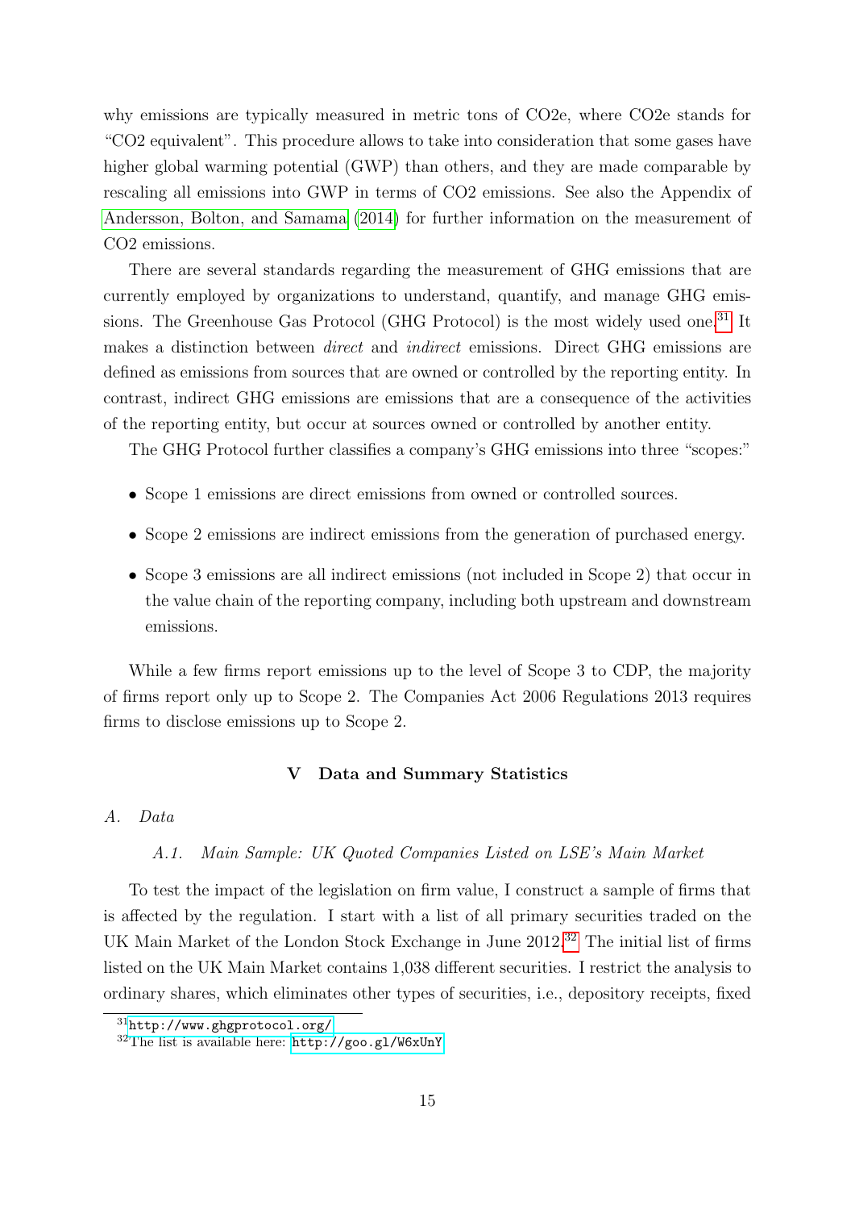why emissions are typically measured in metric tons of CO2e, where CO2e stands for "CO2 equivalent". This procedure allows to take into consideration that some gases have higher global warming potential (GWP) than others, and they are made comparable by rescaling all emissions into GWP in terms of CO2 emissions. See also the Appendix of Andersson, Bolton, and Samama (2014) for further information on the measurement of CO2 emissions.

There are several standards regarding the measurement of GHG emissions that are currently employed by organizations to understand, quantify, and manage GHG emissions. The Greenhouse Gas Protocol (GHG Protocol) is the most widely used one.[31] It makes a distinction between *direct* and *indirect* emissions. Direct GHG emissions are defined as emissions from sources that are owned or controlled by the reporting entity. In contrast, indirect GHG emissions are emissions that are a consequence of the activities of the reporting entity, but occur at sources owned or controlled by another entity.

The GHG Protocol further classifies a company's GHG emissions into three "scopes:"

- Scope 1 emissions are direct emissions from owned or controlled sources.
- Scope 2 emissions are indirect emissions from the generation of purchased energy.
- Scope 3 emissions are all indirect emissions (not included in Scope 2) that occur in the value chain of the reporting company, including both upstream and downstream emissions.

While a few firms report emissions up to the level of Scope 3 to CDP, the majority of firms report only up to Scope 2. The Companies Act 2006 Regulations 2013 requires firms to disclose emissions up to Scope 2.

## V Data and Summary Statistics

### *A. Data*

#### *A.1. Main Sample: UK Quoted Companies Listed on LSE's Main Market*

To test the impact of the legislation on firm value, I construct a sample of firms that is affected by the regulation. I start with a list of all primary securities traded on the UK Main Market of the London Stock Exchange in June 2012.[32] The initial list of firms listed on the UK Main Market contains 1,038 different securities. I restrict the analysis to ordinary shares, which eliminates other types of securities, i.e., depository receipts, fixed

[31] http://www.ghgprotocol.org/

[32] The list is available here: http://goo.gl/W6xUnY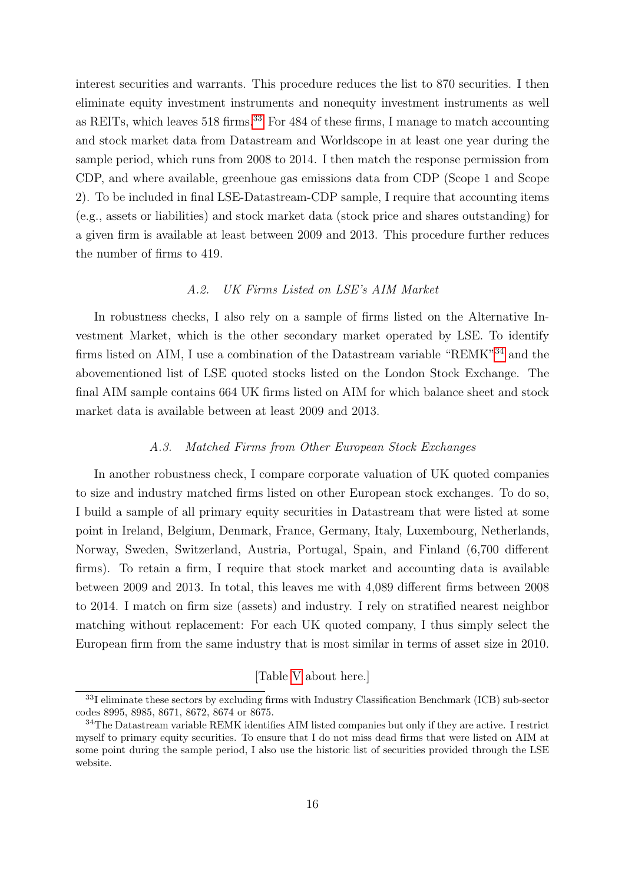interest securities and warrants. This procedure reduces the list to 870 securities. I then eliminate equity investment instruments and nonequity investment instruments as well as REITs, which leaves 518 firms.[33] For 484 of these firms, I manage to match accounting and stock market data from Datastream and Worldscope in at least one year during the sample period, which runs from 2008 to 2014. I then match the response permission from CDP, and where available, greenhoue gas emissions data from CDP (Scope 1 and Scope 2). To be included in final LSE-Datastream-CDP sample, I require that accounting items (e.g., assets or liabilities) and stock market data (stock price and shares outstanding) for a given firm is available at least between 2009 and 2013. This procedure further reduces the number of firms to 419.

### *A.2. UK Firms Listed on LSE's AIM Market*

In robustness checks, I also rely on a sample of firms listed on the Alternative Investment Market, which is the other secondary market operated by LSE. To identify firms listed on AIM, I use a combination of the Datastream variable "REMK"[34] and the abovementioned list of LSE quoted stocks listed on the London Stock Exchange. The final AIM sample contains 664 UK firms listed on AIM for which balance sheet and stock market data is available between at least 2009 and 2013.

### *A.3. Matched Firms from Other European Stock Exchanges*

In another robustness check, I compare corporate valuation of UK quoted companies to size and industry matched firms listed on other European stock exchanges. To do so, I build a sample of all primary equity securities in Datastream that were listed at some point in Ireland, Belgium, Denmark, France, Germany, Italy, Luxembourg, Netherlands, Norway, Sweden, Switzerland, Austria, Portugal, Spain, and Finland (6,700 different firms). To retain a firm, I require that stock market and accounting data is available between 2009 and 2013. In total, this leaves me with 4,089 different firms between 2008 to 2014. I match on firm size (assets) and industry. I rely on stratified nearest neighbor matching without replacement: For each UK quoted company, I thus simply select the European firm from the same industry that is most similar in terms of asset size in 2010.

[Table V about here.]

[33] I eliminate these sectors by excluding firms with Industry Classification Benchmark (ICB) sub-sector codes 8995, 8985, 8671, 8672, 8674 or 8675.

[34] The Datastream variable REMK identifies AIM listed companies but only if they are active. I restrict myself to primary equity securities. To ensure that I do not miss dead firms that were listed on AIM at some point during the sample period, I also use the historic list of securities provided through the LSE website.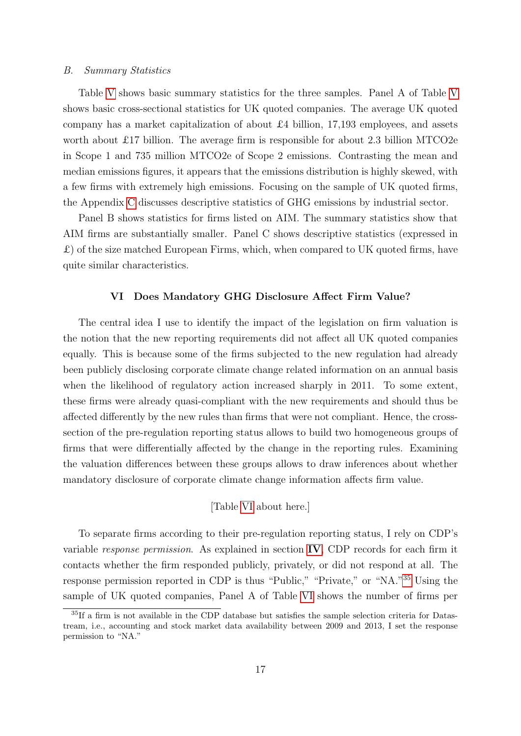### *B. Summary Statistics*

Table V shows basic summary statistics for the three samples. Panel A of Table V shows basic cross-sectional statistics for UK quoted companies. The average UK quoted company has a market capitalization of about £4 billion, 17,193 employees, and assets worth about £17 billion. The average firm is responsible for about 2.3 billion MTCO2e in Scope 1 and 735 million MTCO2e of Scope 2 emissions. Contrasting the mean and median emissions figures, it appears that the emissions distribution is highly skewed, with a few firms with extremely high emissions. Focusing on the sample of UK quoted firms, the Appendix C discusses descriptive statistics of GHG emissions by industrial sector.

Panel B shows statistics for firms listed on AIM. The summary statistics show that AIM firms are substantially smaller. Panel C shows descriptive statistics (expressed in £) of the size matched European Firms, which, when compared to UK quoted firms, have quite similar characteristics.

## VI Does Mandatory GHG Disclosure Affect Firm Value?

The central idea I use to identify the impact of the legislation on firm valuation is the notion that the new reporting requirements did not affect all UK quoted companies equally. This is because some of the firms subjected to the new regulation had already been publicly disclosing corporate climate change related information on an annual basis when the likelihood of regulatory action increased sharply in 2011. To some extent, these firms were already quasi-compliant with the new requirements and should thus be affected differently by the new rules than firms that were not compliant. Hence, the cross-section of the pre-regulation reporting status allows to build two homogeneous groups of firms that were differentially affected by the change in the reporting rules. Examining the valuation differences between these groups allows to draw inferences about whether mandatory disclosure of corporate climate change information affects firm value.

[Table VI about here.]

To separate firms according to their pre-regulation reporting status, I rely on CDP's variable *response permission*. As explained in section **IV**, CDP records for each firm it contacts whether the firm responded publicly, privately, or did not respond at all. The response permission reported in CDP is thus "Public," "Private," or "NA."[35] Using the sample of UK quoted companies, Panel A of Table VI shows the number of firms per

[35] If a firm is not available in the CDP database but satisfies the sample selection criteria for Datastream, i.e., accounting and stock market data availability between 2009 and 2013, I set the response permission to "NA."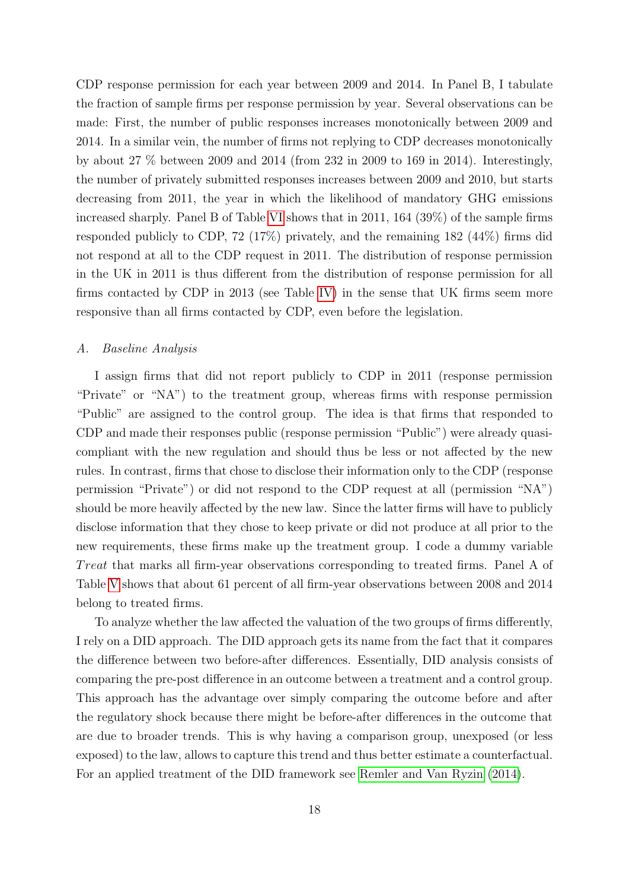CDP response permission for each year between 2009 and 2014. In Panel B, I tabulate the fraction of sample firms per response permission by year. Several observations can be made: First, the number of public responses increases monotonically between 2009 and 2014. In a similar vein, the number of firms not replying to CDP decreases monotonically by about 27 % between 2009 and 2014 (from 232 in 2009 to 169 in 2014). Interestingly, the number of privately submitted responses increases between 2009 and 2010, but starts decreasing from 2011, the year in which the likelihood of mandatory GHG emissions increased sharply. Panel B of Table VI shows that in 2011, 164 (39%) of the sample firms responded publicly to CDP, 72 (17%) privately, and the remaining 182 (44%) firms did not respond at all to the CDP request in 2011. The distribution of response permission in the UK in 2011 is thus different from the distribution of response permission for all firms contacted by CDP in 2013 (see Table IV) in the sense that UK firms seem more responsive than all firms contacted by CDP, even before the legislation.

### *A. Baseline Analysis*

I assign firms that did not report publicly to CDP in 2011 (response permission "Private" or "NA") to the treatment group, whereas firms with response permission "Public" are assigned to the control group. The idea is that firms that responded to CDP and made their responses public (response permission "Public") were already quasi-compliant with the new regulation and should thus be less or not affected by the new rules. In contrast, firms that chose to disclose their information only to the CDP (response permission "Private") or did not respond to the CDP request at all (permission "NA") should be more heavily affected by the new law. Since the latter firms will have to publicly disclose information that they chose to keep private or did not produce at all prior to the new requirements, these firms make up the treatment group. I code a dummy variable $Treat$ that marks all firm-year observations corresponding to treated firms. Panel A of Table V shows that about 61 percent of all firm-year observations between 2008 and 2014 belong to treated firms.

To analyze whether the law affected the valuation of the two groups of firms differently, I rely on a DID approach. The DID approach gets its name from the fact that it compares the difference between two before-after differences. Essentially, DID analysis consists of comparing the pre-post difference in an outcome between a treatment and a control group. This approach has the advantage over simply comparing the outcome before and after the regulatory shock because there might be before-after differences in the outcome that are due to broader trends. This is why having a comparison group, unexposed (or less exposed) to the law, allows to capture this trend and thus better estimate a counterfactual. For an applied treatment of the DID framework see Remler and Van Ryzin (2014).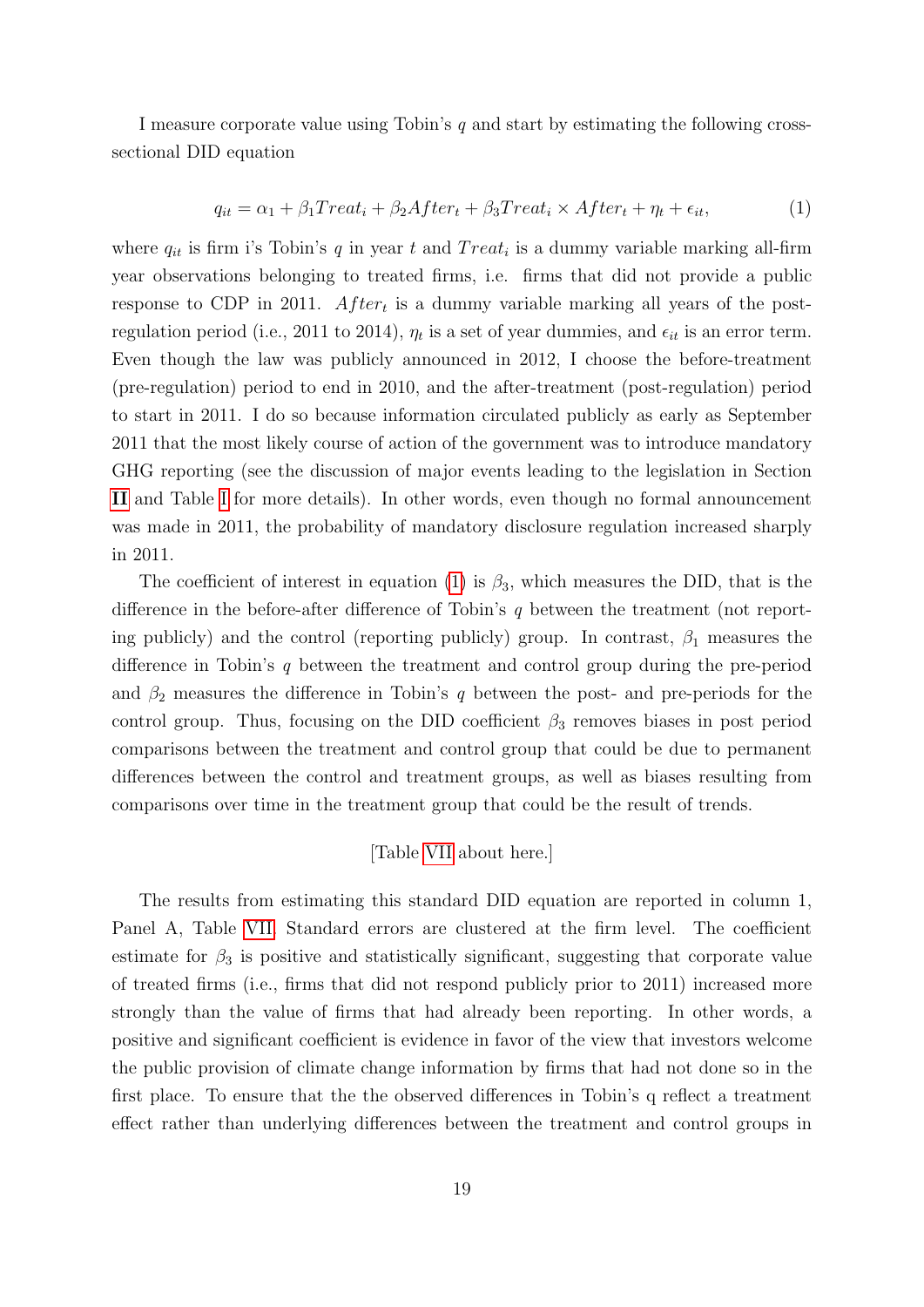I measure corporate value using Tobin's $q$ and start by estimating the following cross-sectional DID equation

$$q_{it} = \alpha_1 + \beta_1 Treat_i + \beta_2 After_t + \beta_3 Treat_i \times After_t + \eta_t + \epsilon_{it}, \tag{1}$$

where $q_{it}$ is firm i's Tobin's $q$ in year $t$ and $Treat_i$ is a dummy variable marking all-firm year observations belonging to treated firms, i.e. firms that did not provide a public response to CDP in 2011. $After_t$ is a dummy variable marking all years of the post-regulation period (i.e., 2011 to 2014), $\eta_t$ is a set of year dummies, and $\epsilon_{it}$ is an error term. Even though the law was publicly announced in 2012, I choose the before-treatment (pre-regulation) period to end in 2010, and the after-treatment (post-regulation) period to start in 2011. I do so because information circulated publicly as early as September 2011 that the most likely course of action of the government was to introduce mandatory GHG reporting (see the discussion of major events leading to the legislation in Section **II** and Table I for more details). In other words, even though no formal announcement was made in 2011, the probability of mandatory disclosure regulation increased sharply in 2011.

The coefficient of interest in equation (1) is $\beta_3$, which measures the DID, that is the difference in the before-after difference of Tobin's $q$ between the treatment (not reporting publicly) and the control (reporting publicly) group. In contrast, $\beta_1$ measures the difference in Tobin's $q$ between the treatment and control group during the pre-period and $\beta_2$ measures the difference in Tobin's $q$ between the post- and pre-periods for the control group. Thus, focusing on the DID coefficient $\beta_3$ removes biases in post period comparisons between the treatment and control group that could be due to permanent differences between the control and treatment groups, as well as biases resulting from comparisons over time in the treatment group that could be the result of trends.

[Table VII about here.]

The results from estimating this standard DID equation are reported in column 1, Panel A, Table VII. Standard errors are clustered at the firm level. The coefficient estimate for $\beta_3$ is positive and statistically significant, suggesting that corporate value of treated firms (i.e., firms that did not respond publicly prior to 2011) increased more strongly than the value of firms that had already been reporting. In other words, a positive and significant coefficient is evidence in favor of the view that investors welcome the public provision of climate change information by firms that had not done so in the first place. To ensure that the the observed differences in Tobin's q reflect a treatment effect rather than underlying differences between the treatment and control groups in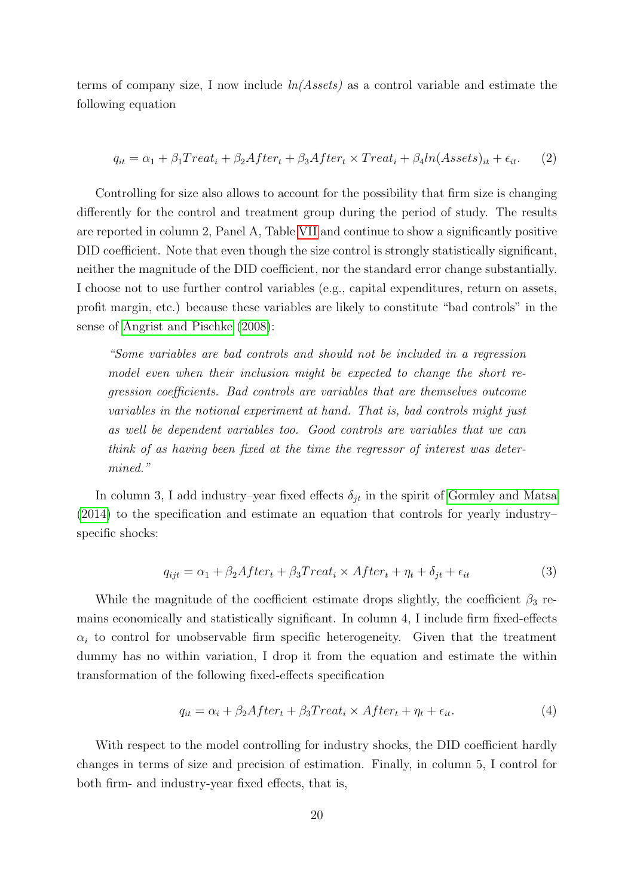terms of company size, I now include *ln(Assets)* as a control variable and estimate the following equation

$$q_{it} = \alpha_1 + \beta_1 Treat_i + \beta_2 After_t + \beta_3 After_t \times Treat_i + \beta_4 ln(Assets)_{it} + \epsilon_{it}. \tag{2}$$

Controlling for size also allows to account for the possibility that firm size is changing differently for the control and treatment group during the period of study. The results are reported in column 2, Panel A, Table VII and continue to show a significantly positive DID coefficient. Note that even though the size control is strongly statistically significant, neither the magnitude of the DID coefficient, nor the standard error change substantially. I choose not to use further control variables (e.g., capital expenditures, return on assets, profit margin, etc.) because these variables are likely to constitute "bad controls" in the sense of Angrist and Pischke (2008):

> *"Some variables are bad controls and should not be included in a regression model even when their inclusion might be expected to change the short regression coefficients. Bad controls are variables that are themselves outcome variables in the notional experiment at hand. That is, bad controls might just as well be dependent variables too. Good controls are variables that we can think of as having been fixed at the time the regressor of interest was determined."*

In column 3, I add industry–year fixed effects $\delta_{jt}$ in the spirit of Gormley and Matsa (2014) to the specification and estimate an equation that controls for yearly industry–specific shocks:

$$q_{ijt} = \alpha_1 + \beta_2 After_t + \beta_3 Treat_i \times After_t + \eta_t + \delta_{jt} + \epsilon_{it} \tag{3}$$

While the magnitude of the coefficient estimate drops slightly, the coefficient $\beta_3$ remains economically and statistically significant. In column 4, I include firm fixed-effects $\alpha_i$ to control for unobservable firm specific heterogeneity. Given that the treatment dummy has no within variation, I drop it from the equation and estimate the within transformation of the following fixed-effects specification

$$q_{it} = \alpha_i + \beta_2 After_t + \beta_3 Treat_i \times After_t + \eta_t + \epsilon_{it}. \tag{4}$$

With respect to the model controlling for industry shocks, the DID coefficient hardly changes in terms of size and precision of estimation. Finally, in column 5, I control for both firm- and industry-year fixed effects, that is,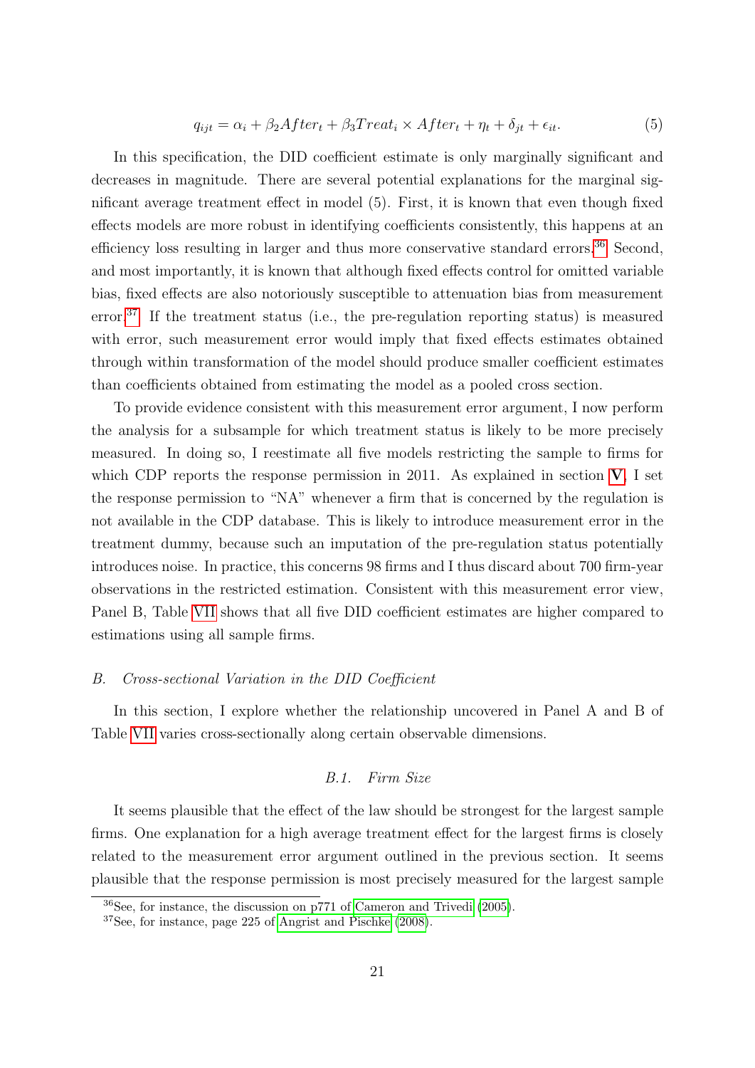$$q_{ijt} = \alpha_i + \beta_2 After_t + \beta_3 Treat_i \times After_t + \eta_t + \delta_{jt} + \epsilon_{it}. \quad (5)$$

In this specification, the DID coefficient estimate is only marginally significant and decreases in magnitude. There are several potential explanations for the marginal significant average treatment effect in model (5). First, it is known that even though fixed effects models are more robust in identifying coefficients consistently, this happens at an efficiency loss resulting in larger and thus more conservative standard errors.[36] Second, and most importantly, it is known that although fixed effects control for omitted variable bias, fixed effects are also notoriously susceptible to attenuation bias from measurement error.[37] If the treatment status (i.e., the pre-regulation reporting status) is measured with error, such measurement error would imply that fixed effects estimates obtained through within transformation of the model should produce smaller coefficient estimates than coefficients obtained from estimating the model as a pooled cross section.

To provide evidence consistent with this measurement error argument, I now perform the analysis for a subsample for which treatment status is likely to be more precisely measured. In doing so, I reestimate all five models restricting the sample to firms for which CDP reports the response permission in 2011. As explained in section V, I set the response permission to "NA" whenever a firm that is concerned by the regulation is not available in the CDP database. This is likely to introduce measurement error in the treatment dummy, because such an imputation of the pre-regulation status potentially introduces noise. In practice, this concerns 98 firms and I thus discard about 700 firm-year observations in the restricted estimation. Consistent with this measurement error view, Panel B, Table VII shows that all five DID coefficient estimates are higher compared to estimations using all sample firms.

### B. *Cross-sectional Variation in the DID Coefficient*

In this section, I explore whether the relationship uncovered in Panel A and B of Table VII varies cross-sectionally along certain observable dimensions.

#### B.1. *Firm Size*

It seems plausible that the effect of the law should be strongest for the largest sample firms. One explanation for a high average treatment effect for the largest firms is closely related to the measurement error argument outlined in the previous section. It seems plausible that the response permission is most precisely measured for the largest sample

[36] See, for instance, the discussion on p771 of Cameron and Trivedi (2005).

[37] See, for instance, page 225 of Angrist and Pischke (2008).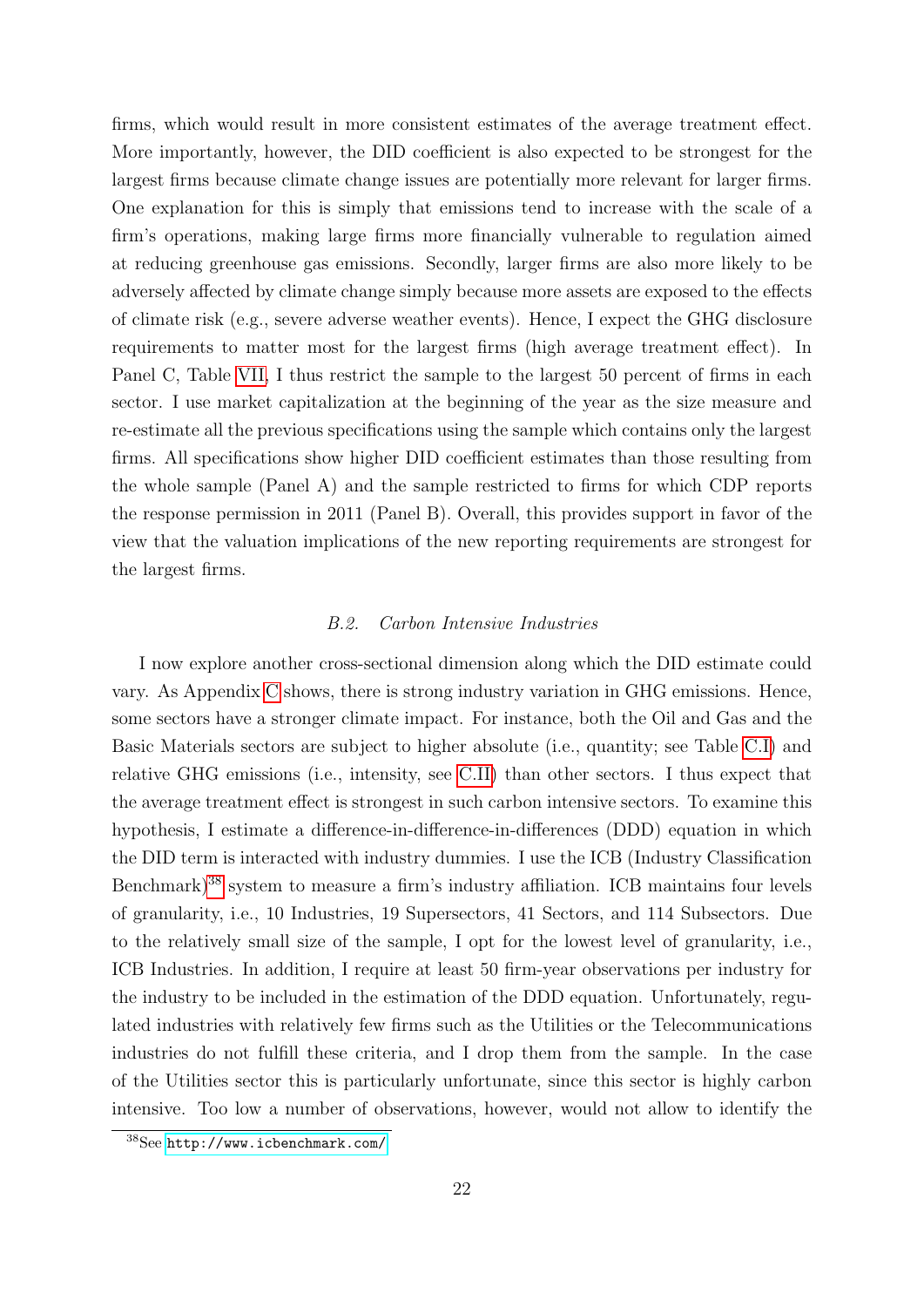firms, which would result in more consistent estimates of the average treatment effect. More importantly, however, the DID coefficient is also expected to be strongest for the largest firms because climate change issues are potentially more relevant for larger firms. One explanation for this is simply that emissions tend to increase with the scale of a firm's operations, making large firms more financially vulnerable to regulation aimed at reducing greenhouse gas emissions. Secondly, larger firms are also more likely to be adversely affected by climate change simply because more assets are exposed to the effects of climate risk (e.g., severe adverse weather events). Hence, I expect the GHG disclosure requirements to matter most for the largest firms (high average treatment effect). In Panel C, Table VII, I thus restrict the sample to the largest 50 percent of firms in each sector. I use market capitalization at the beginning of the year as the size measure and re-estimate all the previous specifications using the sample which contains only the largest firms. All specifications show higher DID coefficient estimates than those resulting from the whole sample (Panel A) and the sample restricted to firms for which CDP reports the response permission in 2011 (Panel B). Overall, this provides support in favor of the view that the valuation implications of the new reporting requirements are strongest for the largest firms.

### *B.2. Carbon Intensive Industries*

I now explore another cross-sectional dimension along which the DID estimate could vary. As Appendix C shows, there is strong industry variation in GHG emissions. Hence, some sectors have a stronger climate impact. For instance, both the Oil and Gas and the Basic Materials sectors are subject to higher absolute (i.e., quantity; see Table C.I) and relative GHG emissions (i.e., intensity, see C.II) than other sectors. I thus expect that the average treatment effect is strongest in such carbon intensive sectors. To examine this hypothesis, I estimate a difference-in-difference-in-differences (DDD) equation in which the DID term is interacted with industry dummies. I use the ICB (Industry Classification Benchmark)[38] system to measure a firm's industry affiliation. ICB maintains four levels of granularity, i.e., 10 Industries, 19 Supersectors, 41 Sectors, and 114 Subsectors. Due to the relatively small size of the sample, I opt for the lowest level of granularity, i.e., ICB Industries. In addition, I require at least 50 firm-year observations per industry for the industry to be included in the estimation of the DDD equation. Unfortunately, regulated industries with relatively few firms such as the Utilities or the Telecommunications industries do not fulfill these criteria, and I drop them from the sample. In the case of the Utilities sector this is particularly unfortunate, since this sector is highly carbon intensive. Too low a number of observations, however, would not allow to identify the

[38] See http://www.icbenchmark.com/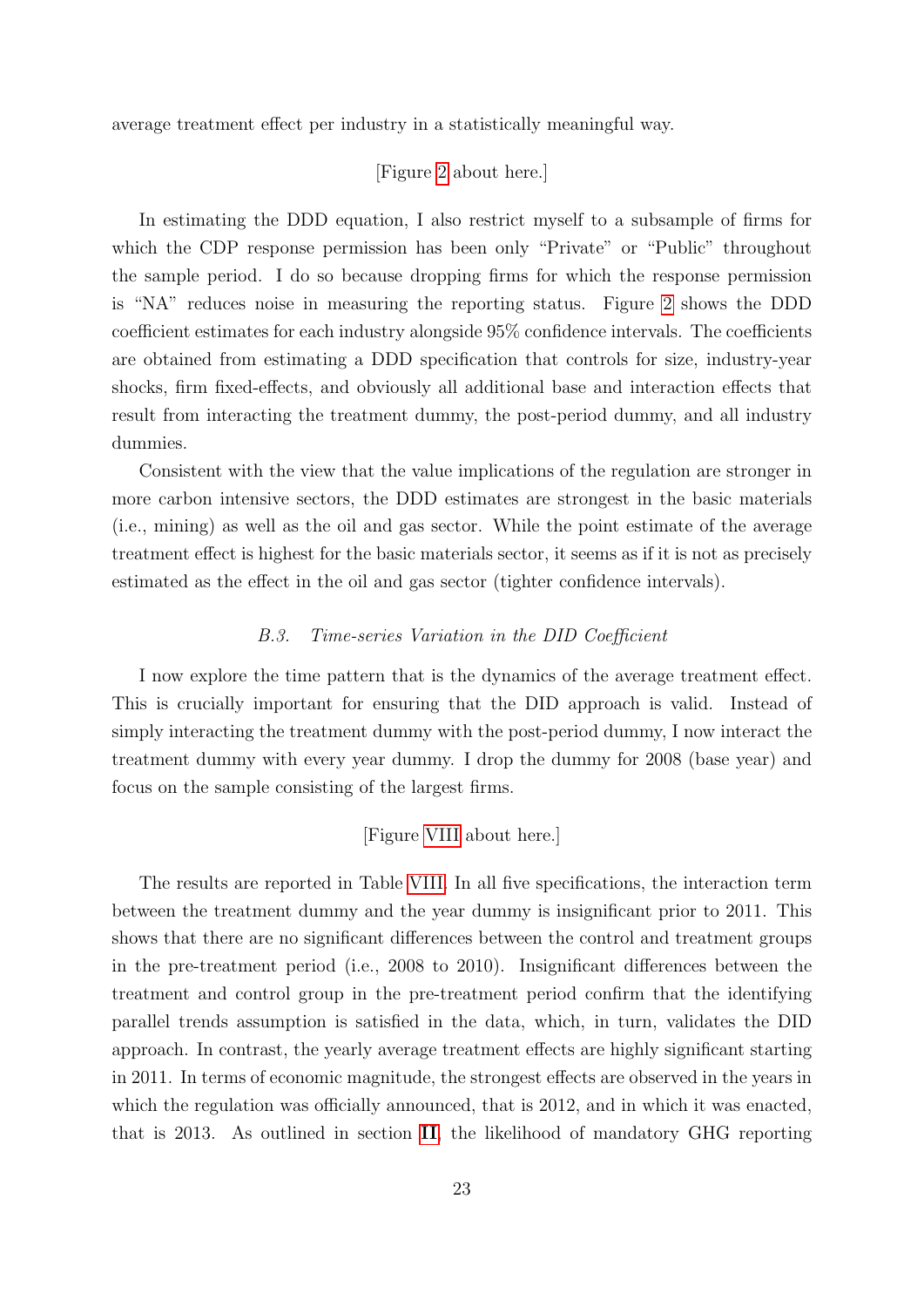average treatment effect per industry in a statistically meaningful way.

[Figure 2 about here.]

In estimating the DDD equation, I also restrict myself to a subsample of firms for which the CDP response permission has been only "Private" or "Public" throughout the sample period. I do so because dropping firms for which the response permission is "NA" reduces noise in measuring the reporting status. Figure 2 shows the DDD coefficient estimates for each industry alongside 95% confidence intervals. The coefficients are obtained from estimating a DDD specification that controls for size, industry-year shocks, firm fixed-effects, and obviously all additional base and interaction effects that result from interacting the treatment dummy, the post-period dummy, and all industry dummies.

Consistent with the view that the value implications of the regulation are stronger in more carbon intensive sectors, the DDD estimates are strongest in the basic materials (i.e., mining) as well as the oil and gas sector. While the point estimate of the average treatment effect is highest for the basic materials sector, it seems as if it is not as precisely estimated as the effect in the oil and gas sector (tighter confidence intervals).

### *B.3. Time-series Variation in the DID Coefficient*

I now explore the time pattern that is the dynamics of the average treatment effect. This is crucially important for ensuring that the DID approach is valid. Instead of simply interacting the treatment dummy with the post-period dummy, I now interact the treatment dummy with every year dummy. I drop the dummy for 2008 (base year) and focus on the sample consisting of the largest firms.

[Figure VIII about here.]

The results are reported in Table VIII. In all five specifications, the interaction term between the treatment dummy and the year dummy is insignificant prior to 2011. This shows that there are no significant differences between the control and treatment groups in the pre-treatment period (i.e., 2008 to 2010). Insignificant differences between the treatment and control group in the pre-treatment period confirm that the identifying parallel trends assumption is satisfied in the data, which, in turn, validates the DID approach. In contrast, the yearly average treatment effects are highly significant starting in 2011. In terms of economic magnitude, the strongest effects are observed in the years in which the regulation was officially announced, that is 2012, and in which it was enacted, that is 2013. As outlined in section II, the likelihood of mandatory GHG reporting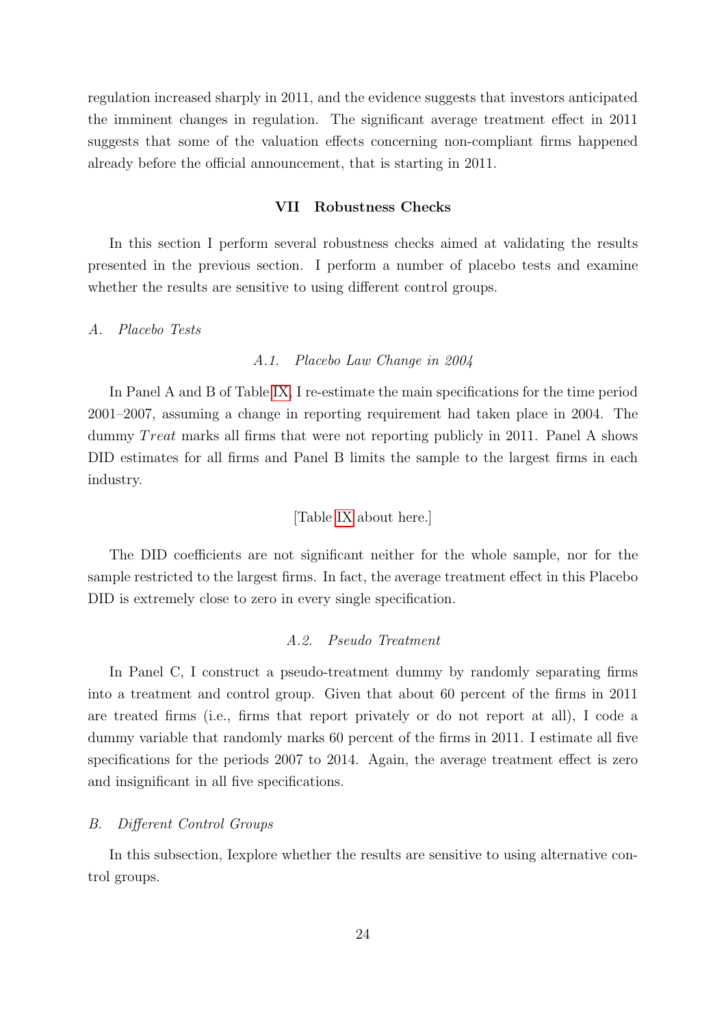regulation increased sharply in 2011, and the evidence suggests that investors anticipated the imminent changes in regulation. The significant average treatment effect in 2011 suggests that some of the valuation effects concerning non-compliant firms happened already before the official announcement, that is starting in 2011.

## VII Robustness Checks

In this section I perform several robustness checks aimed at validating the results presented in the previous section. I perform a number of placebo tests and examine whether the results are sensitive to using different control groups.

### A. *Placebo Tests*

#### A.1. *Placebo Law Change in 2004*

In Panel A and B of Table IX, I re-estimate the main specifications for the time period 2001–2007, assuming a change in reporting requirement had taken place in 2004. The dummy $Treat$ marks all firms that were not reporting publicly in 2011. Panel A shows DID estimates for all firms and Panel B limits the sample to the largest firms in each industry.

[Table IX about here.]

The DID coefficients are not significant neither for the whole sample, nor for the sample restricted to the largest firms. In fact, the average treatment effect in this Placebo DID is extremely close to zero in every single specification.

#### A.2. *Pseudo Treatment*

In Panel C, I construct a pseudo-treatment dummy by randomly separating firms into a treatment and control group. Given that about 60 percent of the firms in 2011 are treated firms (i.e., firms that report privately or do not report at all), I code a dummy variable that randomly marks 60 percent of the firms in 2011. I estimate all five specifications for the periods 2007 to 2014. Again, the average treatment effect is zero and insignificant in all five specifications.

### B. *Different Control Groups*

In this subsection, Iexplore whether the results are sensitive to using alternative control groups.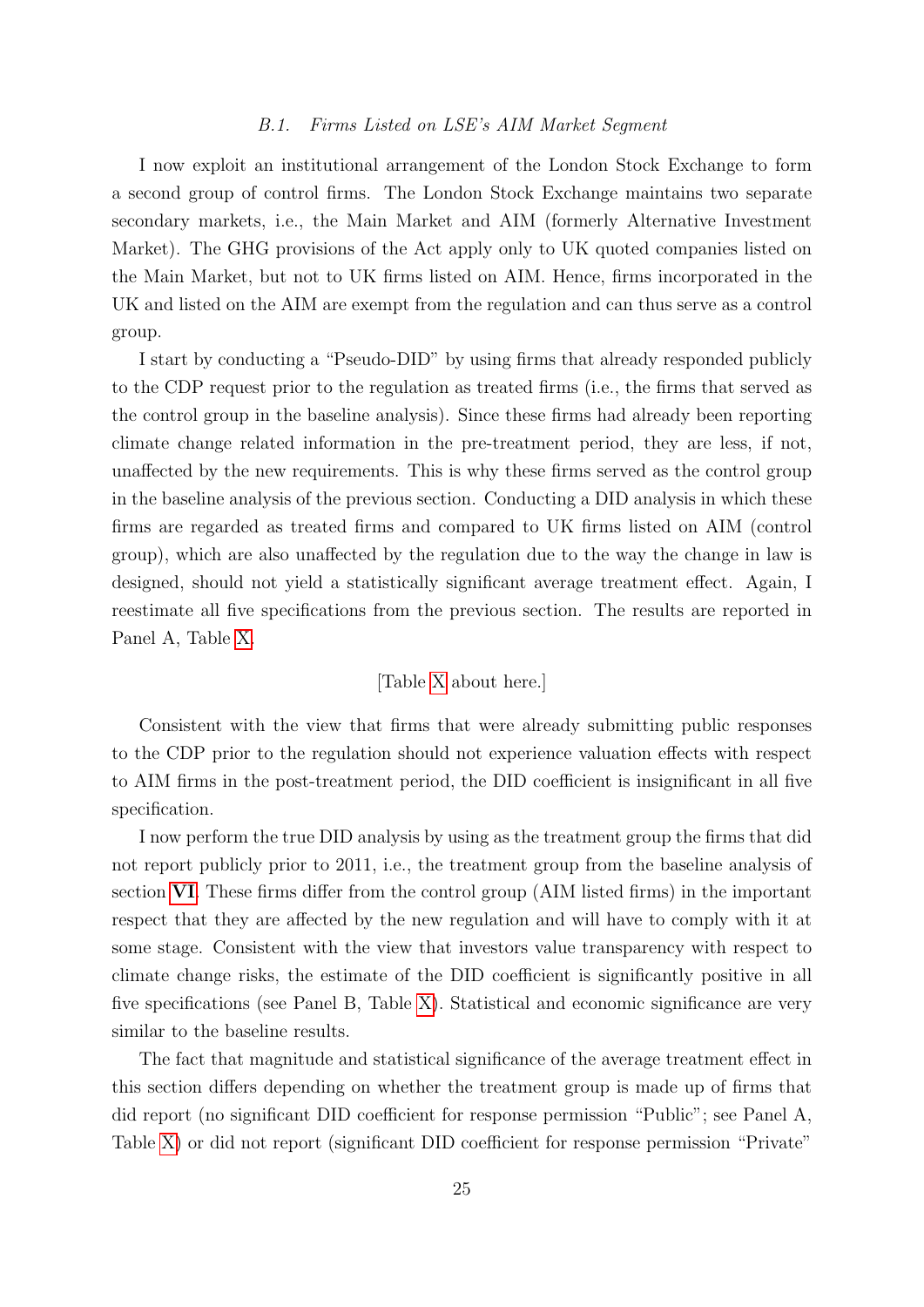### *B.1. Firms Listed on LSE's AIM Market Segment*

I now exploit an institutional arrangement of the London Stock Exchange to form a second group of control firms. The London Stock Exchange maintains two separate secondary markets, i.e., the Main Market and AIM (formerly Alternative Investment Market). The GHG provisions of the Act apply only to UK quoted companies listed on the Main Market, but not to UK firms listed on AIM. Hence, firms incorporated in the UK and listed on the AIM are exempt from the regulation and can thus serve as a control group.

I start by conducting a "Pseudo-DID" by using firms that already responded publicly to the CDP request prior to the regulation as treated firms (i.e., the firms that served as the control group in the baseline analysis). Since these firms had already been reporting climate change related information in the pre-treatment period, they are less, if not, unaffected by the new requirements. This is why these firms served as the control group in the baseline analysis of the previous section. Conducting a DID analysis in which these firms are regarded as treated firms and compared to UK firms listed on AIM (control group), which are also unaffected by the regulation due to the way the change in law is designed, should not yield a statistically significant average treatment effect. Again, I reestimate all five specifications from the previous section. The results are reported in Panel A, Table X.

[Table X about here.]

Consistent with the view that firms that were already submitting public responses to the CDP prior to the regulation should not experience valuation effects with respect to AIM firms in the post-treatment period, the DID coefficient is insignificant in all five specification.

I now perform the true DID analysis by using as the treatment group the firms that did not report publicly prior to 2011, i.e., the treatment group from the baseline analysis of section **VI**. These firms differ from the control group (AIM listed firms) in the important respect that they are affected by the new regulation and will have to comply with it at some stage. Consistent with the view that investors value transparency with respect to climate change risks, the estimate of the DID coefficient is significantly positive in all five specifications (see Panel B, Table X). Statistical and economic significance are very similar to the baseline results.

The fact that magnitude and statistical significance of the average treatment effect in this section differs depending on whether the treatment group is made up of firms that did report (no significant DID coefficient for response permission "Public"; see Panel A, Table X) or did not report (significant DID coefficient for response permission "Private"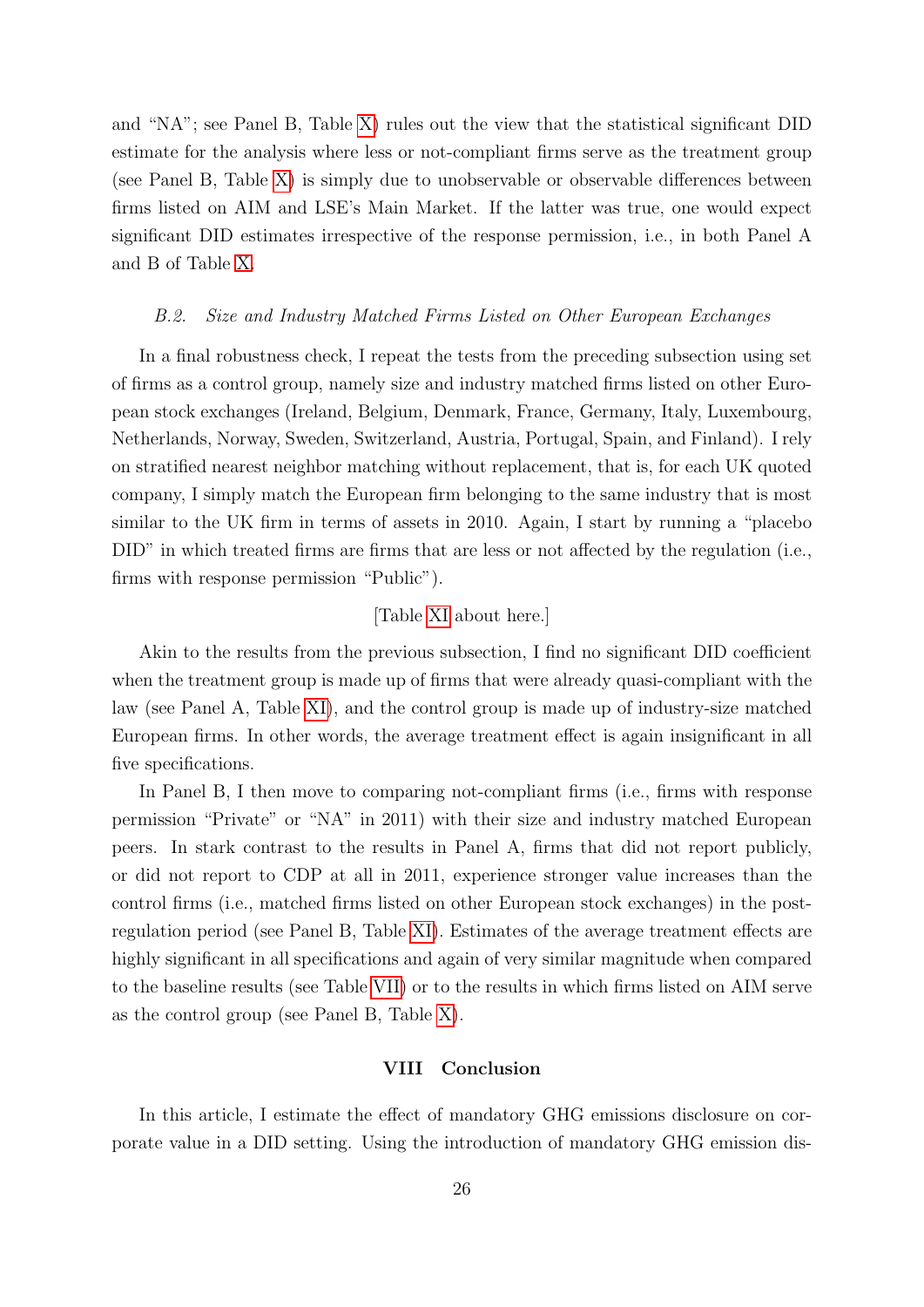and “NA”; see Panel B, Table X) rules out the view that the statistical significant DID estimate for the analysis where less or not-compliant firms serve as the treatment group (see Panel B, Table X) is simply due to unobservable or observable differences between firms listed on AIM and LSE’s Main Market. If the latter was true, one would expect significant DID estimates irrespective of the response permission, i.e., in both Panel A and B of Table X.

### *B.2. Size and Industry Matched Firms Listed on Other European Exchanges*

In a final robustness check, I repeat the tests from the preceding subsection using set of firms as a control group, namely size and industry matched firms listed on other European stock exchanges (Ireland, Belgium, Denmark, France, Germany, Italy, Luxembourg, Netherlands, Norway, Sweden, Switzerland, Austria, Portugal, Spain, and Finland). I rely on stratified nearest neighbor matching without replacement, that is, for each UK quoted company, I simply match the European firm belonging to the same industry that is most similar to the UK firm in terms of assets in 2010. Again, I start by running a “placebo DID” in which treated firms are firms that are less or not affected by the regulation (i.e., firms with response permission “Public”).

[Table XI about here.]

Akin to the results from the previous subsection, I find no significant DID coefficient when the treatment group is made up of firms that were already quasi-compliant with the law (see Panel A, Table XI), and the control group is made up of industry-size matched European firms. In other words, the average treatment effect is again insignificant in all five specifications.

In Panel B, I then move to comparing not-compliant firms (i.e., firms with response permission “Private” or “NA” in 2011) with their size and industry matched European peers. In stark contrast to the results in Panel A, firms that did not report publicly, or did not report to CDP at all in 2011, experience stronger value increases than the control firms (i.e., matched firms listed on other European stock exchanges) in the post-regulation period (see Panel B, Table XI). Estimates of the average treatment effects are highly significant in all specifications and again of very similar magnitude when compared to the baseline results (see Table VII) or to the results in which firms listed on AIM serve as the control group (see Panel B, Table X).

## VIII Conclusion

In this article, I estimate the effect of mandatory GHG emissions disclosure on corporate value in a DID setting. Using the introduction of mandatory GHG emission dis-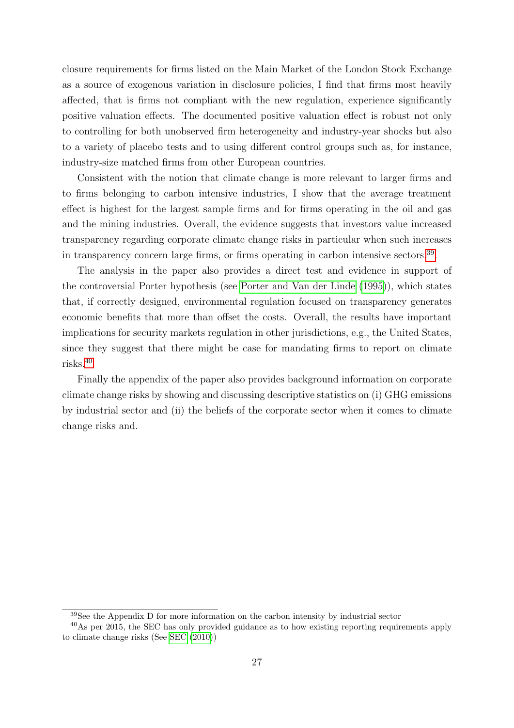closure requirements for firms listed on the Main Market of the London Stock Exchange as a source of exogenous variation in disclosure policies, I find that firms most heavily affected, that is firms not compliant with the new regulation, experience significantly positive valuation effects. The documented positive valuation effect is robust not only to controlling for both unobserved firm heterogeneity and industry-year shocks but also to a variety of placebo tests and to using different control groups such as, for instance, industry-size matched firms from other European countries.

Consistent with the notion that climate change is more relevant to larger firms and to firms belonging to carbon intensive industries, I show that the average treatment effect is highest for the largest sample firms and for firms operating in the oil and gas and the mining industries. Overall, the evidence suggests that investors value increased transparency regarding corporate climate change risks in particular when such increases in transparency concern large firms, or firms operating in carbon intensive sectors.[39]

The analysis in the paper also provides a direct test and evidence in support of the controversial Porter hypothesis (see Porter and Van der Linde (1995)), which states that, if correctly designed, environmental regulation focused on transparency generates economic benefits that more than offset the costs. Overall, the results have important implications for security markets regulation in other jurisdictions, e.g., the United States, since they suggest that there might be case for mandating firms to report on climate risks.[40]

Finally the appendix of the paper also provides background information on corporate climate change risks by showing and discussing descriptive statistics on (i) GHG emissions by industrial sector and (ii) the beliefs of the corporate sector when it comes to climate change risks and.

---

[39] See the Appendix D for more information on the carbon intensity by industrial sector

[40] As per 2015, the SEC has only provided guidance as to how existing reporting requirements apply to climate change risks (See SEC (2010))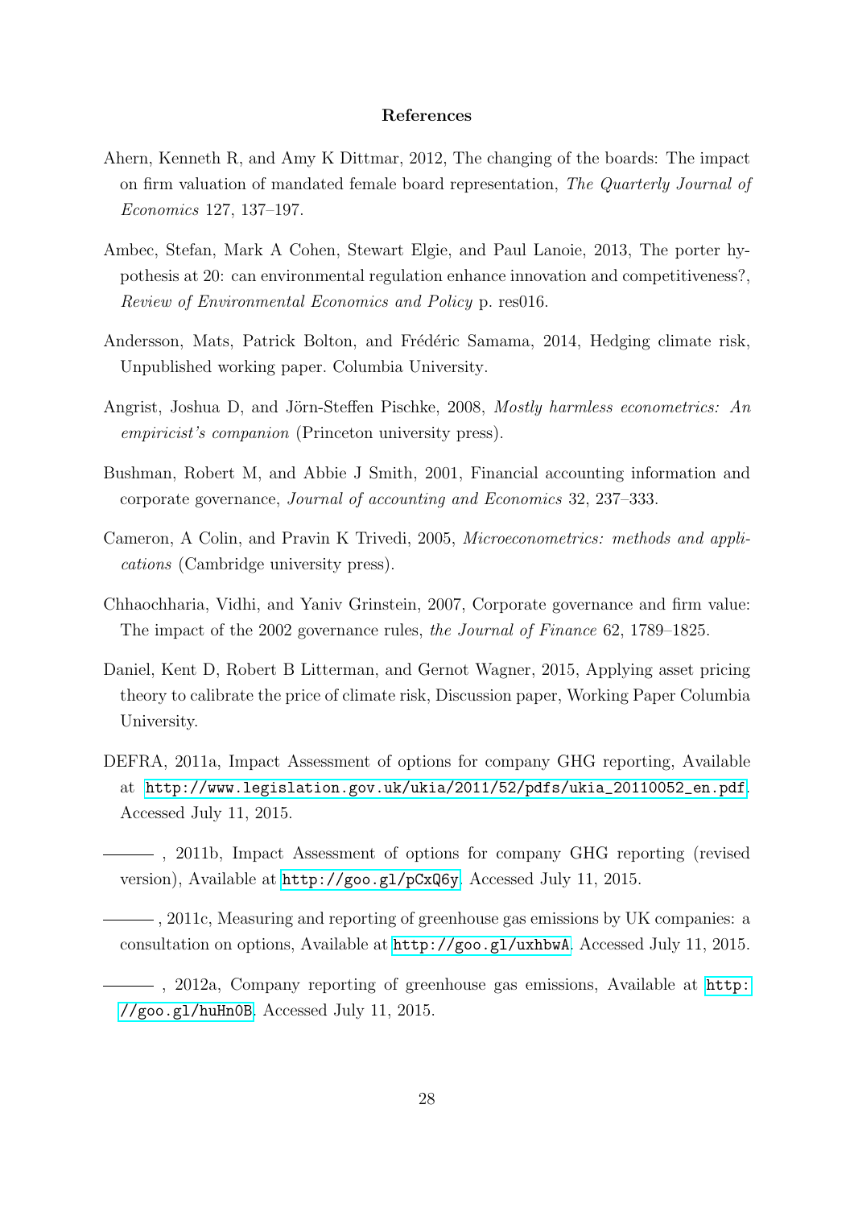**References**

Ahern, Kenneth R, and Amy K Dittmar, 2012, The changing of the boards: The impact on firm valuation of mandated female board representation, *The Quarterly Journal of Economics* 127, 137–197.

Ambec, Stefan, Mark A Cohen, Stewart Elgie, and Paul Lanoie, 2013, The porter hypothesis at 20: can environmental regulation enhance innovation and competitiveness?, *Review of Environmental Economics and Policy* p. res016.

Andersson, Mats, Patrick Bolton, and Frédéric Samama, 2014, Hedging climate risk, Unpublished working paper. Columbia University.

Angrist, Joshua D, and Jörn-Steffen Pischke, 2008, *Mostly harmless econometrics: An empiricist's companion* (Princeton university press).

Bushman, Robert M, and Abbie J Smith, 2001, Financial accounting information and corporate governance, *Journal of accounting and Economics* 32, 237–333.

Cameron, A Colin, and Pravin K Trivedi, 2005, *Microeconometrics: methods and applications* (Cambridge university press).

Chhaochharia, Vidhi, and Yaniv Grinstein, 2007, Corporate governance and firm value: The impact of the 2002 governance rules, *the Journal of Finance* 62, 1789–1825.

Daniel, Kent D, Robert B Litterman, and Gernot Wagner, 2015, Applying asset pricing theory to calibrate the price of climate risk, Discussion paper, Working Paper Columbia University.

DEFRA, 2011a, Impact Assessment of options for company GHG reporting, Available at `http://www.legislation.gov.uk/ukia/2011/52/pdfs/ukia_20110052_en.pdf`. Accessed July 11, 2015.

———, 2011b, Impact Assessment of options for company GHG reporting (revised version), Available at `http://goo.gl/pCxQ6y`. Accessed July 11, 2015.

———, 2011c, Measuring and reporting of greenhouse gas emissions by UK companies: a consultation on options, Available at `http://goo.gl/uxhbwA`. Accessed July 11, 2015.

———, 2012a, Company reporting of greenhouse gas emissions, Available at `http://goo.gl/huHn0B`. Accessed July 11, 2015.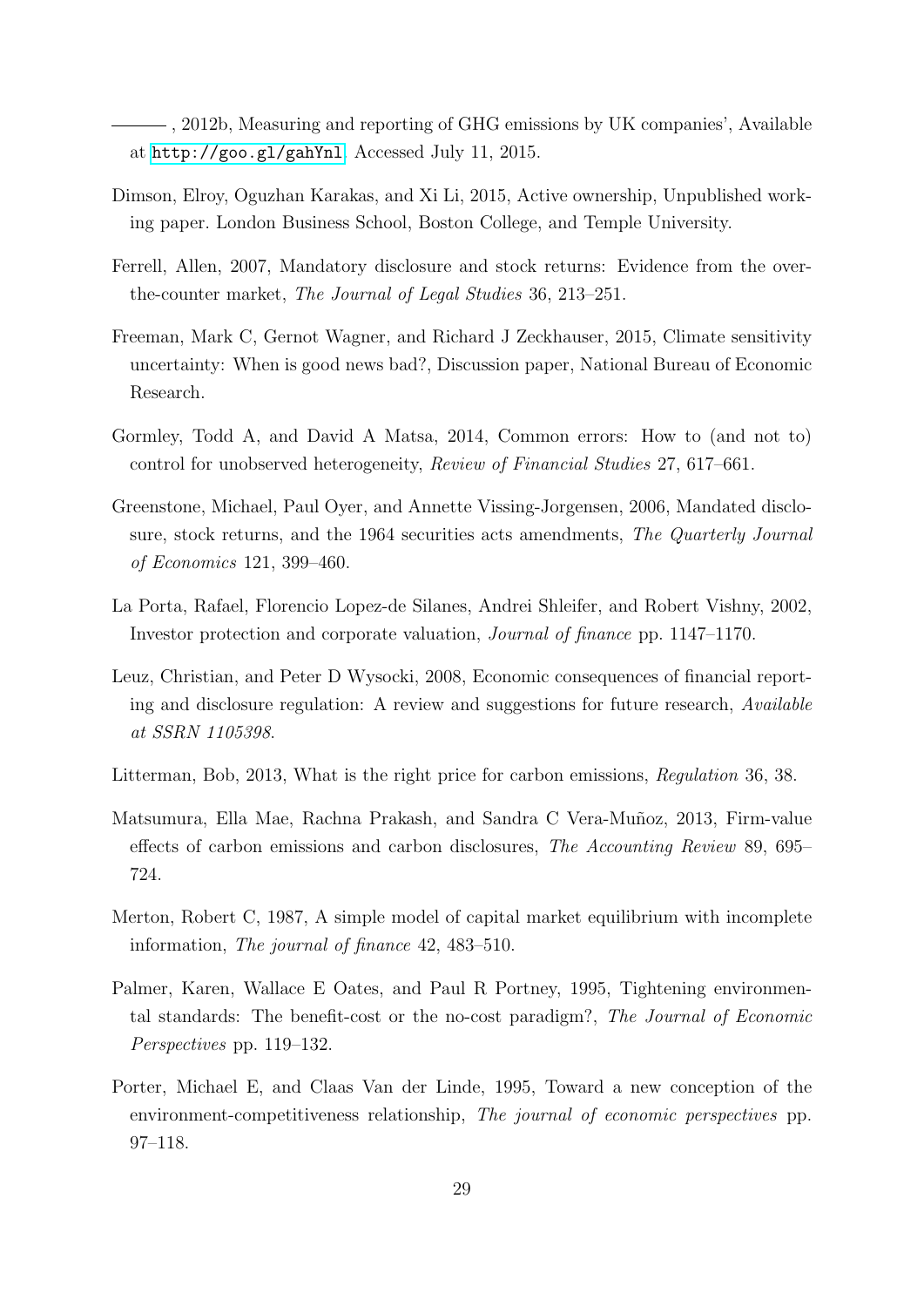———, 2012b, Measuring and reporting of GHG emissions by UK companies', Available at http://goo.gl/gahYnl. Accessed July 11, 2015.

Dimson, Elroy, Oguzhan Karakas, and Xi Li, 2015, Active ownership, Unpublished working paper. London Business School, Boston College, and Temple University.

Ferrell, Allen, 2007, Mandatory disclosure and stock returns: Evidence from the over-the-counter market, *The Journal of Legal Studies* 36, 213–251.

Freeman, Mark C, Gernot Wagner, and Richard J Zeckhauser, 2015, Climate sensitivity uncertainty: When is good news bad?, Discussion paper, National Bureau of Economic Research.

Gormley, Todd A, and David A Matsa, 2014, Common errors: How to (and not to) control for unobserved heterogeneity, *Review of Financial Studies* 27, 617–661.

Greenstone, Michael, Paul Oyer, and Annette Vissing-Jorgensen, 2006, Mandated disclosure, stock returns, and the 1964 securities acts amendments, *The Quarterly Journal of Economics* 121, 399–460.

La Porta, Rafael, Florencio Lopez-de Silanes, Andrei Shleifer, and Robert Vishny, 2002, Investor protection and corporate valuation, *Journal of finance* pp. 1147–1170.

Leuz, Christian, and Peter D Wysocki, 2008, Economic consequences of financial reporting and disclosure regulation: A review and suggestions for future research, *Available at SSRN 1105398*.

Litterman, Bob, 2013, What is the right price for carbon emissions, *Regulation* 36, 38.

Matsumura, Ella Mae, Rachna Prakash, and Sandra C Vera-Muñoz, 2013, Firm-value effects of carbon emissions and carbon disclosures, *The Accounting Review* 89, 695–724.

Merton, Robert C, 1987, A simple model of capital market equilibrium with incomplete information, *The journal of finance* 42, 483–510.

Palmer, Karen, Wallace E Oates, and Paul R Portney, 1995, Tightening environmental standards: The benefit-cost or the no-cost paradigm?, *The Journal of Economic Perspectives* pp. 119–132.

Porter, Michael E, and Claas Van der Linde, 1995, Toward a new conception of the environment-competitiveness relationship, *The journal of economic perspectives* pp. 97–118.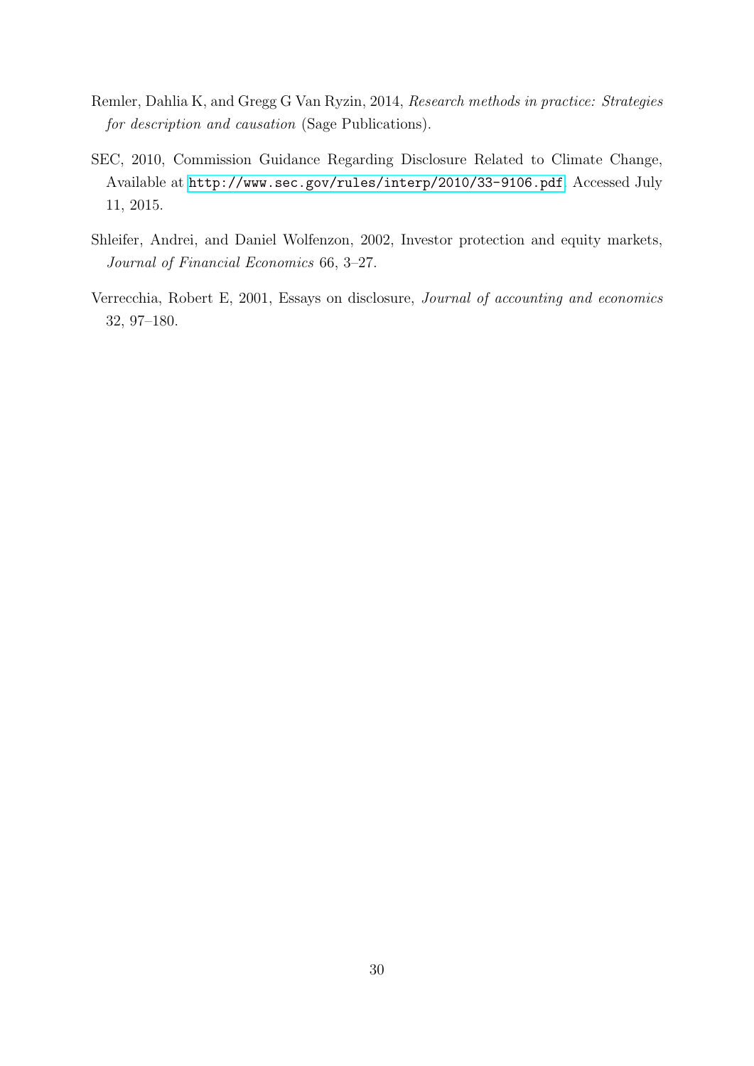Remler, Dahlia K, and Gregg G Van Ryzin, 2014, *Research methods in practice: Strategies for description and causation* (Sage Publications).

SEC, 2010, Commission Guidance Regarding Disclosure Related to Climate Change, Available at `http://www.sec.gov/rules/interp/2010/33-9106.pdf`. Accessed July 11, 2015.

Shleifer, Andrei, and Daniel Wolfenzon, 2002, Investor protection and equity markets, *Journal of Financial Economics* 66, 3–27.

Verrecchia, Robert E, 2001, Essays on disclosure, *Journal of accounting and economics* 32, 97–180.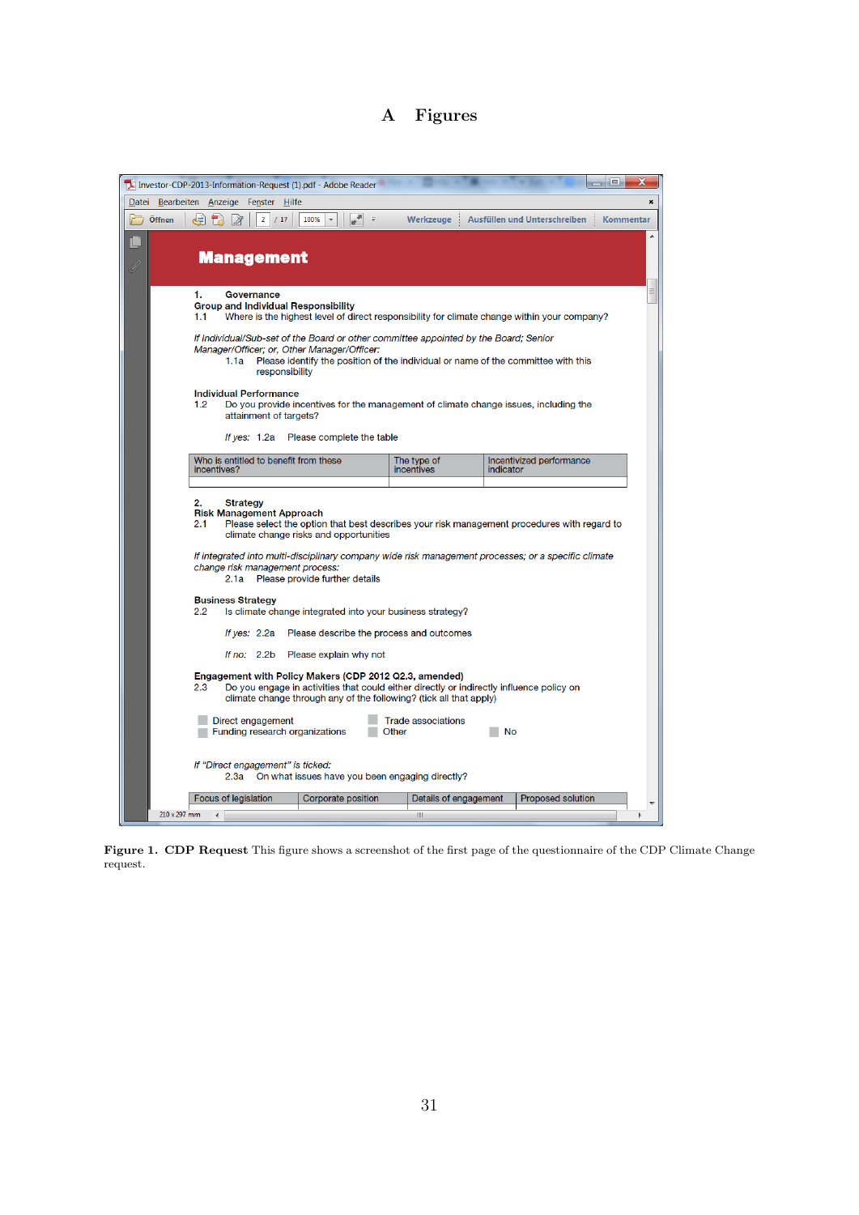# A Figures

## Management

1. Governance

Group and Individual Responsibility

1.1 Where is the highest level of direct responsibility for climate change within your company?

*If individual/Sub-set of the Board or other committee appointed by the Board; Senior Manager/Officer; or, Other Manager/Officer:*

1.1a Please identify the position of the individual or name of the committee with this responsibility

Individual Performance

1.2 Do you provide incentives for the management of climate change issues, including the attainment of targets?

*If yes:* 1.2a Please complete the table

| Who is entitled to benefit from these incentives? | The type of incentives | Incentivized performance indicator |
| --- | --- | --- |
| | | |

2. Strategy

Risk Management Approach

2.1 Please select the option that best describes your risk management procedures with regard to climate change risks and opportunities

*If integrated into multi-disciplinary company wide risk management processes; or a specific climate change risk management process:*

2.1a Please provide further details

Business Strategy

2.2 Is climate change integrated into your business strategy?

*If yes:* 2.2a Please describe the process and outcomes

*If no:* 2.2b Please explain why not

Engagement with Policy Makers (CDP 2012 Q2.3, amended)

2.3 Do you engage in activities that could either directly or indirectly influence policy on climate change through any of the following? (tick all that apply)

- Direct engagement
- Trade associations
- Funding research organizations
- Other
- No

*If "Direct engagement" is ticked:*

2.3a On what issues have you been engaging directly?

| Focus of legislation | Corporate position | Details of engagement | Proposed solution |
| --- | --- | --- | --- |

**Figure 1. CDP Request** This figure shows a screenshot of the first page of the questionnaire of the CDP Climate Change request.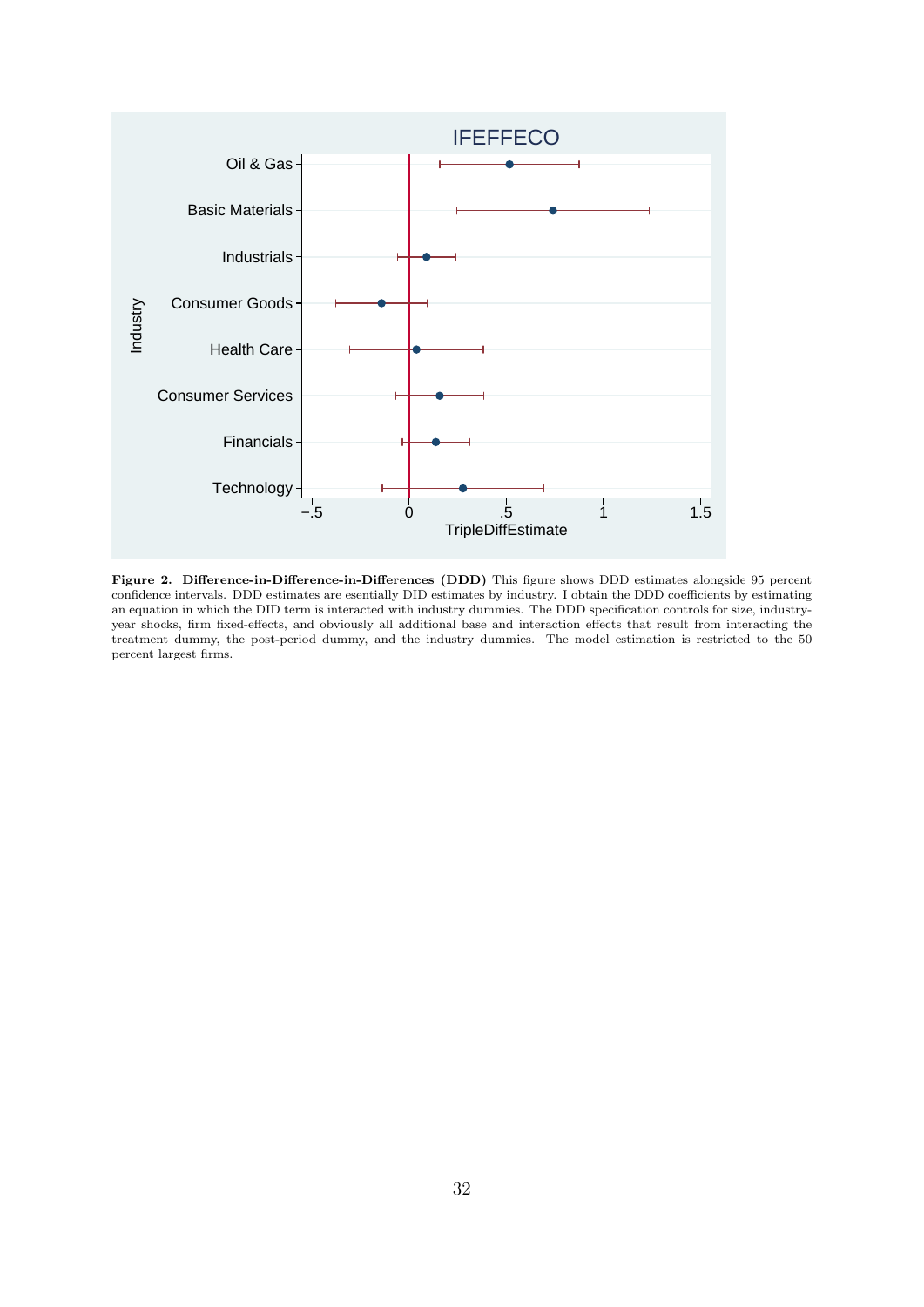**Figure 2. Difference-in-Difference-in-Differences (DDD)** This figure shows DDD estimates alongside 95 percent confidence intervals. DDD estimates are esentially DID estimates by industry. I obtain the DDD coefficients by estimating an equation in which the DID term is interacted with industry dummies. The DDD specification controls for size, industry-year shocks, firm fixed-effects, and obviously all additional base and interaction effects that result from interacting the treatment dummy, the post-period dummy, and the industry dummies. The model estimation is restricted to the 50 percent largest firms.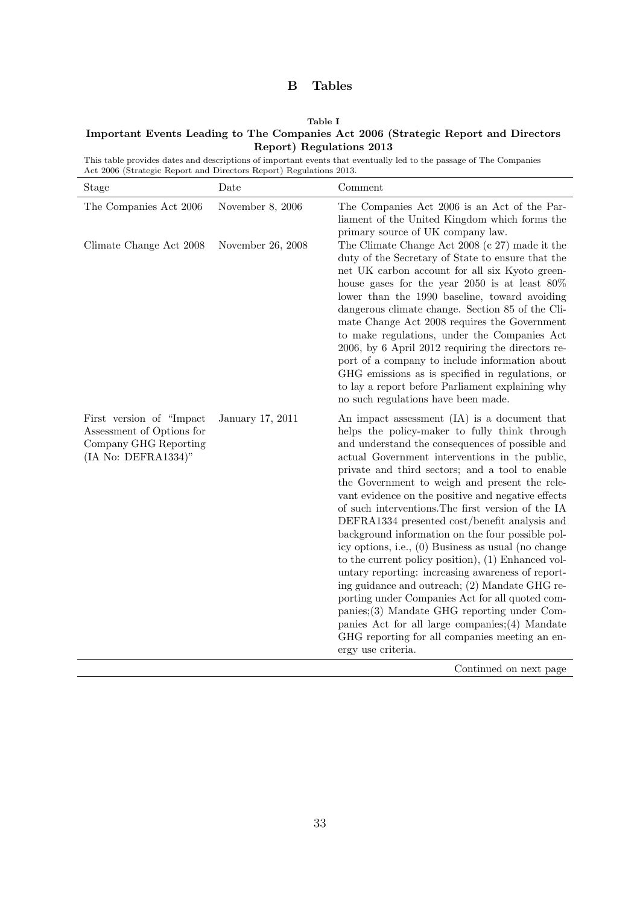## B Tables

**Table I**
**Important Events Leading to The Companies Act 2006 (Strategic Report and Directors Report) Regulations 2013**

This table provides dates and descriptions of important events that eventually led to the passage of The Companies Act 2006 (Strategic Report and Directors Report) Regulations 2013.

| Stage | Date | Comment |
|---|---|---|
| The Companies Act 2006 | November 8, 2006 | The Companies Act 2006 is an Act of the Parliament of the United Kingdom which forms the primary source of UK company law. |
| Climate Change Act 2008 | November 26, 2008 | The Climate Change Act 2008 (c 27) made it the duty of the Secretary of State to ensure that the net UK carbon account for all six Kyoto greenhouse gases for the year 2050 is at least 80% lower than the 1990 baseline, toward avoiding dangerous climate change. Section 85 of the Climate Change Act 2008 requires the Government to make regulations, under the Companies Act 2006, by 6 April 2012 requiring the directors report of a company to include information about GHG emissions as is specified in regulations, or to lay a report before Parliament explaining why no such regulations have been made. |
| First version of "Impact Assessment of Options for Company GHG Reporting (IA No: DEFRA1334)" | January 17, 2011 | An impact assessment (IA) is a document that helps the policy-maker to fully think through and understand the consequences of possible and actual Government interventions in the public, private and third sectors; and a tool to enable the Government to weigh and present the relevant evidence on the positive and negative effects of such interventions.The first version of the IA DEFRA1334 presented cost/benefit analysis and background information on the four possible policy options, i.e., (0) Business as usual (no change to the current policy position), (1) Enhanced voluntary reporting: increasing awareness of reporting guidance and outreach; (2) Mandate GHG reporting under Companies Act for all quoted companies;(3) Mandate GHG reporting under Companies Act for all large companies;(4) Mandate GHG reporting for all companies meeting an energy use criteria. |

Continued on next page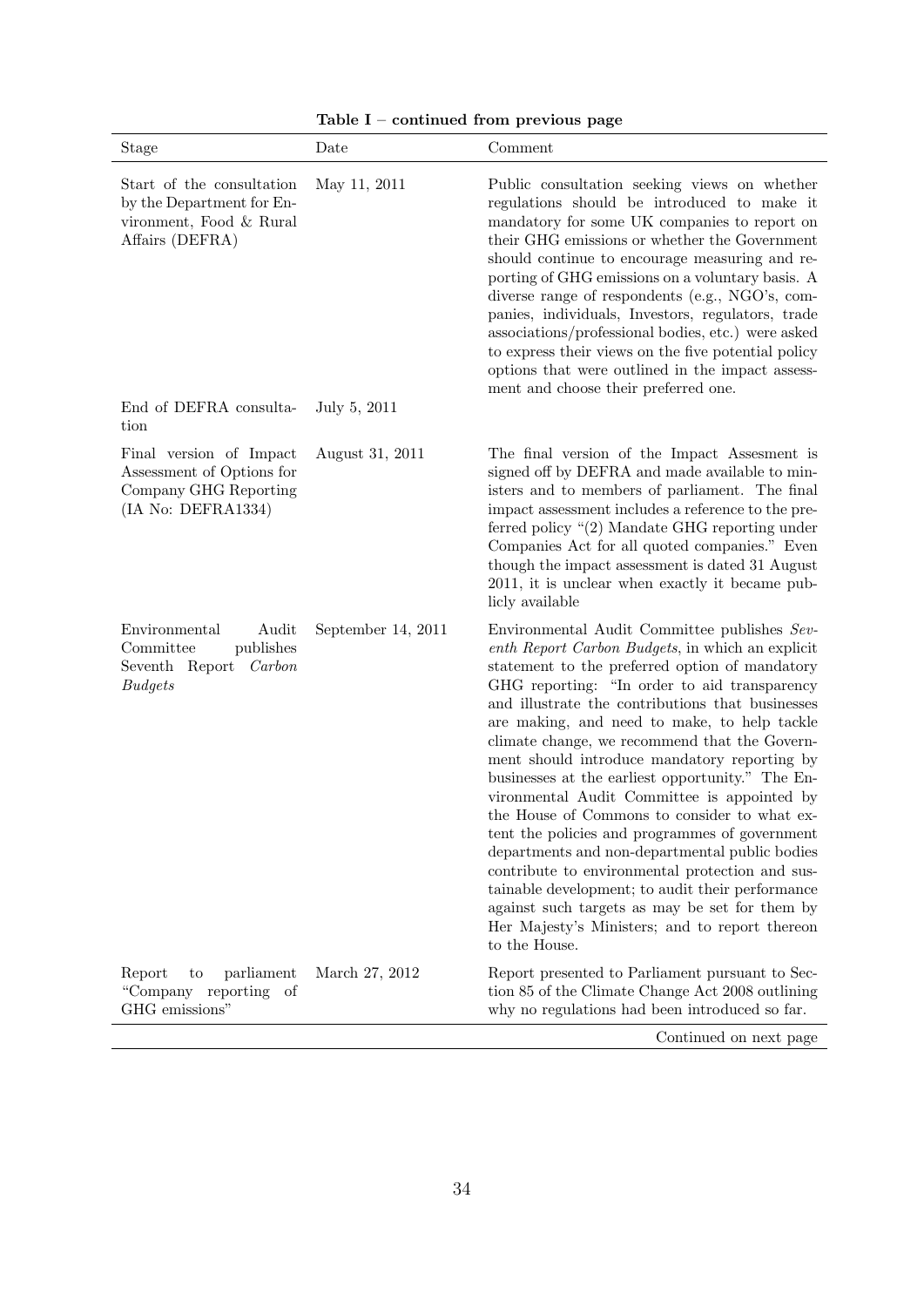**Table I – continued from previous page**

| Stage | Date | Comment |
|---|---|---|
| Start of the consultation by the Department for Environment, Food & Rural Affairs (DEFRA) | May 11, 2011 | Public consultation seeking views on whether regulations should be introduced to make it mandatory for some UK companies to report on their GHG emissions or whether the Government should continue to encourage measuring and reporting of GHG emissions on a voluntary basis. A diverse range of respondents (e.g., NGO's, companies, individuals, Investors, regulators, trade associations/professional bodies, etc.) were asked to express their views on the five potential policy options that were outlined in the impact assessment and choose their preferred one. |
| End of DEFRA consultation | July 5, 2011 | |
| Final version of Impact Assessment of Options for Company GHG Reporting (IA No: DEFRA1334) | August 31, 2011 | The final version of the Impact Assesment is signed off by DEFRA and made available to ministers and to members of parliament. The final impact assessment includes a reference to the preferred policy "(2) Mandate GHG reporting under Companies Act for all quoted companies." Even though the impact assessment is dated 31 August 2011, it is unclear when exactly it became publicly available |
| Environmental Audit Committee publishes Seventh Report *Carbon Budgets* | September 14, 2011 | Environmental Audit Committee publishes *Seventh Report Carbon Budgets*, in which an explicit statement to the preferred option of mandatory GHG reporting: "In order to aid transparency and illustrate the contributions that businesses are making, and need to make, to help tackle climate change, we recommend that the Government should introduce mandatory reporting by businesses at the earliest opportunity." The Environmental Audit Committee is appointed by the House of Commons to consider to what extent the policies and programmes of government departments and non-departmental public bodies contribute to environmental protection and sustainable development; to audit their performance against such targets as may be set for them by Her Majesty's Ministers; and to report thereon to the House. |
| Report to parliament "Company reporting of GHG emissions" | March 27, 2012 | Report presented to Parliament pursuant to Section 85 of the Climate Change Act 2008 outlining why no regulations had been introduced so far. |

Continued on next page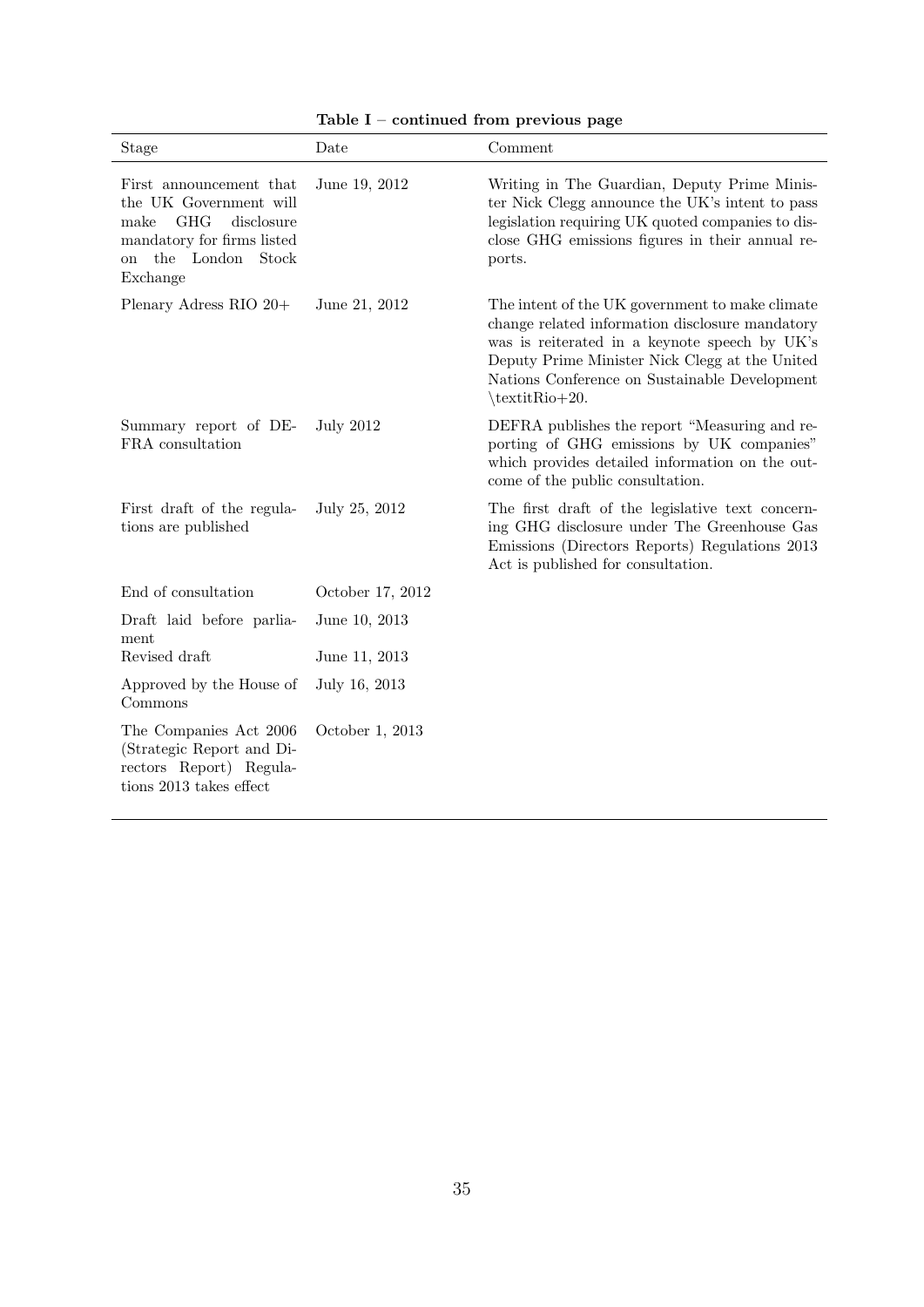**Table I – continued from previous page**

| Stage | Date | Comment |
|---|---|---|
| First announcement that the UK Government will make GHG disclosure mandatory for firms listed on the London Stock Exchange | June 19, 2012 | Writing in The Guardian, Deputy Prime Minister Nick Clegg announce the UK's intent to pass legislation requiring UK quoted companies to disclose GHG emissions figures in their annual reports. |
| Plenary Adress RIO 20+ | June 21, 2012 | The intent of the UK government to make climate change related information disclosure mandatory was is reiterated in a keynote speech by UK's Deputy Prime Minister Nick Clegg at the United Nations Conference on Sustainable Development \textitRio+20. |
| Summary report of DEFRA consultation | July 2012 | DEFRA publishes the report "Measuring and reporting of GHG emissions by UK companies" which provides detailed information on the outcome of the public consultation. |
| First draft of the regulations are published | July 25, 2012 | The first draft of the legislative text concerning GHG disclosure under The Greenhouse Gas Emissions (Directors Reports) Regulations 2013 Act is published for consultation. |
| End of consultation | October 17, 2012 | |
| Draft laid before parliament | June 10, 2013 | |
| Revised draft | June 11, 2013 | |
| Approved by the House of Commons | July 16, 2013 | |
| The Companies Act 2006 (Strategic Report and Directors Report) Regulations 2013 takes effect | October 1, 2013 | |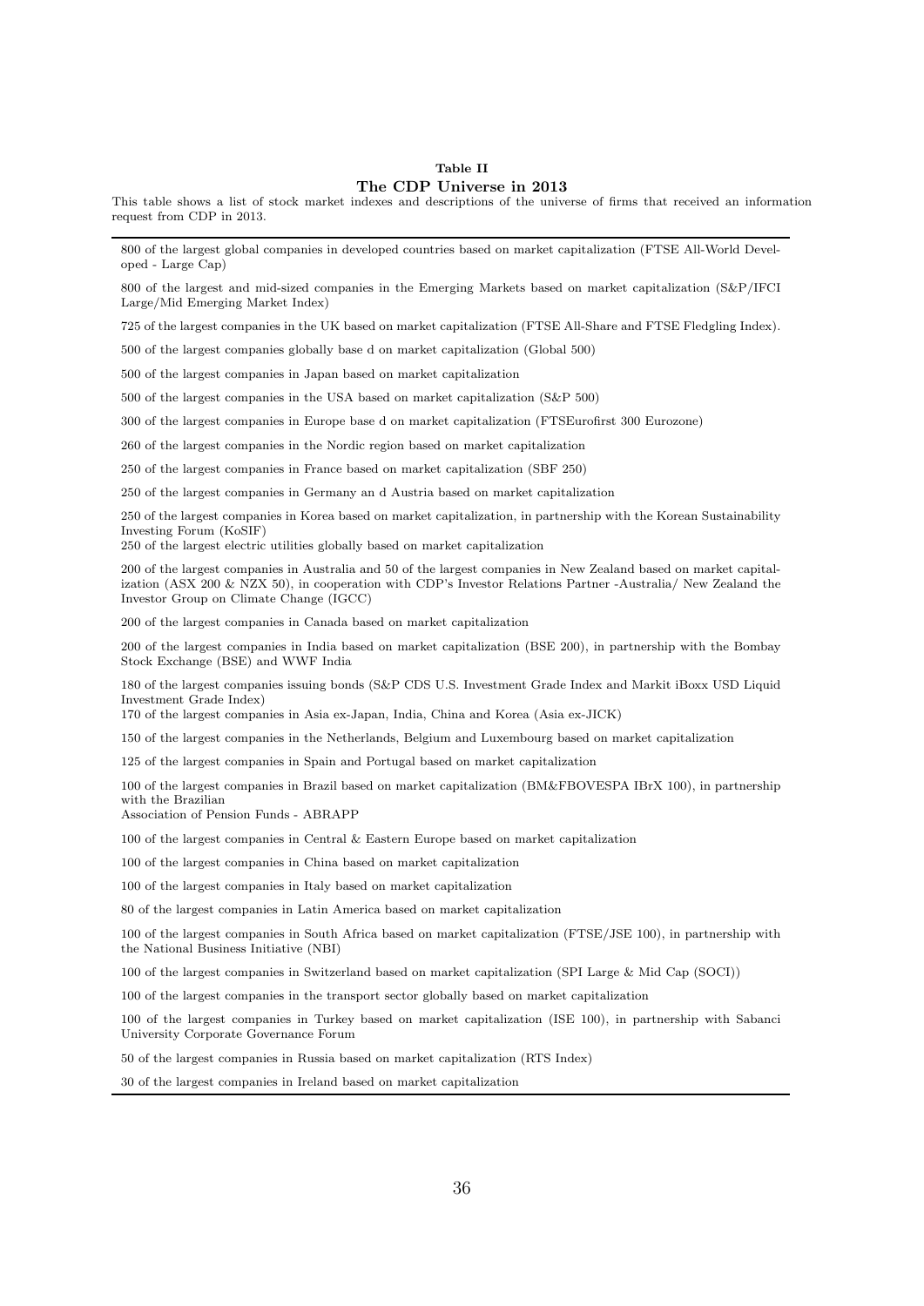**Table II**

**The CDP Universe in 2013**

This table shows a list of stock market indexes and descriptions of the universe of firms that received an information request from CDP in 2013.

| |
|---|
| 800 of the largest global companies in developed countries based on market capitalization (FTSE All-World Developed - Large Cap) |
| 800 of the largest and mid-sized companies in the Emerging Markets based on market capitalization (S&P/IFCI Large/Mid Emerging Market Index) |
| 725 of the largest companies in the UK based on market capitalization (FTSE All-Share and FTSE Fledgling Index). |
| 500 of the largest companies globally base d on market capitalization (Global 500) |
| 500 of the largest companies in Japan based on market capitalization |
| 500 of the largest companies in the USA based on market capitalization (S&P 500) |
| 300 of the largest companies in Europe base d on market capitalization (FTSEurofirst 300 Eurozone) |
| 260 of the largest companies in the Nordic region based on market capitalization |
| 250 of the largest companies in France based on market capitalization (SBF 250) |
| 250 of the largest companies in Germany an d Austria based on market capitalization |
| 250 of the largest companies in Korea based on market capitalization, in partnership with the Korean Sustainability Investing Forum (KoSIF) |
| 250 of the largest electric utilities globally based on market capitalization |
| 200 of the largest companies in Australia and 50 of the largest companies in New Zealand based on market capitalization (ASX 200 & NZX 50), in cooperation with CDP's Investor Relations Partner -Australia/ New Zealand the Investor Group on Climate Change (IGCC) |
| 200 of the largest companies in Canada based on market capitalization |
| 200 of the largest companies in India based on market capitalization (BSE 200), in partnership with the Bombay Stock Exchange (BSE) and WWF India |
| 180 of the largest companies issuing bonds (S&P CDS U.S. Investment Grade Index and Markit iBoxx USD Liquid Investment Grade Index) |
| 170 of the largest companies in Asia ex-Japan, India, China and Korea (Asia ex-JICK) |
| 150 of the largest companies in the Netherlands, Belgium and Luxembourg based on market capitalization |
| 125 of the largest companies in Spain and Portugal based on market capitalization |
| 100 of the largest companies in Brazil based on market capitalization (BM&FBOVESPA IBrX 100), in partnership with the Brazilian Association of Pension Funds - ABRAPP |
| 100 of the largest companies in Central & Eastern Europe based on market capitalization |
| 100 of the largest companies in China based on market capitalization |
| 100 of the largest companies in Italy based on market capitalization |
| 80 of the largest companies in Latin America based on market capitalization |
| 100 of the largest companies in South Africa based on market capitalization (FTSE/JSE 100), in partnership with the National Business Initiative (NBI) |
| 100 of the largest companies in Switzerland based on market capitalization (SPI Large & Mid Cap (SOCI)) |
| 100 of the largest companies in the transport sector globally based on market capitalization |
| 100 of the largest companies in Turkey based on market capitalization (ISE 100), in partnership with Sabanci University Corporate Governance Forum |
| 50 of the largest companies in Russia based on market capitalization (RTS Index) |
| 30 of the largest companies in Ireland based on market capitalization |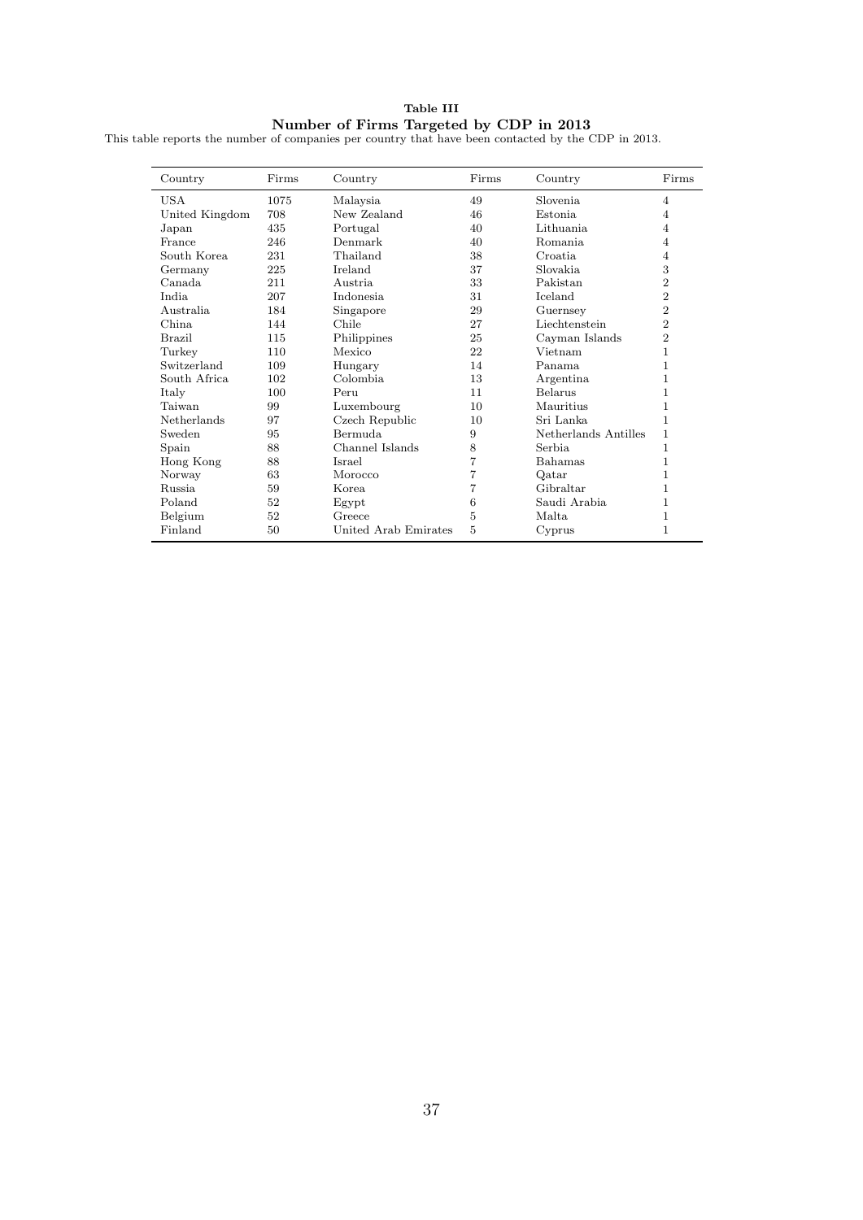**Table III**
**Number of Firms Targeted by CDP in 2013**

This table reports the number of companies per country that have been contacted by the CDP in 2013.

| Country | Firms | Country | Firms | Country | Firms |
|---|---|---|---|---|---|
| USA | 1075 | Malaysia | 49 | Slovenia | 4 |
| United Kingdom | 708 | New Zealand | 46 | Estonia | 4 |
| Japan | 435 | Portugal | 40 | Lithuania | 4 |
| France | 246 | Denmark | 40 | Romania | 4 |
| South Korea | 231 | Thailand | 38 | Croatia | 4 |
| Germany | 225 | Ireland | 37 | Slovakia | 3 |
| Canada | 211 | Austria | 33 | Pakistan | 2 |
| India | 207 | Indonesia | 31 | Iceland | 2 |
| Australia | 184 | Singapore | 29 | Guernsey | 2 |
| China | 144 | Chile | 27 | Liechtenstein | 2 |
| Brazil | 115 | Philippines | 25 | Cayman Islands | 2 |
| Turkey | 110 | Mexico | 22 | Vietnam | 1 |
| Switzerland | 109 | Hungary | 14 | Panama | 1 |
| South Africa | 102 | Colombia | 13 | Argentina | 1 |
| Italy | 100 | Peru | 11 | Belarus | 1 |
| Taiwan | 99 | Luxembourg | 10 | Mauritius | 1 |
| Netherlands | 97 | Czech Republic | 10 | Sri Lanka | 1 |
| Sweden | 95 | Bermuda | 9 | Netherlands Antilles | 1 |
| Spain | 88 | Channel Islands | 8 | Serbia | 1 |
| Hong Kong | 88 | Israel | 7 | Bahamas | 1 |
| Norway | 63 | Morocco | 7 | Qatar | 1 |
| Russia | 59 | Korea | 7 | Gibraltar | 1 |
| Poland | 52 | Egypt | 6 | Saudi Arabia | 1 |
| Belgium | 52 | Greece | 5 | Malta | 1 |
| Finland | 50 | United Arab Emirates | 5 | Cyprus | 1 |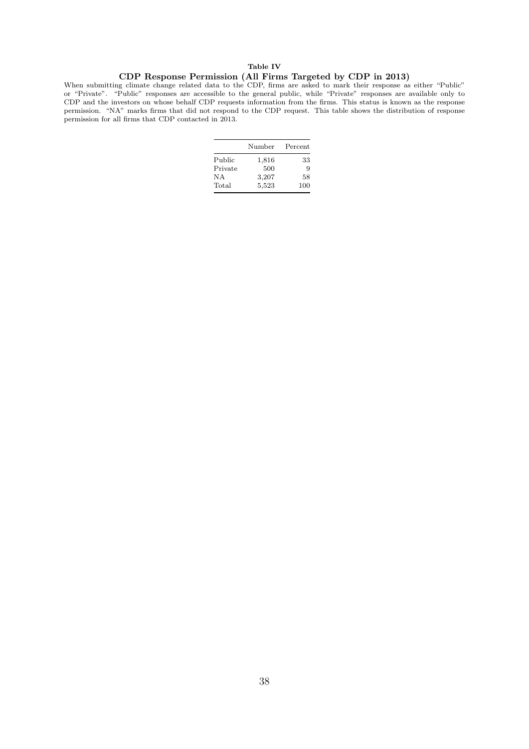**Table IV**

**CDP Response Permission (All Firms Targeted by CDP in 2013)**

When submitting climate change related data to the CDP, firms are asked to mark their response as either "Public" or "Private". "Public" responses are accessible to the general public, while "Private" responses are available only to CDP and the investors on whose behalf CDP requests information from the firms. This status is known as the response permission. "NA" marks firms that did not respond to the CDP request. This table shows the distribution of response permission for all firms that CDP contacted in 2013.

| | Number | Percent |
|---|---|---|
| Public | 1,816 | 33 |
| Private | 500 | 9 |
| NA | 3,207 | 58 |
| Total | 5,523 | 100 |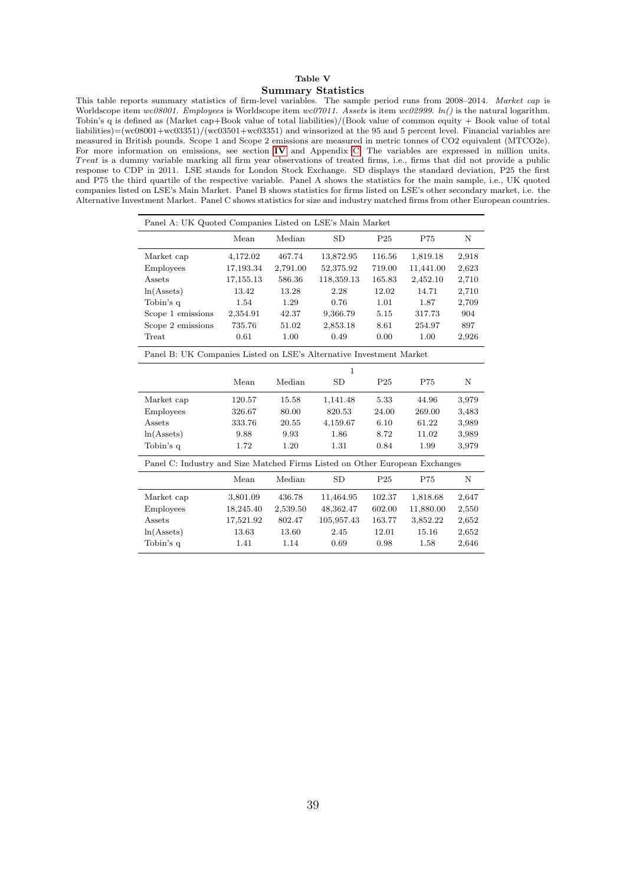**Table V**

**Summary Statistics**

This table reports summary statistics of firm-level variables. The sample period runs from 2008–2014. *Market cap* is Worldscope item *wc08001*. *Employees* is Worldscope item *wc07011*. *Assets* is item *wc02999*. *ln()* is the natural logarithm. Tobin's q is defined as (Market cap+Book value of total liabilities)/(Book value of common equity + Book value of total liabilities)=(wc08001+wc03351)/(wc03501+wc03351) and winsorized at the 95 and 5 percent level. Financial variables are measured in British pounds. Scope 1 and Scope 2 emissions are measured in metric tonnes of CO2 equivalent (MTCO2e). For more information on emissions, see section IV and Appendix C. The variables are expressed in million units. *Treat* is a dummy variable marking all firm year observations of treated firms, i.e., firms that did not provide a public response to CDP in 2011. LSE stands for London Stock Exchange. SD displays the standard deviation, P25 the first and P75 the third quartile of the respective variable. Panel A shows the statistics for the main sample, i.e., UK quoted companies listed on LSE's Main Market. Panel B shows statistics for firms listed on LSE's other secondary market, i.e. the Alternative Investment Market. Panel C shows statistics for size and industry matched firms from other European countries.

| Panel A: UK Quoted Companies Listed on LSE's Main Market | | | | | | |
|---|---|---|---|---|---|---|
| | Mean | Median | SD | P25 | P75 | N |
| Market cap | 4,172.02 | 467.74 | 13,872.95 | 116.56 | 1,819.18 | 2,918 |
| Employees | 17,193.34 | 2,791.00 | 52,375.92 | 719.00 | 11,441.00 | 2,623 |
| Assets | 17,155.13 | 586.36 | 118,359.13 | 165.83 | 2,452.10 | 2,710 |
| ln(Assets) | 13.42 | 13.28 | 2.28 | 12.02 | 14.71 | 2,710 |
| Tobin's q | 1.54 | 1.29 | 0.76 | 1.01 | 1.87 | 2,709 |
| Scope 1 emissions | 2,354.91 | 42.37 | 9,366.79 | 5.15 | 317.73 | 904 |
| Scope 2 emissions | 735.76 | 51.02 | 2,853.18 | 8.61 | 254.97 | 897 |
| Treat | 0.61 | 1.00 | 0.49 | 0.00 | 1.00 | 2,926 |

| Panel B: UK Companies Listed on LSE's Alternative Investment Market | | | | | | |
|---|---|---|---|---|---|---|
| | | | 1 | | | |
| | Mean | Median | SD | P25 | P75 | N |
| Market cap | 120.57 | 15.58 | 1,141.48 | 5.33 | 44.96 | 3,979 |
| Employees | 326.67 | 80.00 | 820.53 | 24.00 | 269.00 | 3,483 |
| Assets | 333.76 | 20.55 | 4,159.67 | 6.10 | 61.22 | 3,989 |
| ln(Assets) | 9.88 | 9.93 | 1.86 | 8.72 | 11.02 | 3,989 |
| Tobin's q | 1.72 | 1.20 | 1.31 | 0.84 | 1.99 | 3,979 |

| Panel C: Industry and Size Matched Firms Listed on Other European Exchanges | | | | | | |
|---|---|---|---|---|---|---|
| | Mean | Median | SD | P25 | P75 | N |
| Market cap | 3,801.09 | 436.78 | 11,464.95 | 102.37 | 1,818.68 | 2,647 |
| Employees | 18,245.40 | 2,539.50 | 48,362.47 | 602.00 | 11,880.00 | 2,550 |
| Assets | 17,521.92 | 802.47 | 105,957.43 | 163.77 | 3,852.22 | 2,652 |
| ln(Assets) | 13.63 | 13.60 | 2.45 | 12.01 | 15.16 | 2,652 |
| Tobin's q | 1.41 | 1.14 | 0.69 | 0.98 | 1.58 | 2,646 |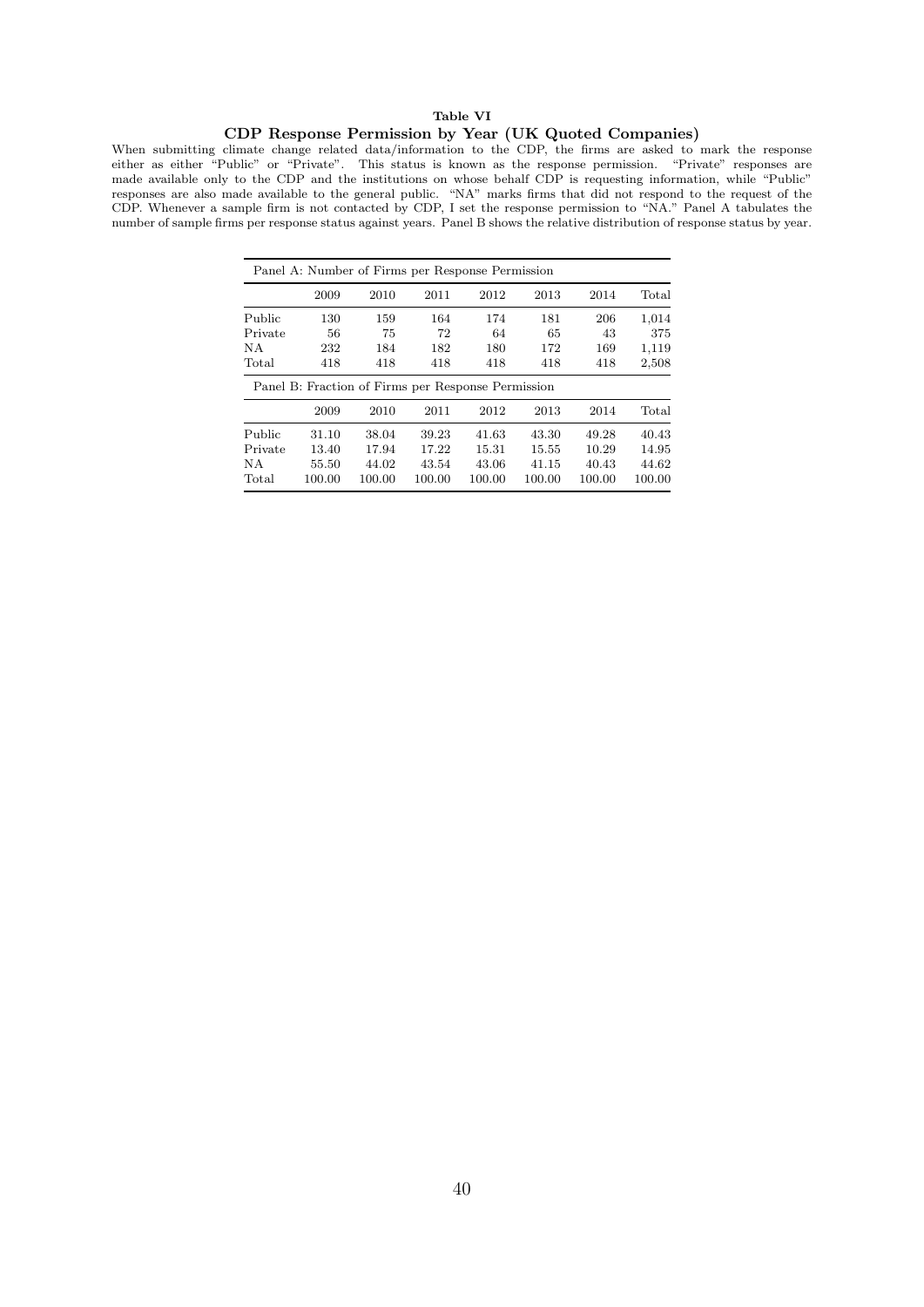**Table VI**

**CDP Response Permission by Year (UK Quoted Companies)**

When submitting climate change related data/information to the CDP, the firms are asked to mark the response either as either "Public" or "Private". This status is known as the response permission. "Private" responses are made available only to the CDP and the institutions on whose behalf CDP is requesting information, while "Public" responses are also made available to the general public. "NA" marks firms that did not respond to the request of the CDP. Whenever a sample firm is not contacted by CDP, I set the response permission to "NA." Panel A tabulates the number of sample firms per response status against years. Panel B shows the relative distribution of response status by year.

| Panel A: Number of Firms per Response Permission | | | | | | | |
|---|---|---|---|---|---|---|---|
| | 2009 | 2010 | 2011 | 2012 | 2013 | 2014 | Total |
| Public | 130 | 159 | 164 | 174 | 181 | 206 | 1,014 |
| Private | 56 | 75 | 72 | 64 | 65 | 43 | 375 |
| NA | 232 | 184 | 182 | 180 | 172 | 169 | 1,119 |
| Total | 418 | 418 | 418 | 418 | 418 | 418 | 2,508 |
| **Panel B: Fraction of Firms per Response Permission** | | | | | | | |
| | 2009 | 2010 | 2011 | 2012 | 2013 | 2014 | Total |
| Public | 31.10 | 38.04 | 39.23 | 41.63 | 43.30 | 49.28 | 40.43 |
| Private | 13.40 | 17.94 | 17.22 | 15.31 | 15.55 | 10.29 | 14.95 |
| NA | 55.50 | 44.02 | 43.54 | 43.06 | 41.15 | 40.43 | 44.62 |
| Total | 100.00 | 100.00 | 100.00 | 100.00 | 100.00 | 100.00 | 100.00 |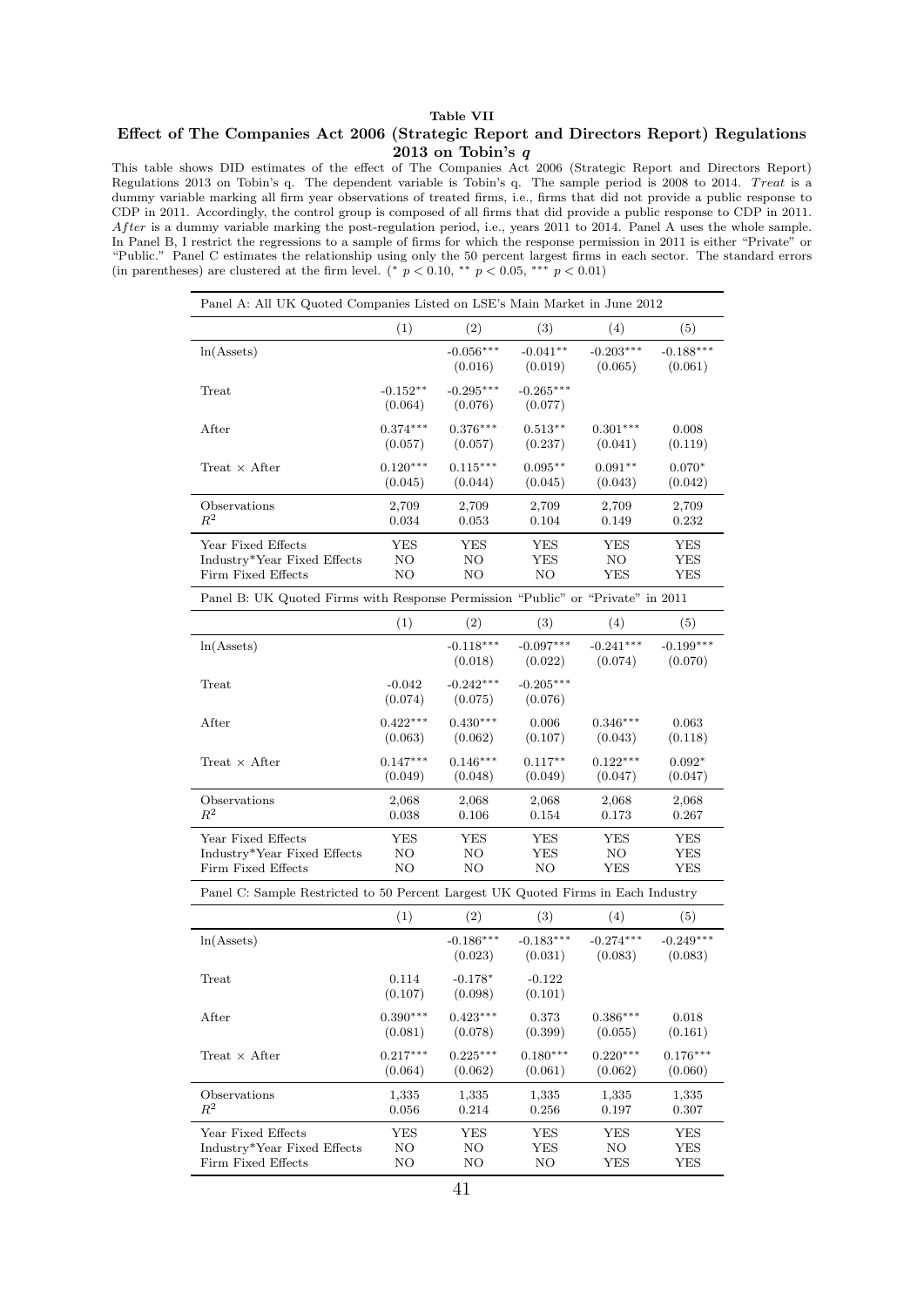**Table VII**

**Effect of The Companies Act 2006 (Strategic Report and Directors Report) Regulations 2013 on Tobin's *q***

This table shows DID estimates of the effect of The Companies Act 2006 (Strategic Report and Directors Report) Regulations 2013 on Tobin's q. The dependent variable is Tobin's q. The sample period is 2008 to 2014. *Treat* is a dummy variable marking all firm year observations of treated firms, i.e., firms that did not provide a public response to CDP in 2011. Accordingly, the control group is composed of all firms that did provide a public response to CDP in 2011. *After* is a dummy variable marking the post-regulation period, i.e., years 2011 to 2014. Panel A uses the whole sample. In Panel B, I restrict the regressions to a sample of firms for which the response permission in 2011 is either "Private" or "Public." Panel C estimates the relationship using only the 50 percent largest firms in each sector. The standard errors (in parentheses) are clustered at the firm level. (* $p < 0.10$, ** $p < 0.05$, *** $p < 0.01$)

Panel A: All UK Quoted Companies Listed on LSE's Main Market in June 2012

| | (1) | (2) | (3) | (4) | (5) |
|---|---|---|---|---|---|
| ln(Assets) | | -0.056*** | -0.041** | -0.203*** | -0.188*** |
| | | (0.016) | (0.019) | (0.065) | (0.061) |
| Treat | -0.152** | -0.295*** | -0.265*** | | |
| | (0.064) | (0.076) | (0.077) | | |
| After | 0.374*** | 0.376*** | 0.513** | 0.301*** | 0.008 |
| | (0.057) | (0.057) | (0.237) | (0.041) | (0.119) |
| Treat × After | 0.120*** | 0.115*** | 0.095** | 0.091** | 0.070* |
| | (0.045) | (0.044) | (0.045) | (0.043) | (0.042) |
| Observations | 2,709 | 2,709 | 2,709 | 2,709 | 2,709 |
| $R^2$ | 0.034 | 0.053 | 0.104 | 0.149 | 0.232 |
| Year Fixed Effects | YES | YES | YES | YES | YES |
| Industry*Year Fixed Effects | NO | NO | YES | NO | YES |
| Firm Fixed Effects | NO | NO | NO | YES | YES |

Panel B: UK Quoted Firms with Response Permission "Public" or "Private" in 2011

| | (1) | (2) | (3) | (4) | (5) |
|---|---|---|---|---|---|
| ln(Assets) | | -0.118*** | -0.097*** | -0.241*** | -0.199*** |
| | | (0.018) | (0.022) | (0.074) | (0.070) |
| Treat | -0.042 | -0.242*** | -0.205*** | | |
| | (0.074) | (0.075) | (0.076) | | |
| After | 0.422*** | 0.430*** | 0.006 | 0.346*** | 0.063 |
| | (0.063) | (0.062) | (0.107) | (0.043) | (0.118) |
| Treat × After | 0.147*** | 0.146*** | 0.117** | 0.122*** | 0.092* |
| | (0.049) | (0.048) | (0.049) | (0.047) | (0.047) |
| Observations | 2,068 | 2,068 | 2,068 | 2,068 | 2,068 |
| $R^2$ | 0.038 | 0.106 | 0.154 | 0.173 | 0.267 |
| Year Fixed Effects | YES | YES | YES | YES | YES |
| Industry*Year Fixed Effects | NO | NO | YES | NO | YES |
| Firm Fixed Effects | NO | NO | NO | YES | YES |

Panel C: Sample Restricted to 50 Percent Largest UK Quoted Firms in Each Industry

| | (1) | (2) | (3) | (4) | (5) |
|---|---|---|---|---|---|
| ln(Assets) | | -0.186*** | -0.183*** | -0.274*** | -0.249*** |
| | | (0.023) | (0.031) | (0.083) | (0.083) |
| Treat | 0.114 | -0.178* | -0.122 | | |
| | (0.107) | (0.098) | (0.101) | | |
| After | 0.390*** | 0.423*** | 0.373 | 0.386*** | 0.018 |
| | (0.081) | (0.078) | (0.399) | (0.055) | (0.161) |
| Treat × After | 0.217*** | 0.225*** | 0.180*** | 0.220*** | 0.176*** |
| | (0.064) | (0.062) | (0.061) | (0.062) | (0.060) |
| Observations | 1,335 | 1,335 | 1,335 | 1,335 | 1,335 |
| $R^2$ | 0.056 | 0.214 | 0.256 | 0.197 | 0.307 |
| Year Fixed Effects | YES | YES | YES | YES | YES |
| Industry*Year Fixed Effects | NO | NO | YES | NO | YES |
| Firm Fixed Effects | NO | NO | NO | YES | YES |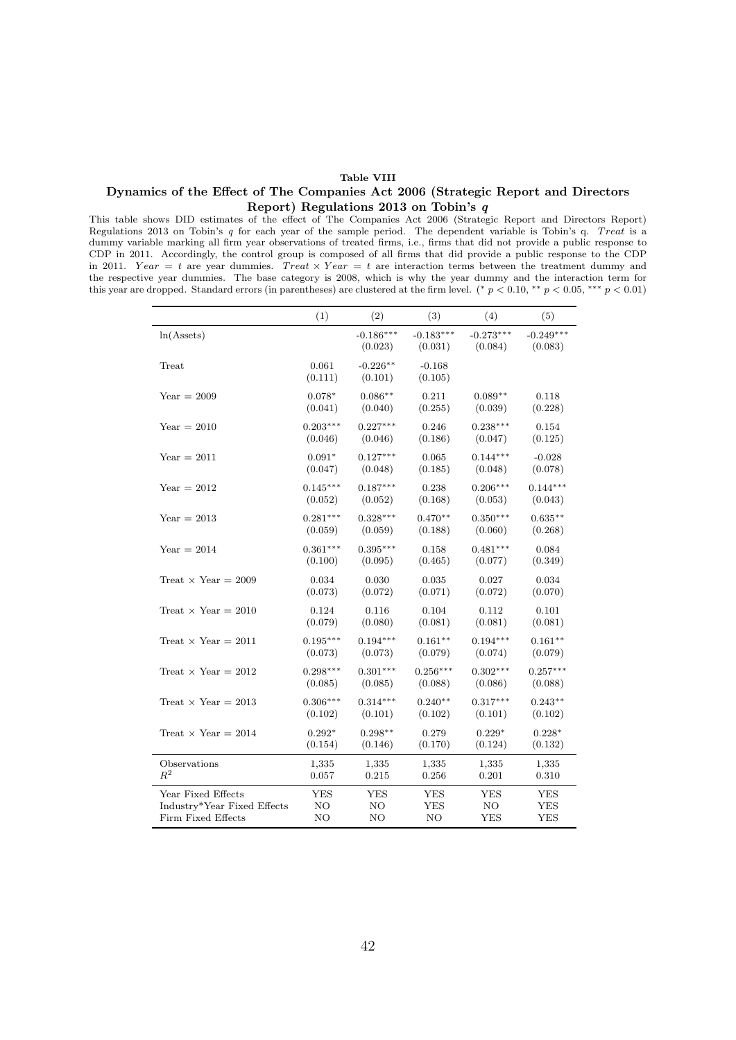**Table VIII**

**Dynamics of the Effect of The Companies Act 2006 (Strategic Report and Directors Report) Regulations 2013 on Tobin's $q$**

This table shows DID estimates of the effect of The Companies Act 2006 (Strategic Report and Directors Report) Regulations 2013 on Tobin's $q$ for each year of the sample period. The dependent variable is Tobin's q. $Treat$ is a dummy variable marking all firm year observations of treated firms, i.e., firms that did not provide a public response to CDP in 2011. Accordingly, the control group is composed of all firms that did provide a public response to the CDP in 2011. $Year = t$ are year dummies. $Treat \times Year = t$ are interaction terms between the treatment dummy and the respective year dummies. The base category is 2008, which is why the year dummy and the interaction term for this year are dropped. Standard errors (in parentheses) are clustered at the firm level. ($^{*}$ $p < 0.10$, $^{**}$ $p < 0.05$, $^{***}$ $p < 0.01$)

| | (1) | (2) | (3) | (4) | (5) |
|---|---|---|---|---|---|
| ln(Assets) | | -0.186*** | -0.183*** | -0.273*** | -0.249*** |
| | | (0.023) | (0.031) | (0.084) | (0.083) |
| Treat | 0.061 | -0.226** | -0.168 | | |
| | (0.111) | (0.101) | (0.105) | | |
| Year = 2009 | 0.078* | 0.086** | 0.211 | 0.089** | 0.118 |
| | (0.041) | (0.040) | (0.255) | (0.039) | (0.228) |
| Year = 2010 | 0.203*** | 0.227*** | 0.246 | 0.238*** | 0.154 |
| | (0.046) | (0.046) | (0.186) | (0.047) | (0.125) |
| Year = 2011 | 0.091* | 0.127*** | 0.065 | 0.144*** | -0.028 |
| | (0.047) | (0.048) | (0.185) | (0.048) | (0.078) |
| Year = 2012 | 0.145*** | 0.187*** | 0.238 | 0.206*** | 0.144*** |
| | (0.052) | (0.052) | (0.168) | (0.053) | (0.043) |
| Year = 2013 | 0.281*** | 0.328*** | 0.470** | 0.350*** | 0.635** |
| | (0.059) | (0.059) | (0.188) | (0.060) | (0.268) |
| Year = 2014 | 0.361*** | 0.395*** | 0.158 | 0.481*** | 0.084 |
| | (0.100) | (0.095) | (0.465) | (0.077) | (0.349) |
| Treat × Year = 2009 | 0.034 | 0.030 | 0.035 | 0.027 | 0.034 |
| | (0.073) | (0.072) | (0.071) | (0.072) | (0.070) |
| Treat × Year = 2010 | 0.124 | 0.116 | 0.104 | 0.112 | 0.101 |
| | (0.079) | (0.080) | (0.081) | (0.081) | (0.081) |
| Treat × Year = 2011 | 0.195*** | 0.194*** | 0.161** | 0.194*** | 0.161** |
| | (0.073) | (0.073) | (0.079) | (0.074) | (0.079) |
| Treat × Year = 2012 | 0.298*** | 0.301*** | 0.256*** | 0.302*** | 0.257*** |
| | (0.085) | (0.085) | (0.088) | (0.086) | (0.088) |
| Treat × Year = 2013 | 0.306*** | 0.314*** | 0.240** | 0.317*** | 0.243** |
| | (0.102) | (0.101) | (0.102) | (0.101) | (0.102) |
| Treat × Year = 2014 | 0.292* | 0.298** | 0.279 | 0.229* | 0.228* |
| | (0.154) | (0.146) | (0.170) | (0.124) | (0.132) |
| Observations | 1,335 | 1,335 | 1,335 | 1,335 | 1,335 |
| $R^2$ | 0.057 | 0.215 | 0.256 | 0.201 | 0.310 |
| Year Fixed Effects | YES | YES | YES | YES | YES |
| Industry*Year Fixed Effects | NO | NO | YES | NO | YES |
| Firm Fixed Effects | NO | NO | NO | YES | YES |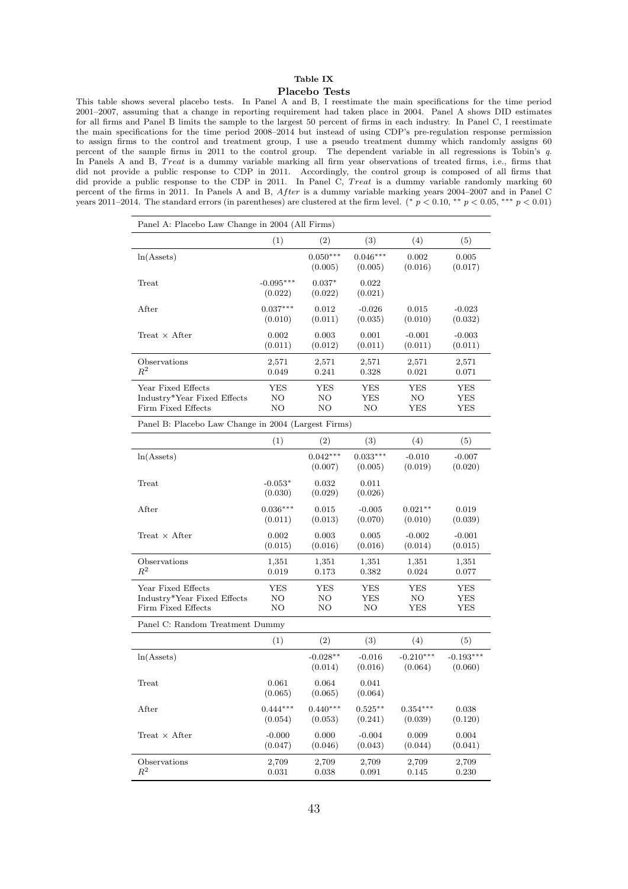**Table IX**

**Placebo Tests**

This table shows several placebo tests. In Panel A and B, I reestimate the main specifications for the time period 2001–2007, assuming that a change in reporting requirement had taken place in 2004. Panel A shows DID estimates for all firms and Panel B limits the sample to the largest 50 percent of firms in each industry. In Panel C, I reestimate the main specifications for the time period 2008–2014 but instead of using CDP's pre-regulation response permission to assign firms to the control and treatment group, I use a pseudo treatment dummy which randomly assigns 60 percent of the sample firms in 2011 to the control group. The dependent variable in all regressions is Tobin's *q*. In Panels A and B, *Treat* is a dummy variable marking all firm year observations of treated firms, i.e., firms that did not provide a public response to CDP in 2011. Accordingly, the control group is composed of all firms that did provide a public response to the CDP in 2011. In Panel C, *Treat* is a dummy variable randomly marking 60 percent of the firms in 2011. In Panels A and B, *After* is a dummy variable marking years 2004–2007 and in Panel C years 2011–2014. The standard errors (in parentheses) are clustered at the firm level. ($^{*}$ $p < 0.10$, $^{**}$ $p < 0.05$, $^{***}$ $p < 0.01$)

| Panel A: Placebo Law Change in 2004 (All Firms) | | | | | |
|---|---|---|---|---|---|
| | (1) | (2) | (3) | (4) | (5) |
| ln(Assets) | | 0.050*** | 0.046*** | 0.002 | 0.005 |
| | | (0.005) | (0.005) | (0.016) | (0.017) |
| Treat | -0.095*** | 0.037* | 0.022 | | |
| | (0.022) | (0.022) | (0.021) | | |
| After | 0.037*** | 0.012 | -0.026 | 0.015 | -0.023 |
| | (0.010) | (0.011) | (0.035) | (0.010) | (0.032) |
| Treat × After | 0.002 | 0.003 | 0.001 | -0.001 | -0.003 |
| | (0.011) | (0.012) | (0.011) | (0.011) | (0.011) |
| Observations | 2,571 | 2,571 | 2,571 | 2,571 | 2,571 |
| $R^2$ | 0.049 | 0.241 | 0.328 | 0.021 | 0.071 |
| Year Fixed Effects | YES | YES | YES | YES | YES |
| Industry*Year Fixed Effects | NO | NO | YES | NO | YES |
| Firm Fixed Effects | NO | NO | NO | YES | YES |

| Panel B: Placebo Law Change in 2004 (Largest Firms) | | | | | |
|---|---|---|---|---|---|
| | (1) | (2) | (3) | (4) | (5) |
| ln(Assets) | | 0.042*** | 0.033*** | -0.010 | -0.007 |
| | | (0.007) | (0.005) | (0.019) | (0.020) |
| Treat | -0.053* | 0.032 | 0.011 | | |
| | (0.030) | (0.029) | (0.026) | | |
| After | 0.036*** | 0.015 | -0.005 | 0.021** | 0.019 |
| | (0.011) | (0.013) | (0.070) | (0.010) | (0.039) |
| Treat × After | 0.002 | 0.003 | 0.005 | -0.002 | -0.001 |
| | (0.015) | (0.016) | (0.016) | (0.014) | (0.015) |
| Observations | 1,351 | 1,351 | 1,351 | 1,351 | 1,351 |
| $R^2$ | 0.019 | 0.173 | 0.382 | 0.024 | 0.077 |
| Year Fixed Effects | YES | YES | YES | YES | YES |
| Industry*Year Fixed Effects | NO | NO | YES | NO | YES |
| Firm Fixed Effects | NO | NO | NO | YES | YES |

| Panel C: Random Treatment Dummy | | | | | |
|---|---|---|---|---|---|
| | (1) | (2) | (3) | (4) | (5) |
| ln(Assets) | | -0.028** | -0.016 | -0.210*** | -0.193*** |
| | | (0.014) | (0.016) | (0.064) | (0.060) |
| Treat | 0.061 | 0.064 | 0.041 | | |
| | (0.065) | (0.065) | (0.064) | | |
| After | 0.444*** | 0.440*** | 0.525** | 0.354*** | 0.038 |
| | (0.054) | (0.053) | (0.241) | (0.039) | (0.120) |
| Treat × After | -0.000 | 0.000 | -0.004 | 0.009 | 0.004 |
| | (0.047) | (0.046) | (0.043) | (0.044) | (0.041) |
| Observations | 2,709 | 2,709 | 2,709 | 2,709 | 2,709 |
| $R^2$ | 0.031 | 0.038 | 0.091 | 0.145 | 0.230 |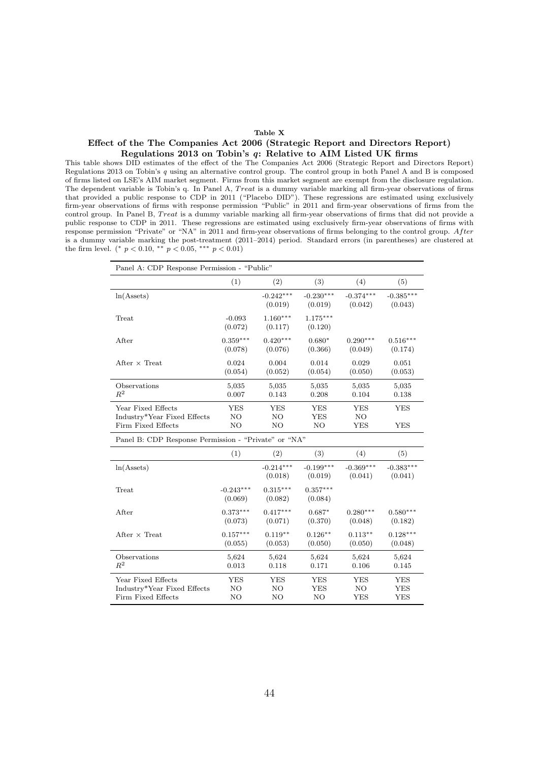**Table X**

**Effect of the The Companies Act 2006 (Strategic Report and Directors Report) Regulations 2013 on Tobin's $q$: Relative to AIM Listed UK firms**

This table shows DID estimates of the effect of the The Companies Act 2006 (Strategic Report and Directors Report) Regulations 2013 on Tobin's $q$ using an alternative control group. The control group in both Panel A and B is composed of firms listed on LSE's AIM market segment. Firms from this market segment are exempt from the disclosure regulation. The dependent variable is Tobin's q. In Panel A, *Treat* is a dummy variable marking all firm-year observations of firms that provided a public response to CDP in 2011 ("Placebo DID"). These regressions are estimated using exclusively firm-year observations of firms with response permission "Public" in 2011 and firm-year observations of firms from the control group. In Panel B, *Treat* is a dummy variable marking all firm-year observations of firms that did not provide a public response to CDP in 2011. These regressions are estimated using exclusively firm-year observations of firms with response permission "Private" or "NA" in 2011 and firm-year observations of firms belonging to the control group. *After* is a dummy variable marking the post-treatment (2011–2014) period. Standard errors (in parentheses) are clustered at the firm level. ($^{*}$ $p < 0.10$, $^{**}$ $p < 0.05$, $^{***}$ $p < 0.01$)

| Panel A: CDP Response Permission - "Public" | | | | | |
|---|---|---|---|---|---|
| | (1) | (2) | (3) | (4) | (5) |
| ln(Assets) | | -0.242$^{***}$ | -0.230$^{***}$ | -0.374$^{***}$ | -0.385$^{***}$ |
| | | (0.019) | (0.019) | (0.042) | (0.043) |
| Treat | -0.093 | 1.160$^{***}$ | 1.175$^{***}$ | | |
| | (0.072) | (0.117) | (0.120) | | |
| After | 0.359$^{***}$ | 0.420$^{***}$ | 0.680$^{*}$ | 0.290$^{***}$ | 0.516$^{***}$ |
| | (0.078) | (0.076) | (0.366) | (0.049) | (0.174) |
| After × Treat | 0.024 | 0.004 | 0.014 | 0.029 | 0.051 |
| | (0.054) | (0.052) | (0.054) | (0.050) | (0.053) |
| Observations | 5,035 | 5,035 | 5,035 | 5,035 | 5,035 |
| $R^2$ | 0.007 | 0.143 | 0.208 | 0.104 | 0.138 |
| Year Fixed Effects | YES | YES | YES | YES | YES |
| Industry*Year Fixed Effects | NO | NO | YES | NO | |
| Firm Fixed Effects | NO | NO | NO | YES | YES |

| Panel B: CDP Response Permission - "Private" or "NA" | | | | | |
|---|---|---|---|---|---|
| | (1) | (2) | (3) | (4) | (5) |
| ln(Assets) | | -0.214$^{***}$ | -0.199$^{***}$ | -0.369$^{***}$ | -0.383$^{***}$ |
| | | (0.018) | (0.019) | (0.041) | (0.041) |
| Treat | -0.243$^{***}$ | 0.315$^{***}$ | 0.357$^{***}$ | | |
| | (0.069) | (0.082) | (0.084) | | |
| After | 0.373$^{***}$ | 0.417$^{***}$ | 0.687$^{*}$ | 0.280$^{***}$ | 0.580$^{***}$ |
| | (0.073) | (0.071) | (0.370) | (0.048) | (0.182) |
| After × Treat | 0.157$^{***}$ | 0.119$^{**}$ | 0.126$^{**}$ | 0.113$^{**}$ | 0.128$^{***}$ |
| | (0.055) | (0.053) | (0.050) | (0.050) | (0.048) |
| Observations | 5,624 | 5,624 | 5,624 | 5,624 | 5,624 |
| $R^2$ | 0.013 | 0.118 | 0.171 | 0.106 | 0.145 |
| Year Fixed Effects | YES | YES | YES | YES | YES |
| Industry*Year Fixed Effects | NO | NO | YES | NO | YES |
| Firm Fixed Effects | NO | NO | NO | YES | YES |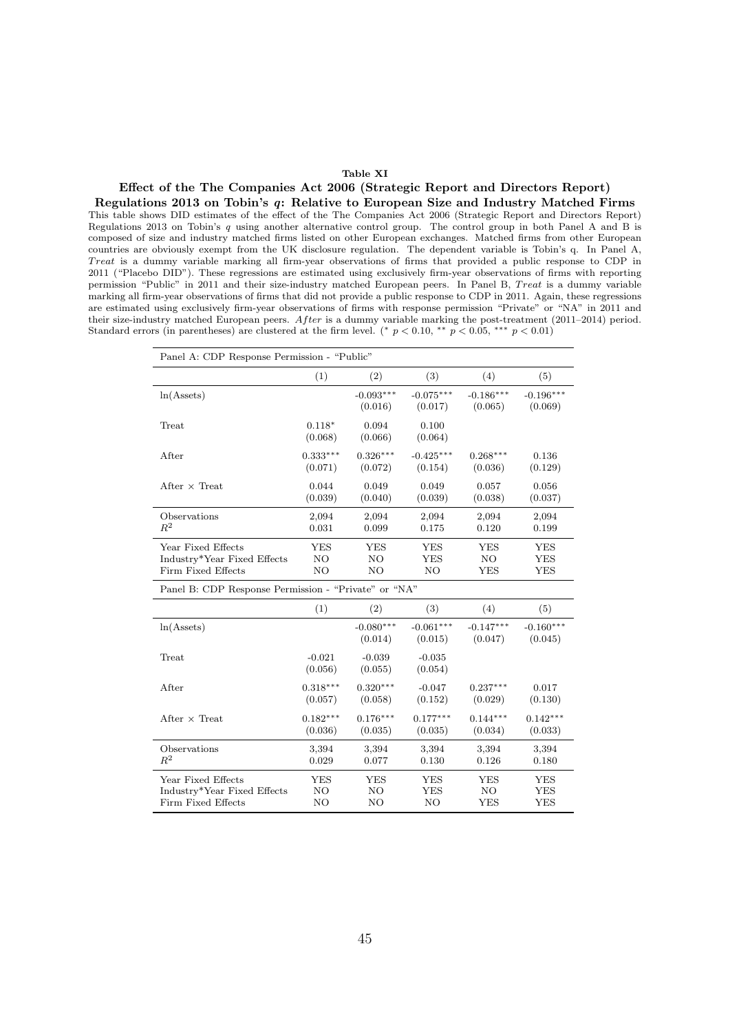**Table XI**

**Effect of the The Companies Act 2006 (Strategic Report and Directors Report) Regulations 2013 on Tobin's $q$: Relative to European Size and Industry Matched Firms**

This table shows DID estimates of the effect of the The Companies Act 2006 (Strategic Report and Directors Report) Regulations 2013 on Tobin's $q$ using another alternative control group. The control group in both Panel A and B is composed of size and industry matched firms listed on other European exchanges. Matched firms from other European countries are obviously exempt from the UK disclosure regulation. The dependent variable is Tobin's q. In Panel A, *Treat* is a dummy variable marking all firm-year observations of firms that provided a public response to CDP in 2011 ("Placebo DID"). These regressions are estimated using exclusively firm-year observations of firms with reporting permission "Public" in 2011 and their size-industry matched European peers. In Panel B, *Treat* is a dummy variable marking all firm-year observations of firms that did not provide a public response to CDP in 2011. Again, these regressions are estimated using exclusively firm-year observations of firms with response permission "Private" or "NA" in 2011 and their size-industry matched European peers. *After* is a dummy variable marking the post-treatment (2011–2014) period. Standard errors (in parentheses) are clustered at the firm level. (* $p < 0.10$, ** $p < 0.05$, *** $p < 0.01$)

| Panel A: CDP Response Permission - "Public" | | | | | |
|---|---|---|---|---|---|
| | (1) | (2) | (3) | (4) | (5) |
| ln(Assets) | | -0.093*** | -0.075*** | -0.186*** | -0.196*** |
| | | (0.016) | (0.017) | (0.065) | (0.069) |
| Treat | 0.118* | 0.094 | 0.100 | | |
| | (0.068) | (0.066) | (0.064) | | |
| After | 0.333*** | 0.326*** | -0.425*** | 0.268*** | 0.136 |
| | (0.071) | (0.072) | (0.154) | (0.036) | (0.129) |
| After × Treat | 0.044 | 0.049 | 0.049 | 0.057 | 0.056 |
| | (0.039) | (0.040) | (0.039) | (0.038) | (0.037) |
| Observations | 2,094 | 2,094 | 2,094 | 2,094 | 2,094 |
| $R^2$ | 0.031 | 0.099 | 0.175 | 0.120 | 0.199 |
| Year Fixed Effects | YES | YES | YES | YES | YES |
| Industry*Year Fixed Effects | NO | NO | YES | NO | YES |
| Firm Fixed Effects | NO | NO | NO | YES | YES |

| Panel B: CDP Response Permission - "Private" or "NA" | | | | | |
|---|---|---|---|---|---|
| | (1) | (2) | (3) | (4) | (5) |
| ln(Assets) | | -0.080*** | -0.061*** | -0.147*** | -0.160*** |
| | | (0.014) | (0.015) | (0.047) | (0.045) |
| Treat | -0.021 | -0.039 | -0.035 | | |
| | (0.056) | (0.055) | (0.054) | | |
| After | 0.318*** | 0.320*** | -0.047 | 0.237*** | 0.017 |
| | (0.057) | (0.058) | (0.152) | (0.029) | (0.130) |
| After × Treat | 0.182*** | 0.176*** | 0.177*** | 0.144*** | 0.142*** |
| | (0.036) | (0.035) | (0.035) | (0.034) | (0.033) |
| Observations | 3,394 | 3,394 | 3,394 | 3,394 | 3,394 |
| $R^2$ | 0.029 | 0.077 | 0.130 | 0.126 | 0.180 |
| Year Fixed Effects | YES | YES | YES | YES | YES |
| Industry*Year Fixed Effects | NO | NO | YES | NO | YES |
| Firm Fixed Effects | NO | NO | NO | YES | YES |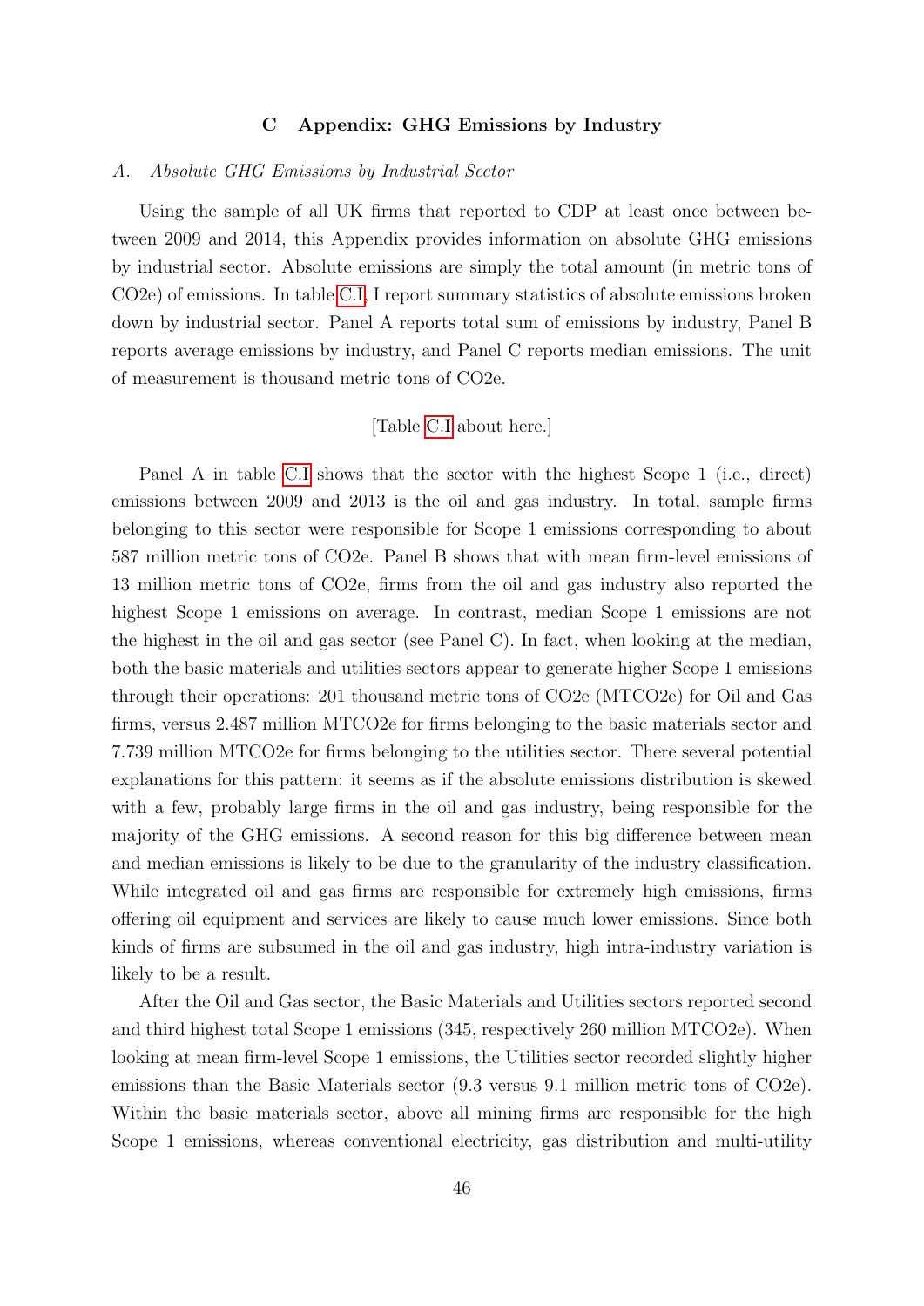## C Appendix: GHG Emissions by Industry

### *A. Absolute GHG Emissions by Industrial Sector*

Using the sample of all UK firms that reported to CDP at least once between between 2009 and 2014, this Appendix provides information on absolute GHG emissions by industrial sector. Absolute emissions are simply the total amount (in metric tons of CO2e) of emissions. In table C.I, I report summary statistics of absolute emissions broken down by industrial sector. Panel A reports total sum of emissions by industry, Panel B reports average emissions by industry, and Panel C reports median emissions. The unit of measurement is thousand metric tons of CO2e.

[Table C.I about here.]

Panel A in table C.I shows that the sector with the highest Scope 1 (i.e., direct) emissions between 2009 and 2013 is the oil and gas industry. In total, sample firms belonging to this sector were responsible for Scope 1 emissions corresponding to about 587 million metric tons of CO2e. Panel B shows that with mean firm-level emissions of 13 million metric tons of CO2e, firms from the oil and gas industry also reported the highest Scope 1 emissions on average. In contrast, median Scope 1 emissions are not the highest in the oil and gas sector (see Panel C). In fact, when looking at the median, both the basic materials and utilities sectors appear to generate higher Scope 1 emissions through their operations: 201 thousand metric tons of CO2e (MTCO2e) for Oil and Gas firms, versus 2.487 million MTCO2e for firms belonging to the basic materials sector and 7.739 million MTCO2e for firms belonging to the utilities sector. There several potential explanations for this pattern: it seems as if the absolute emissions distribution is skewed with a few, probably large firms in the oil and gas industry, being responsible for the majority of the GHG emissions. A second reason for this big difference between mean and median emissions is likely to be due to the granularity of the industry classification. While integrated oil and gas firms are responsible for extremely high emissions, firms offering oil equipment and services are likely to cause much lower emissions. Since both kinds of firms are subsumed in the oil and gas industry, high intra-industry variation is likely to be a result.

After the Oil and Gas sector, the Basic Materials and Utilities sectors reported second and third highest total Scope 1 emissions (345, respectively 260 million MTCO2e). When looking at mean firm-level Scope 1 emissions, the Utilities sector recorded slightly higher emissions than the Basic Materials sector (9.3 versus 9.1 million metric tons of CO2e). Within the basic materials sector, above all mining firms are responsible for the high Scope 1 emissions, whereas conventional electricity, gas distribution and multi-utility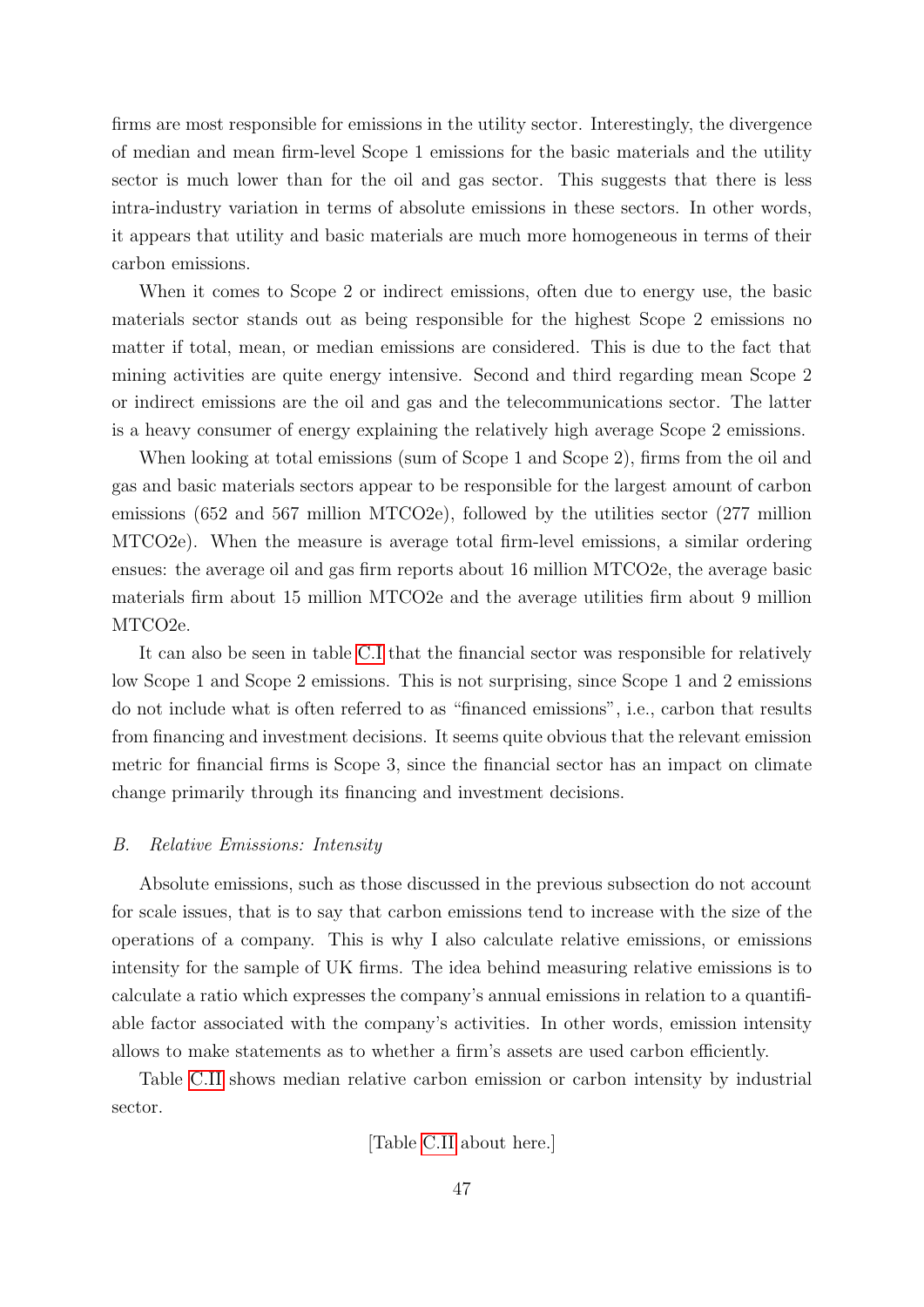firms are most responsible for emissions in the utility sector. Interestingly, the divergence of median and mean firm-level Scope 1 emissions for the basic materials and the utility sector is much lower than for the oil and gas sector. This suggests that there is less intra-industry variation in terms of absolute emissions in these sectors. In other words, it appears that utility and basic materials are much more homogeneous in terms of their carbon emissions.

When it comes to Scope 2 or indirect emissions, often due to energy use, the basic materials sector stands out as being responsible for the highest Scope 2 emissions no matter if total, mean, or median emissions are considered. This is due to the fact that mining activities are quite energy intensive. Second and third regarding mean Scope 2 or indirect emissions are the oil and gas and the telecommunications sector. The latter is a heavy consumer of energy explaining the relatively high average Scope 2 emissions.

When looking at total emissions (sum of Scope 1 and Scope 2), firms from the oil and gas and basic materials sectors appear to be responsible for the largest amount of carbon emissions (652 and 567 million MTCO2e), followed by the utilities sector (277 million MTCO2e). When the measure is average total firm-level emissions, a similar ordering ensues: the average oil and gas firm reports about 16 million MTCO2e, the average basic materials firm about 15 million MTCO2e and the average utilities firm about 9 million MTCO2e.

It can also be seen in table C.I that the financial sector was responsible for relatively low Scope 1 and Scope 2 emissions. This is not surprising, since Scope 1 and 2 emissions do not include what is often referred to as "financed emissions", i.e., carbon that results from financing and investment decisions. It seems quite obvious that the relevant emission metric for financial firms is Scope 3, since the financial sector has an impact on climate change primarily through its financing and investment decisions.

### *B. Relative Emissions: Intensity*

Absolute emissions, such as those discussed in the previous subsection do not account for scale issues, that is to say that carbon emissions tend to increase with the size of the operations of a company. This is why I also calculate relative emissions, or emissions intensity for the sample of UK firms. The idea behind measuring relative emissions is to calculate a ratio which expresses the company's annual emissions in relation to a quantifiable factor associated with the company's activities. In other words, emission intensity allows to make statements as to whether a firm's assets are used carbon efficiently.

Table C.II shows median relative carbon emission or carbon intensity by industrial sector.

[Table C.II about here.]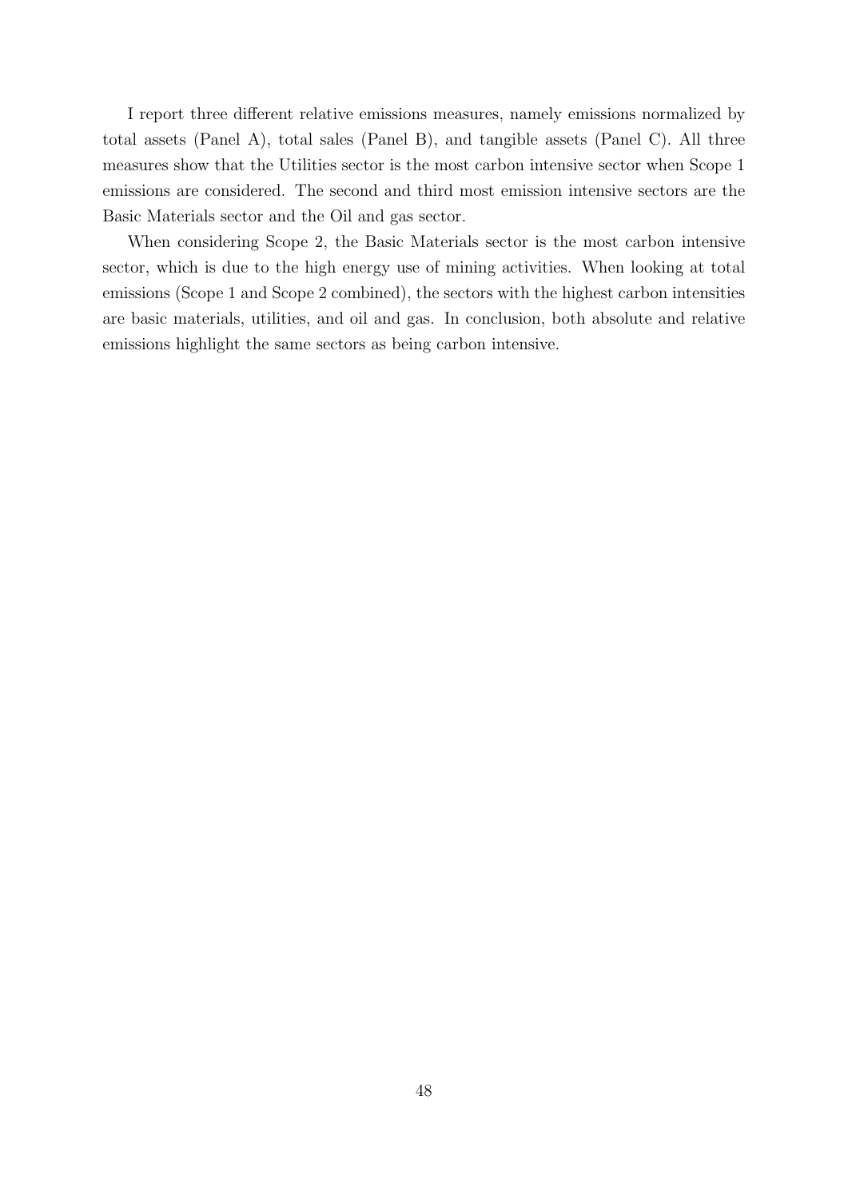I report three different relative emissions measures, namely emissions normalized by total assets (Panel A), total sales (Panel B), and tangible assets (Panel C). All three measures show that the Utilities sector is the most carbon intensive sector when Scope 1 emissions are considered. The second and third most emission intensive sectors are the Basic Materials sector and the Oil and gas sector.

When considering Scope 2, the Basic Materials sector is the most carbon intensive sector, which is due to the high energy use of mining activities. When looking at total emissions (Scope 1 and Scope 2 combined), the sectors with the highest carbon intensities are basic materials, utilities, and oil and gas. In conclusion, both absolute and relative emissions highlight the same sectors as being carbon intensive.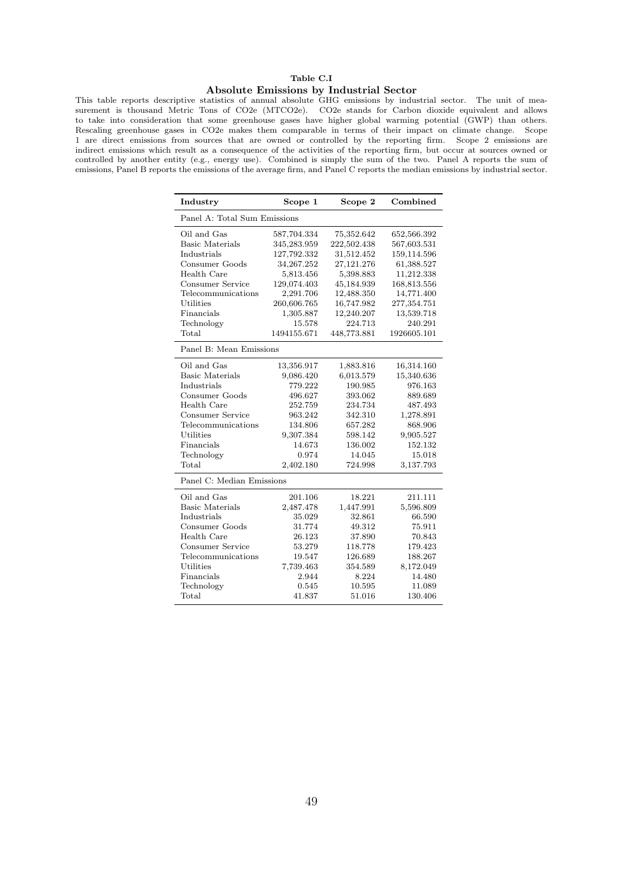**Table C.I**

**Absolute Emissions by Industrial Sector**

This table reports descriptive statistics of annual absolute GHG emissions by industrial sector. The unit of measurement is thousand Metric Tons of CO2e (MTCO2e). CO2e stands for Carbon dioxide equivalent and allows to take into consideration that some greenhouse gases have higher global warming potential (GWP) than others. Rescaling greenhouse gases in CO2e makes them comparable in terms of their impact on climate change. Scope 1 are direct emissions from sources that are owned or controlled by the reporting firm. Scope 2 emissions are indirect emissions which result as a consequence of the activities of the reporting firm, but occur at sources owned or controlled by another entity (e.g., energy use). Combined is simply the sum of the two. Panel A reports the sum of emissions, Panel B reports the emissions of the average firm, and Panel C reports the median emissions by industrial sector.

| **Industry** | **Scope 1** | **Scope 2** | **Combined** |
|---|---|---|---|
| Panel A: Total Sum Emissions | | | |
| Oil and Gas | 587,704.334 | 75,352.642 | 652,566.392 |
| Basic Materials | 345,283.959 | 222,502.438 | 567,603.531 |
| Industrials | 127,792.332 | 31,512.452 | 159,114.596 |
| Consumer Goods | 34,267.252 | 27,121.276 | 61,388.527 |
| Health Care | 5,813.456 | 5,398.883 | 11,212.338 |
| Consumer Service | 129,074.403 | 45,184.939 | 168,813.556 |
| Telecommunications | 2,291.706 | 12,488.350 | 14,771.400 |
| Utilities | 260,606.765 | 16,747.982 | 277,354.751 |
| Financials | 1,305.887 | 12,240.207 | 13,539.718 |
| Technology | 15.578 | 224.713 | 240.291 |
| Total | 1494155.671 | 448,773.881 | 1926605.101 |
| Panel B: Mean Emissions | | | |
| Oil and Gas | 13,356.917 | 1,883.816 | 16,314.160 |
| Basic Materials | 9,086.420 | 6,013.579 | 15,340.636 |
| Industrials | 779.222 | 190.985 | 976.163 |
| Consumer Goods | 496.627 | 393.062 | 889.689 |
| Health Care | 252.759 | 234.734 | 487.493 |
| Consumer Service | 963.242 | 342.310 | 1,278.891 |
| Telecommunications | 134.806 | 657.282 | 868.906 |
| Utilities | 9,307.384 | 598.142 | 9,905.527 |
| Financials | 14.673 | 136.002 | 152.132 |
| Technology | 0.974 | 14.045 | 15.018 |
| Total | 2,402.180 | 724.998 | 3,137.793 |
| Panel C: Median Emissions | | | |
| Oil and Gas | 201.106 | 18.221 | 211.111 |
| Basic Materials | 2,487.478 | 1,447.991 | 5,596.809 |
| Industrials | 35.029 | 32.861 | 66.590 |
| Consumer Goods | 31.774 | 49.312 | 75.911 |
| Health Care | 26.123 | 37.890 | 70.843 |
| Consumer Service | 53.279 | 118.778 | 179.423 |
| Telecommunications | 19.547 | 126.689 | 188.267 |
| Utilities | 7,739.463 | 354.589 | 8,172.049 |
| Financials | 2.944 | 8.224 | 14.480 |
| Technology | 0.545 | 10.595 | 11.089 |
| Total | 41.837 | 51.016 | 130.406 |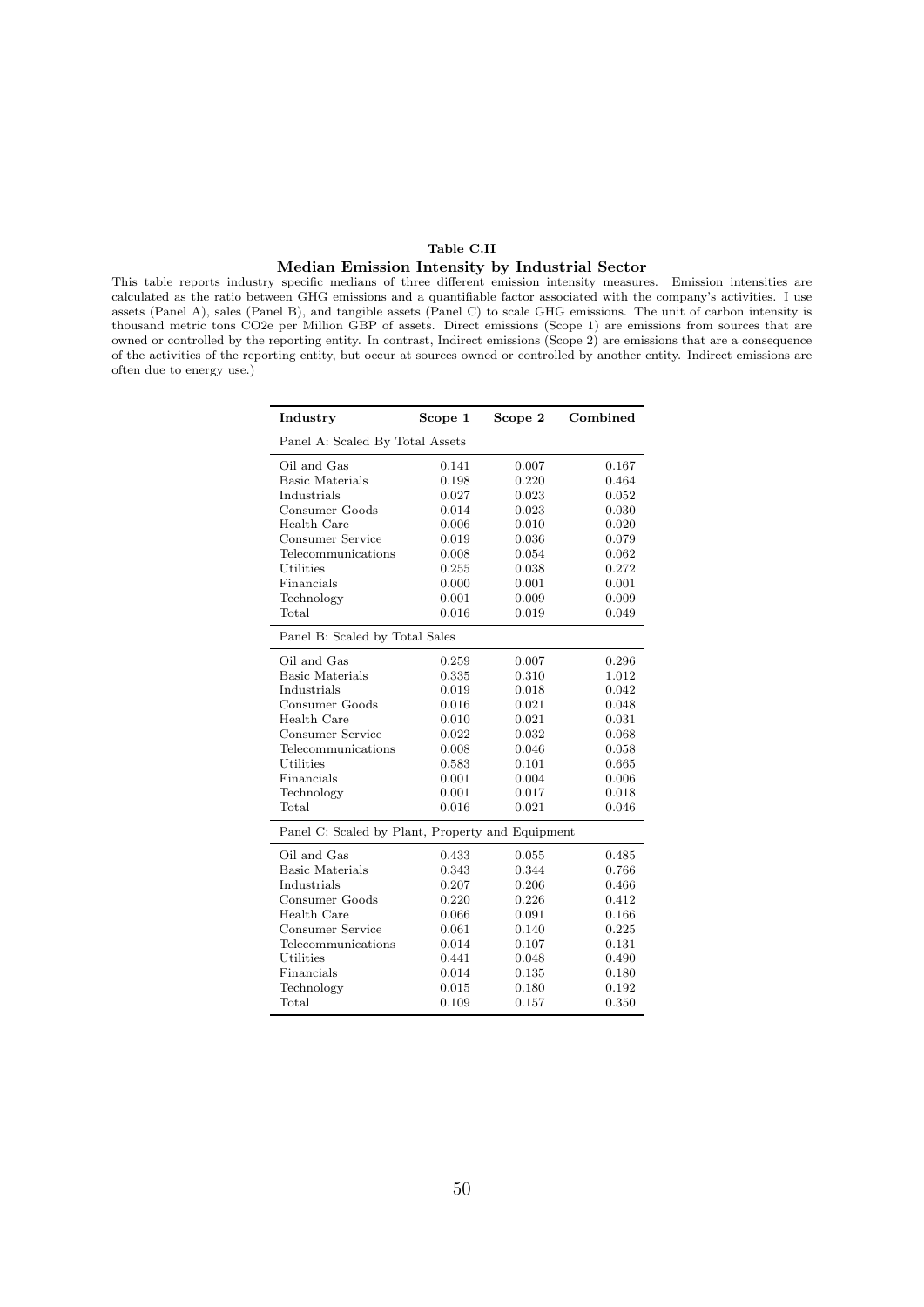**Table C.II**

**Median Emission Intensity by Industrial Sector**

This table reports industry specific medians of three different emission intensity measures. Emission intensities are calculated as the ratio between GHG emissions and a quantifiable factor associated with the company's activities. I use assets (Panel A), sales (Panel B), and tangible assets (Panel C) to scale GHG emissions. The unit of carbon intensity is thousand metric tons CO2e per Million GBP of assets. Direct emissions (Scope 1) are emissions from sources that are owned or controlled by the reporting entity. In contrast, Indirect emissions (Scope 2) are emissions that are a consequence of the activities of the reporting entity, but occur at sources owned or controlled by another entity. Indirect emissions are often due to energy use.)

| Industry | Scope 1 | Scope 2 | Combined |
|---|---|---|---|
| Panel A: Scaled By Total Assets | | | |
| Oil and Gas | 0.141 | 0.007 | 0.167 |
| Basic Materials | 0.198 | 0.220 | 0.464 |
| Industrials | 0.027 | 0.023 | 0.052 |
| Consumer Goods | 0.014 | 0.023 | 0.030 |
| Health Care | 0.006 | 0.010 | 0.020 |
| Consumer Service | 0.019 | 0.036 | 0.079 |
| Telecommunications | 0.008 | 0.054 | 0.062 |
| Utilities | 0.255 | 0.038 | 0.272 |
| Financials | 0.000 | 0.001 | 0.001 |
| Technology | 0.001 | 0.009 | 0.009 |
| Total | 0.016 | 0.019 | 0.049 |
| Panel B: Scaled by Total Sales | | | |
| Oil and Gas | 0.259 | 0.007 | 0.296 |
| Basic Materials | 0.335 | 0.310 | 1.012 |
| Industrials | 0.019 | 0.018 | 0.042 |
| Consumer Goods | 0.016 | 0.021 | 0.048 |
| Health Care | 0.010 | 0.021 | 0.031 |
| Consumer Service | 0.022 | 0.032 | 0.068 |
| Telecommunications | 0.008 | 0.046 | 0.058 |
| Utilities | 0.583 | 0.101 | 0.665 |
| Financials | 0.001 | 0.004 | 0.006 |
| Technology | 0.001 | 0.017 | 0.018 |
| Total | 0.016 | 0.021 | 0.046 |
| Panel C: Scaled by Plant, Property and Equipment | | | |
| Oil and Gas | 0.433 | 0.055 | 0.485 |
| Basic Materials | 0.343 | 0.344 | 0.766 |
| Industrials | 0.207 | 0.206 | 0.466 |
| Consumer Goods | 0.220 | 0.226 | 0.412 |
| Health Care | 0.066 | 0.091 | 0.166 |
| Consumer Service | 0.061 | 0.140 | 0.225 |
| Telecommunications | 0.014 | 0.107 | 0.131 |
| Utilities | 0.441 | 0.048 | 0.490 |
| Financials | 0.014 | 0.135 | 0.180 |
| Technology | 0.015 | 0.180 | 0.192 |
| Total | 0.109 | 0.157 | 0.350 |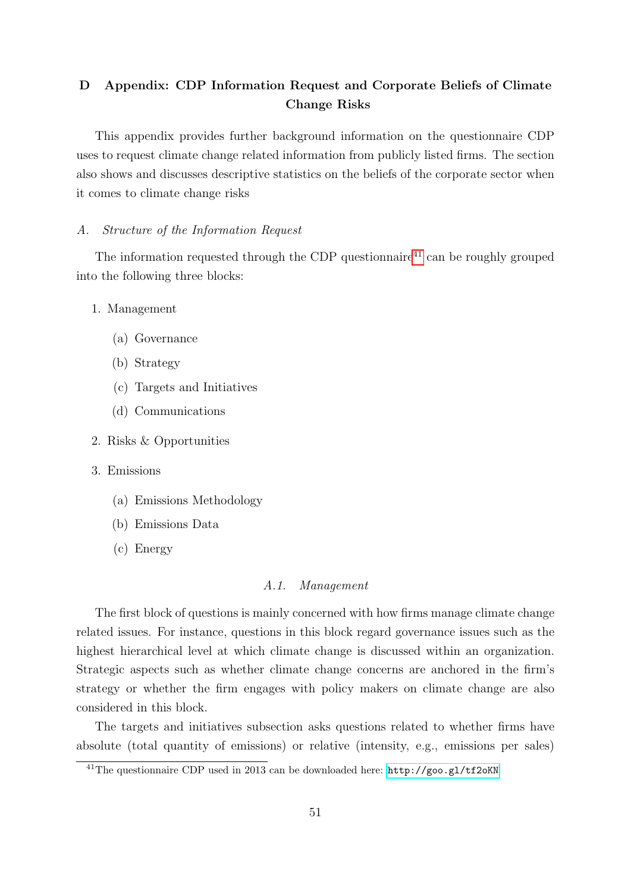## D Appendix: CDP Information Request and Corporate Beliefs of Climate Change Risks

This appendix provides further background information on the questionnaire CDP uses to request climate change related information from publicly listed firms. The section also shows and discusses descriptive statistics on the beliefs of the corporate sector when it comes to climate change risks

### *A. Structure of the Information Request*

The information requested through the CDP questionnaire[41] can be roughly grouped into the following three blocks:

1. Management
   (a) Governance
   (b) Strategy
   (c) Targets and Initiatives
   (d) Communications
2. Risks & Opportunities
3. Emissions
   (a) Emissions Methodology
   (b) Emissions Data
   (c) Energy

#### *A.1. Management*

The first block of questions is mainly concerned with how firms manage climate change related issues. For instance, questions in this block regard governance issues such as the highest hierarchical level at which climate change is discussed within an organization. Strategic aspects such as whether climate change concerns are anchored in the firm's strategy or whether the firm engages with policy makers on climate change are also considered in this block.

The targets and initiatives subsection asks questions related to whether firms have absolute (total quantity of emissions) or relative (intensity, e.g., emissions per sales)

[41] The questionnaire CDP used in 2013 can be downloaded here: http://goo.gl/tf2oKN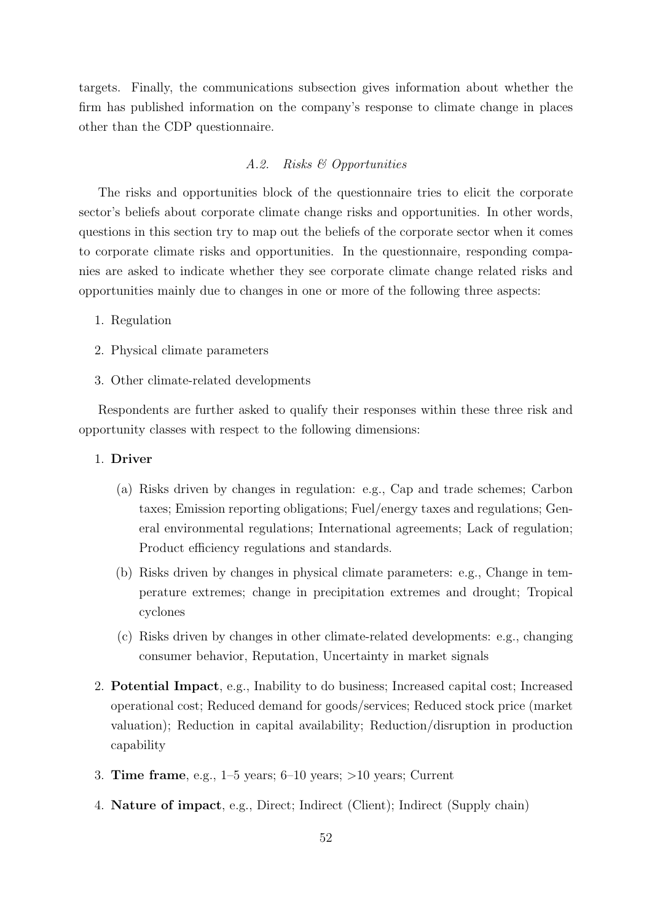targets. Finally, the communications subsection gives information about whether the firm has published information on the company's response to climate change in places other than the CDP questionnaire.

### *A.2. Risks & Opportunities*

The risks and opportunities block of the questionnaire tries to elicit the corporate sector's beliefs about corporate climate change risks and opportunities. In other words, questions in this section try to map out the beliefs of the corporate sector when it comes to corporate climate risks and opportunities. In the questionnaire, responding companies are asked to indicate whether they see corporate climate change related risks and opportunities mainly due to changes in one or more of the following three aspects:

1. Regulation
2. Physical climate parameters
3. Other climate-related developments

Respondents are further asked to qualify their responses within these three risk and opportunity classes with respect to the following dimensions:

1. **Driver**
   (a) Risks driven by changes in regulation: e.g., Cap and trade schemes; Carbon taxes; Emission reporting obligations; Fuel/energy taxes and regulations; General environmental regulations; International agreements; Lack of regulation; Product efficiency regulations and standards.
   (b) Risks driven by changes in physical climate parameters: e.g., Change in temperature extremes; change in precipitation extremes and drought; Tropical cyclones
   (c) Risks driven by changes in other climate-related developments: e.g., changing consumer behavior, Reputation, Uncertainty in market signals
2. **Potential Impact**, e.g., Inability to do business; Increased capital cost; Increased operational cost; Reduced demand for goods/services; Reduced stock price (market valuation); Reduction in capital availability; Reduction/disruption in production capability
3. **Time frame**, e.g., 1–5 years; 6–10 years; >10 years; Current
4. **Nature of impact**, e.g., Direct; Indirect (Client); Indirect (Supply chain)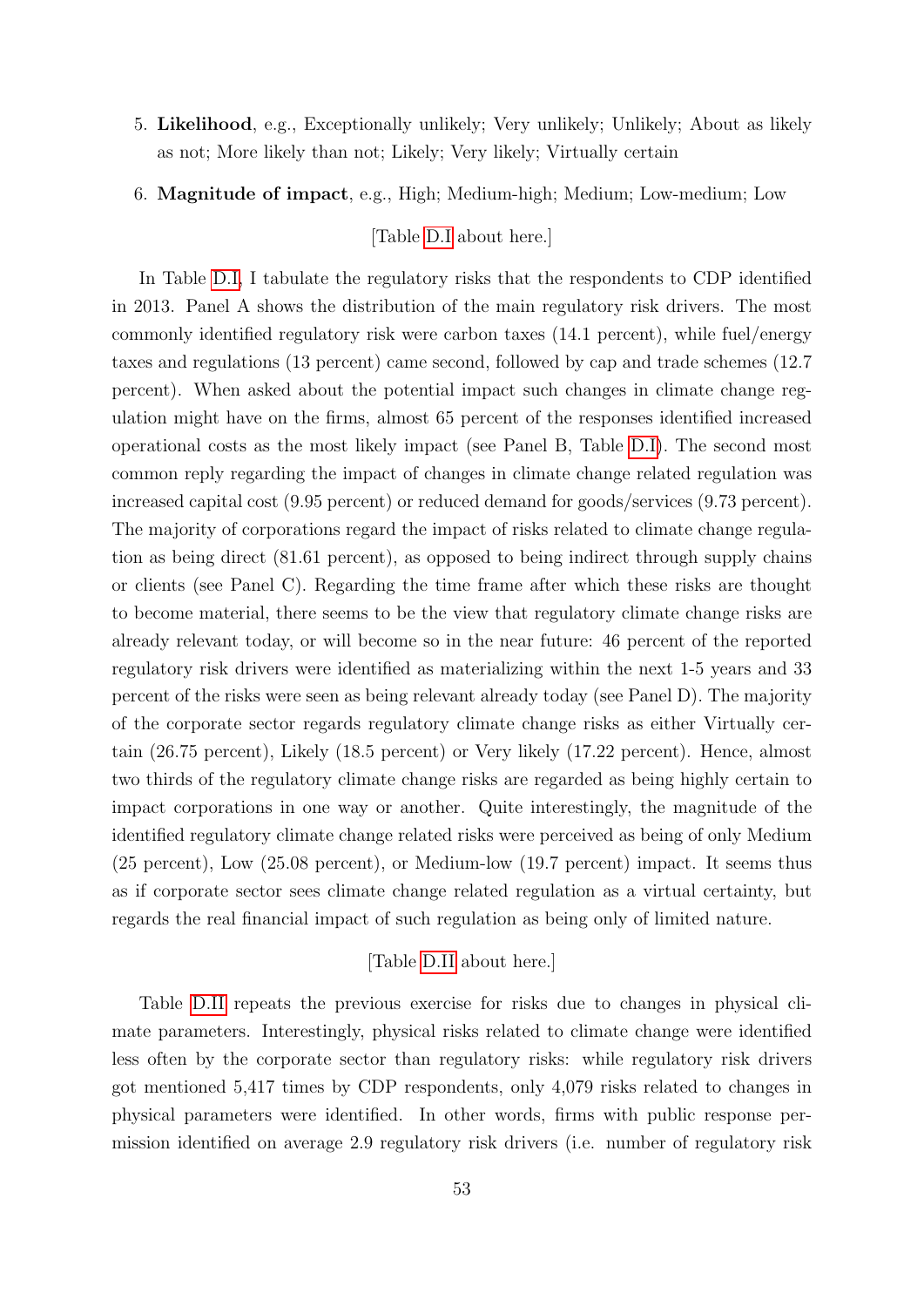5. **Likelihood**, e.g., Exceptionally unlikely; Very unlikely; Unlikely; About as likely as not; More likely than not; Likely; Very likely; Virtually certain

6. **Magnitude of impact**, e.g., High; Medium-high; Medium; Low-medium; Low

[Table D.I about here.]

In Table D.I, I tabulate the regulatory risks that the respondents to CDP identified in 2013. Panel A shows the distribution of the main regulatory risk drivers. The most commonly identified regulatory risk were carbon taxes (14.1 percent), while fuel/energy taxes and regulations (13 percent) came second, followed by cap and trade schemes (12.7 percent). When asked about the potential impact such changes in climate change regulation might have on the firms, almost 65 percent of the responses identified increased operational costs as the most likely impact (see Panel B, Table D.I). The second most common reply regarding the impact of changes in climate change related regulation was increased capital cost (9.95 percent) or reduced demand for goods/services (9.73 percent). The majority of corporations regard the impact of risks related to climate change regulation as being direct (81.61 percent), as opposed to being indirect through supply chains or clients (see Panel C). Regarding the time frame after which these risks are thought to become material, there seems to be the view that regulatory climate change risks are already relevant today, or will become so in the near future: 46 percent of the reported regulatory risk drivers were identified as materializing within the next 1-5 years and 33 percent of the risks were seen as being relevant already today (see Panel D). The majority of the corporate sector regards regulatory climate change risks as either Virtually certain (26.75 percent), Likely (18.5 percent) or Very likely (17.22 percent). Hence, almost two thirds of the regulatory climate change risks are regarded as being highly certain to impact corporations in one way or another. Quite interestingly, the magnitude of the identified regulatory climate change related risks were perceived as being of only Medium (25 percent), Low (25.08 percent), or Medium-low (19.7 percent) impact. It seems thus as if corporate sector sees climate change related regulation as a virtual certainty, but regards the real financial impact of such regulation as being only of limited nature.

[Table D.II about here.]

Table D.II repeats the previous exercise for risks due to changes in physical climate parameters. Interestingly, physical risks related to climate change were identified less often by the corporate sector than regulatory risks: while regulatory risk drivers got mentioned 5,417 times by CDP respondents, only 4,079 risks related to changes in physical parameters were identified. In other words, firms with public response permission identified on average 2.9 regulatory risk drivers (i.e. number of regulatory risk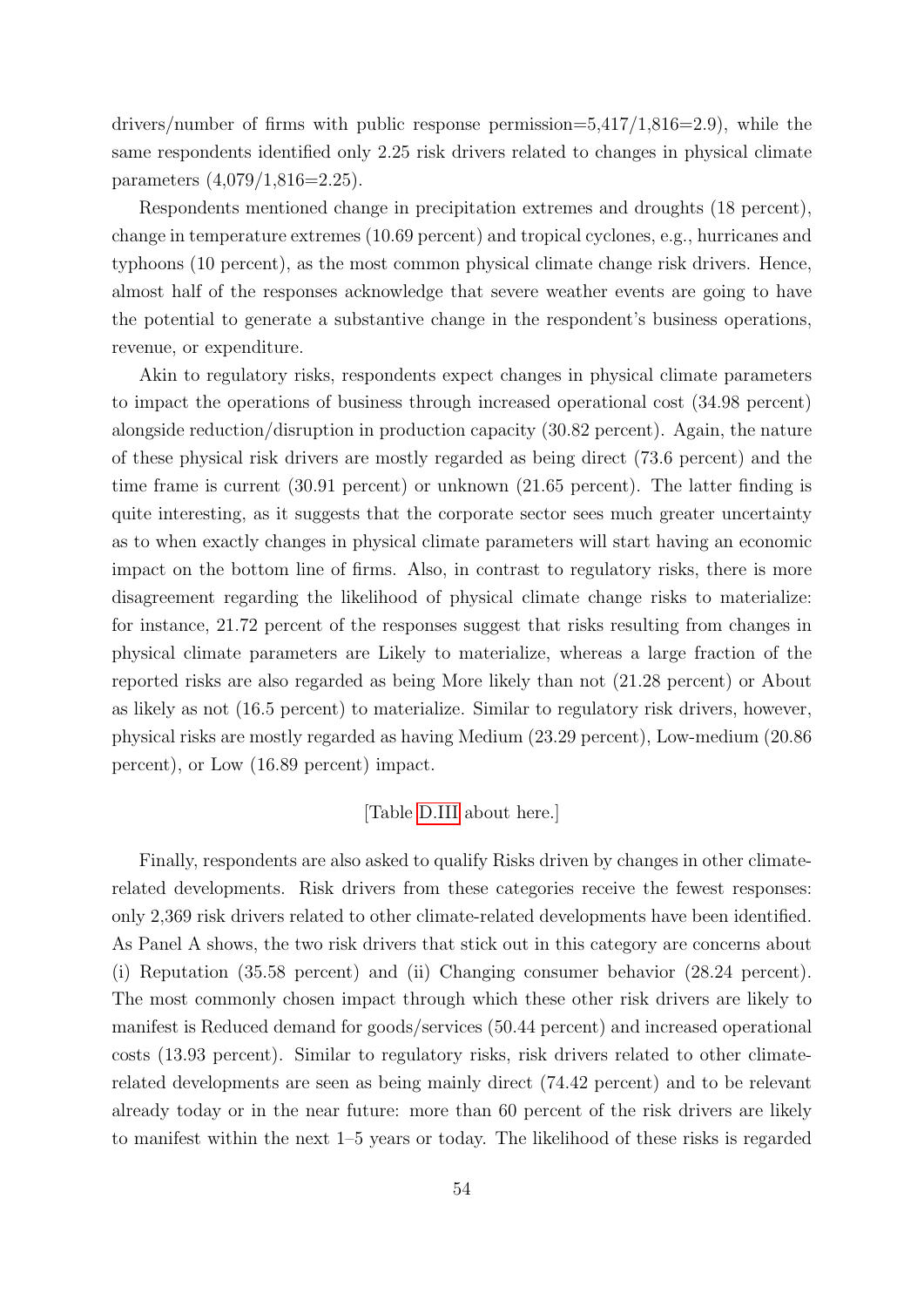drivers/number of firms with public response permission=5,417/1,816=2.9), while the same respondents identified only 2.25 risk drivers related to changes in physical climate parameters (4,079/1,816=2.25).

Respondents mentioned change in precipitation extremes and droughts (18 percent), change in temperature extremes (10.69 percent) and tropical cyclones, e.g., hurricanes and typhoons (10 percent), as the most common physical climate change risk drivers. Hence, almost half of the responses acknowledge that severe weather events are going to have the potential to generate a substantive change in the respondent's business operations, revenue, or expenditure.

Akin to regulatory risks, respondents expect changes in physical climate parameters to impact the operations of business through increased operational cost (34.98 percent) alongside reduction/disruption in production capacity (30.82 percent). Again, the nature of these physical risk drivers are mostly regarded as being direct (73.6 percent) and the time frame is current (30.91 percent) or unknown (21.65 percent). The latter finding is quite interesting, as it suggests that the corporate sector sees much greater uncertainty as to when exactly changes in physical climate parameters will start having an economic impact on the bottom line of firms. Also, in contrast to regulatory risks, there is more disagreement regarding the likelihood of physical climate change risks to materialize: for instance, 21.72 percent of the responses suggest that risks resulting from changes in physical climate parameters are Likely to materialize, whereas a large fraction of the reported risks are also regarded as being More likely than not (21.28 percent) or About as likely as not (16.5 percent) to materialize. Similar to regulatory risk drivers, however, physical risks are mostly regarded as having Medium (23.29 percent), Low-medium (20.86 percent), or Low (16.89 percent) impact.

[Table D.III about here.]

Finally, respondents are also asked to qualify Risks driven by changes in other climate-related developments. Risk drivers from these categories receive the fewest responses: only 2,369 risk drivers related to other climate-related developments have been identified. As Panel A shows, the two risk drivers that stick out in this category are concerns about (i) Reputation (35.58 percent) and (ii) Changing consumer behavior (28.24 percent). The most commonly chosen impact through which these other risk drivers are likely to manifest is Reduced demand for goods/services (50.44 percent) and increased operational costs (13.93 percent). Similar to regulatory risks, risk drivers related to other climate-related developments are seen as being mainly direct (74.42 percent) and to be relevant already today or in the near future: more than 60 percent of the risk drivers are likely to manifest within the next 1–5 years or today. The likelihood of these risks is regarded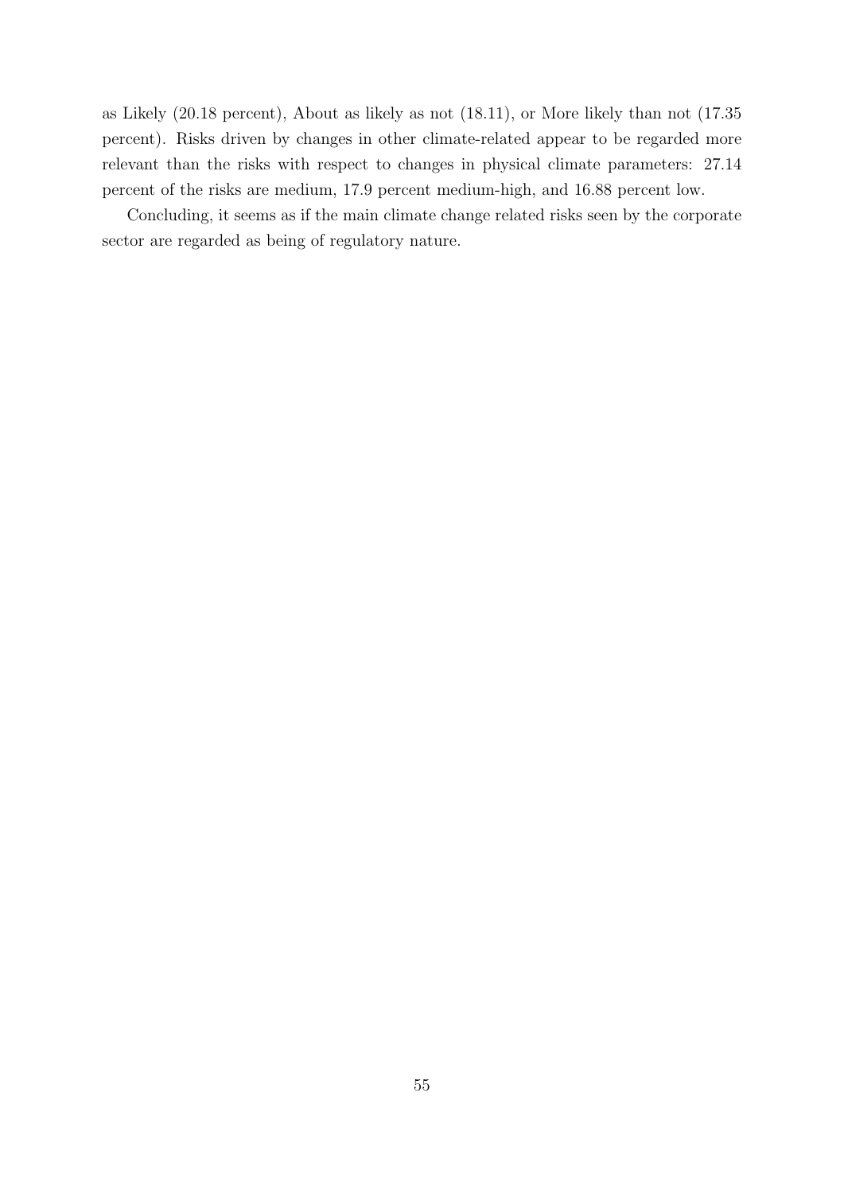as Likely (20.18 percent), About as likely as not (18.11), or More likely than not (17.35 percent). Risks driven by changes in other climate-related appear to be regarded more relevant than the risks with respect to changes in physical climate parameters: 27.14 percent of the risks are medium, 17.9 percent medium-high, and 16.88 percent low.

Concluding, it seems as if the main climate change related risks seen by the corporate sector are regarded as being of regulatory nature.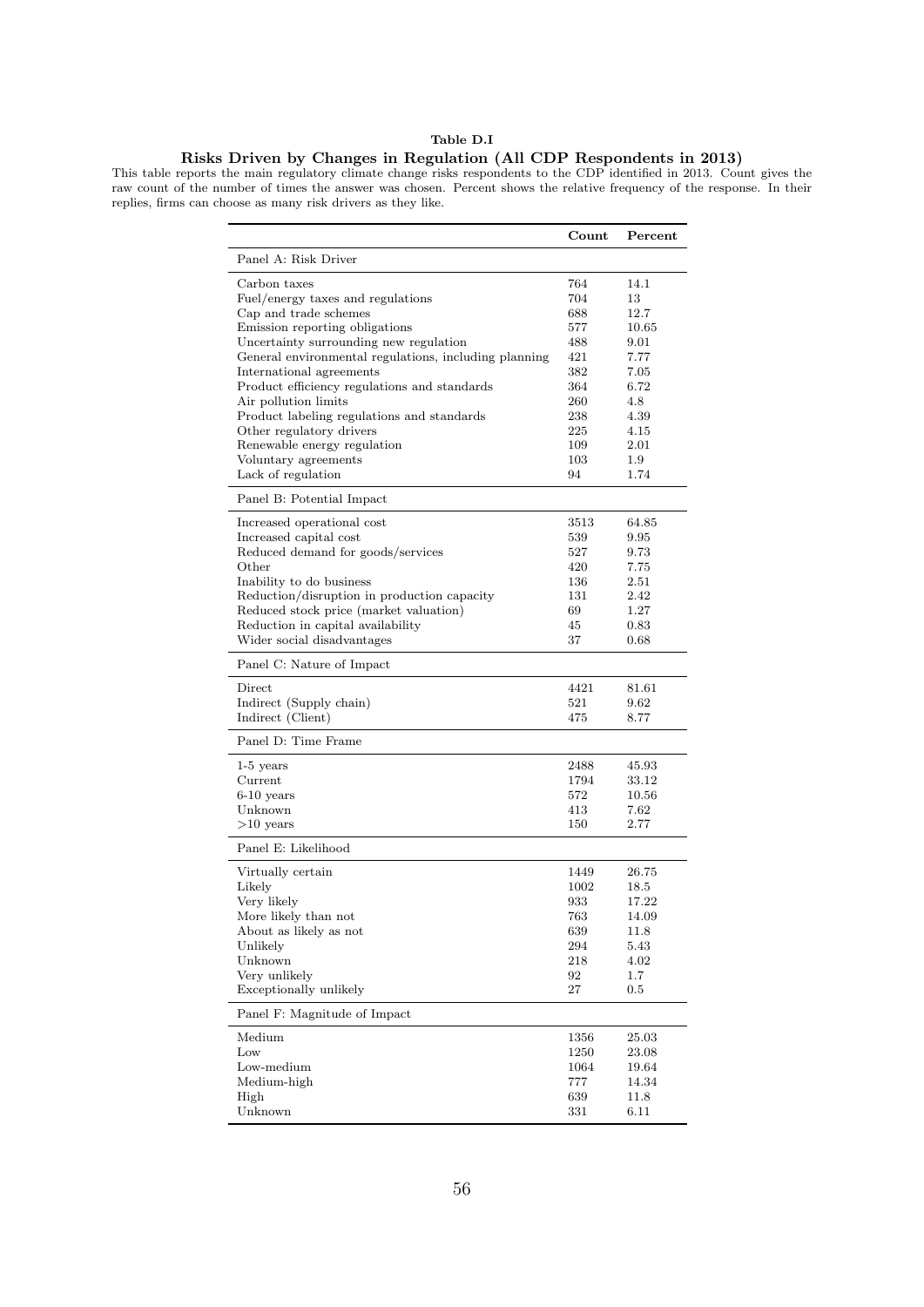**Table D.I**

**Risks Driven by Changes in Regulation (All CDP Respondents in 2013)**

This table reports the main regulatory climate change risks respondents to the CDP identified in 2013. Count gives the raw count of the number of times the answer was chosen. Percent shows the relative frequency of the response. In their replies, firms can choose as many risk drivers as they like.

| | **Count** | **Percent** |
|---|---|---|
| Panel A: Risk Driver | | |
| Carbon taxes | 764 | 14.1 |
| Fuel/energy taxes and regulations | 704 | 13 |
| Cap and trade schemes | 688 | 12.7 |
| Emission reporting obligations | 577 | 10.65 |
| Uncertainty surrounding new regulation | 488 | 9.01 |
| General environmental regulations, including planning | 421 | 7.77 |
| International agreements | 382 | 7.05 |
| Product efficiency regulations and standards | 364 | 6.72 |
| Air pollution limits | 260 | 4.8 |
| Product labeling regulations and standards | 238 | 4.39 |
| Other regulatory drivers | 225 | 4.15 |
| Renewable energy regulation | 109 | 2.01 |
| Voluntary agreements | 103 | 1.9 |
| Lack of regulation | 94 | 1.74 |
| Panel B: Potential Impact | | |
| Increased operational cost | 3513 | 64.85 |
| Increased capital cost | 539 | 9.95 |
| Reduced demand for goods/services | 527 | 9.73 |
| Other | 420 | 7.75 |
| Inability to do business | 136 | 2.51 |
| Reduction/disruption in production capacity | 131 | 2.42 |
| Reduced stock price (market valuation) | 69 | 1.27 |
| Reduction in capital availability | 45 | 0.83 |
| Wider social disadvantages | 37 | 0.68 |
| Panel C: Nature of Impact | | |
| Direct | 4421 | 81.61 |
| Indirect (Supply chain) | 521 | 9.62 |
| Indirect (Client) | 475 | 8.77 |
| Panel D: Time Frame | | |
| 1-5 years | 2488 | 45.93 |
| Current | 1794 | 33.12 |
| 6-10 years | 572 | 10.56 |
| Unknown | 413 | 7.62 |
| >10 years | 150 | 2.77 |
| Panel E: Likelihood | | |
| Virtually certain | 1449 | 26.75 |
| Likely | 1002 | 18.5 |
| Very likely | 933 | 17.22 |
| More likely than not | 763 | 14.09 |
| About as likely as not | 639 | 11.8 |
| Unlikely | 294 | 5.43 |
| Unknown | 218 | 4.02 |
| Very unlikely | 92 | 1.7 |
| Exceptionally unlikely | 27 | 0.5 |
| Panel F: Magnitude of Impact | | |
| Medium | 1356 | 25.03 |
| Low | 1250 | 23.08 |
| Low-medium | 1064 | 19.64 |
| Medium-high | 777 | 14.34 |
| High | 639 | 11.8 |
| Unknown | 331 | 6.11 |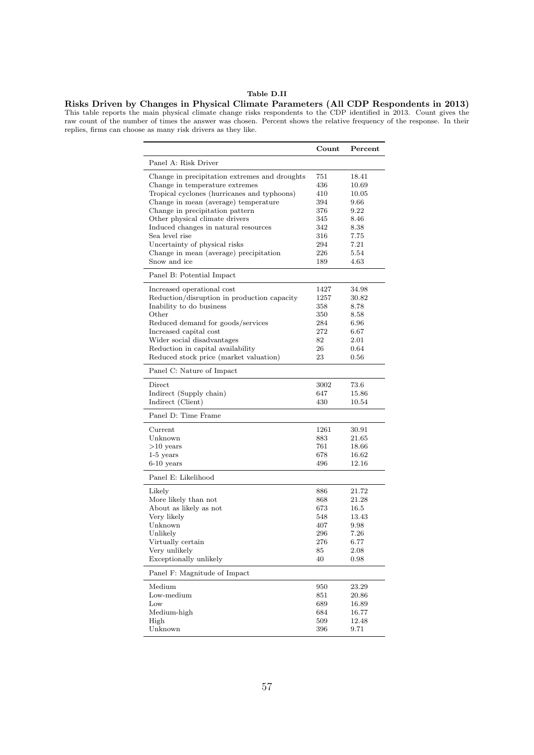**Table D.II**

**Risks Driven by Changes in Physical Climate Parameters (All CDP Respondents in 2013)**

This table reports the main physical climate change risks respondents to the CDP identified in 2013. Count gives the raw count of the number of times the answer was chosen. Percent shows the relative frequency of the response. In their replies, firms can choose as many risk drivers as they like.

| | Count | Percent |
|---|---|---|
| Panel A: Risk Driver | | |
| Change in precipitation extremes and droughts | 751 | 18.41 |
| Change in temperature extremes | 436 | 10.69 |
| Tropical cyclones (hurricanes and typhoons) | 410 | 10.05 |
| Change in mean (average) temperature | 394 | 9.66 |
| Change in precipitation pattern | 376 | 9.22 |
| Other physical climate drivers | 345 | 8.46 |
| Induced changes in natural resources | 342 | 8.38 |
| Sea level rise | 316 | 7.75 |
| Uncertainty of physical risks | 294 | 7.21 |
| Change in mean (average) precipitation | 226 | 5.54 |
| Snow and ice | 189 | 4.63 |
| Panel B: Potential Impact | | |
| Increased operational cost | 1427 | 34.98 |
| Reduction/disruption in production capacity | 1257 | 30.82 |
| Inability to do business | 358 | 8.78 |
| Other | 350 | 8.58 |
| Reduced demand for goods/services | 284 | 6.96 |
| Increased capital cost | 272 | 6.67 |
| Wider social disadvantages | 82 | 2.01 |
| Reduction in capital availability | 26 | 0.64 |
| Reduced stock price (market valuation) | 23 | 0.56 |
| Panel C: Nature of Impact | | |
| Direct | 3002 | 73.6 |
| Indirect (Supply chain) | 647 | 15.86 |
| Indirect (Client) | 430 | 10.54 |
| Panel D: Time Frame | | |
| Current | 1261 | 30.91 |
| Unknown | 883 | 21.65 |
| >10 years | 761 | 18.66 |
| 1-5 years | 678 | 16.62 |
| 6-10 years | 496 | 12.16 |
| Panel E: Likelihood | | |
| Likely | 886 | 21.72 |
| More likely than not | 868 | 21.28 |
| About as likely as not | 673 | 16.5 |
| Very likely | 548 | 13.43 |
| Unknown | 407 | 9.98 |
| Unlikely | 296 | 7.26 |
| Virtually certain | 276 | 6.77 |
| Very unlikely | 85 | 2.08 |
| Exceptionally unlikely | 40 | 0.98 |
| Panel F: Magnitude of Impact | | |
| Medium | 950 | 23.29 |
| Low-medium | 851 | 20.86 |
| Low | 689 | 16.89 |
| Medium-high | 684 | 16.77 |
| High | 509 | 12.48 |
| Unknown | 396 | 9.71 |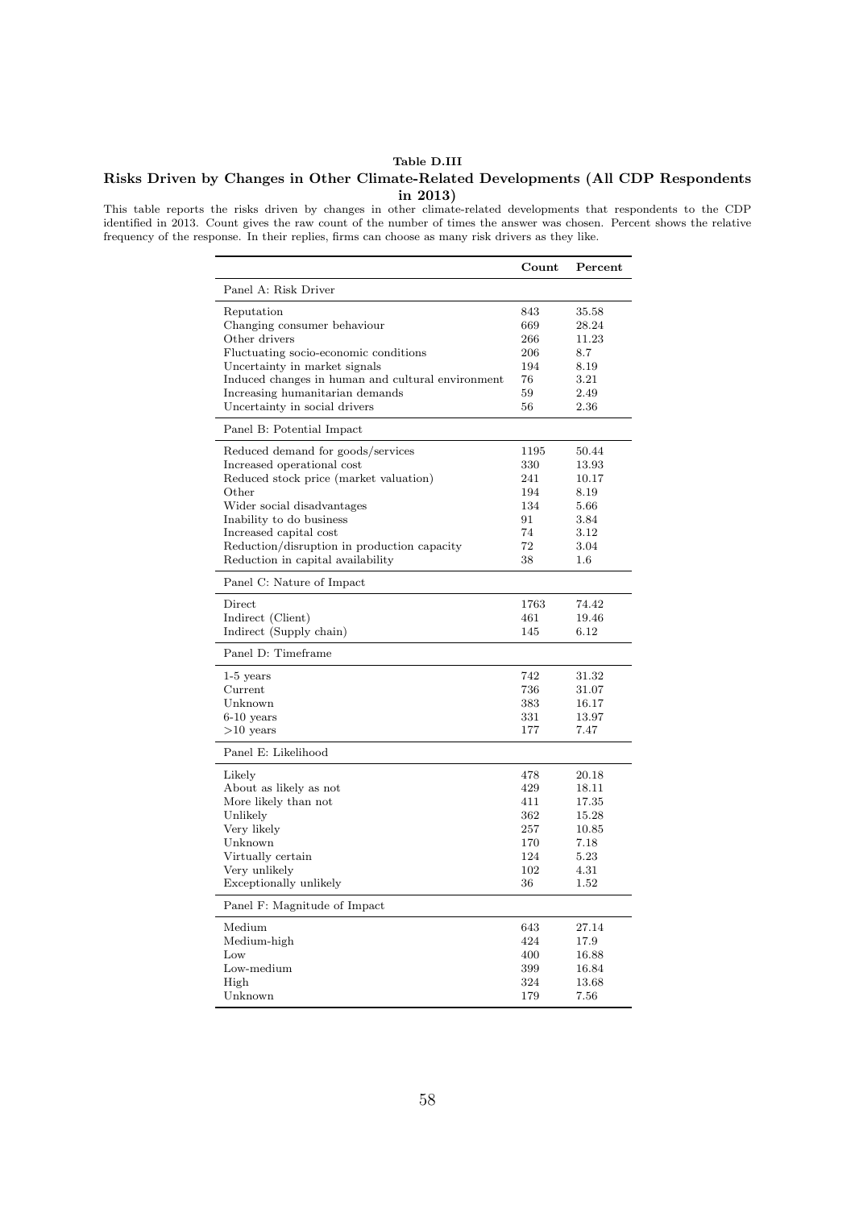**Table D.III**

**Risks Driven by Changes in Other Climate-Related Developments (All CDP Respondents in 2013)**

This table reports the risks driven by changes in other climate-related developments that respondents to the CDP identified in 2013. Count gives the raw count of the number of times the answer was chosen. Percent shows the relative frequency of the response. In their replies, firms can choose as many risk drivers as they like.

| | **Count** | **Percent** |
|---|---|---|
| Panel A: Risk Driver | | |
| Reputation | 843 | 35.58 |
| Changing consumer behaviour | 669 | 28.24 |
| Other drivers | 266 | 11.23 |
| Fluctuating socio-economic conditions | 206 | 8.7 |
| Uncertainty in market signals | 194 | 8.19 |
| Induced changes in human and cultural environment | 76 | 3.21 |
| Increasing humanitarian demands | 59 | 2.49 |
| Uncertainty in social drivers | 56 | 2.36 |
| Panel B: Potential Impact | | |
| Reduced demand for goods/services | 1195 | 50.44 |
| Increased operational cost | 330 | 13.93 |
| Reduced stock price (market valuation) | 241 | 10.17 |
| Other | 194 | 8.19 |
| Wider social disadvantages | 134 | 5.66 |
| Inability to do business | 91 | 3.84 |
| Increased capital cost | 74 | 3.12 |
| Reduction/disruption in production capacity | 72 | 3.04 |
| Reduction in capital availability | 38 | 1.6 |
| Panel C: Nature of Impact | | |
| Direct | 1763 | 74.42 |
| Indirect (Client) | 461 | 19.46 |
| Indirect (Supply chain) | 145 | 6.12 |
| Panel D: Timeframe | | |
| 1-5 years | 742 | 31.32 |
| Current | 736 | 31.07 |
| Unknown | 383 | 16.17 |
| 6-10 years | 331 | 13.97 |
| >10 years | 177 | 7.47 |
| Panel E: Likelihood | | |
| Likely | 478 | 20.18 |
| About as likely as not | 429 | 18.11 |
| More likely than not | 411 | 17.35 |
| Unlikely | 362 | 15.28 |
| Very likely | 257 | 10.85 |
| Unknown | 170 | 7.18 |
| Virtually certain | 124 | 5.23 |
| Very unlikely | 102 | 4.31 |
| Exceptionally unlikely | 36 | 1.52 |
| Panel F: Magnitude of Impact | | |
| Medium | 643 | 27.14 |
| Medium-high | 424 | 17.9 |
| Low | 400 | 16.88 |
| Low-medium | 399 | 16.84 |
| High | 324 | 13.68 |
| Unknown | 179 | 7.56 |